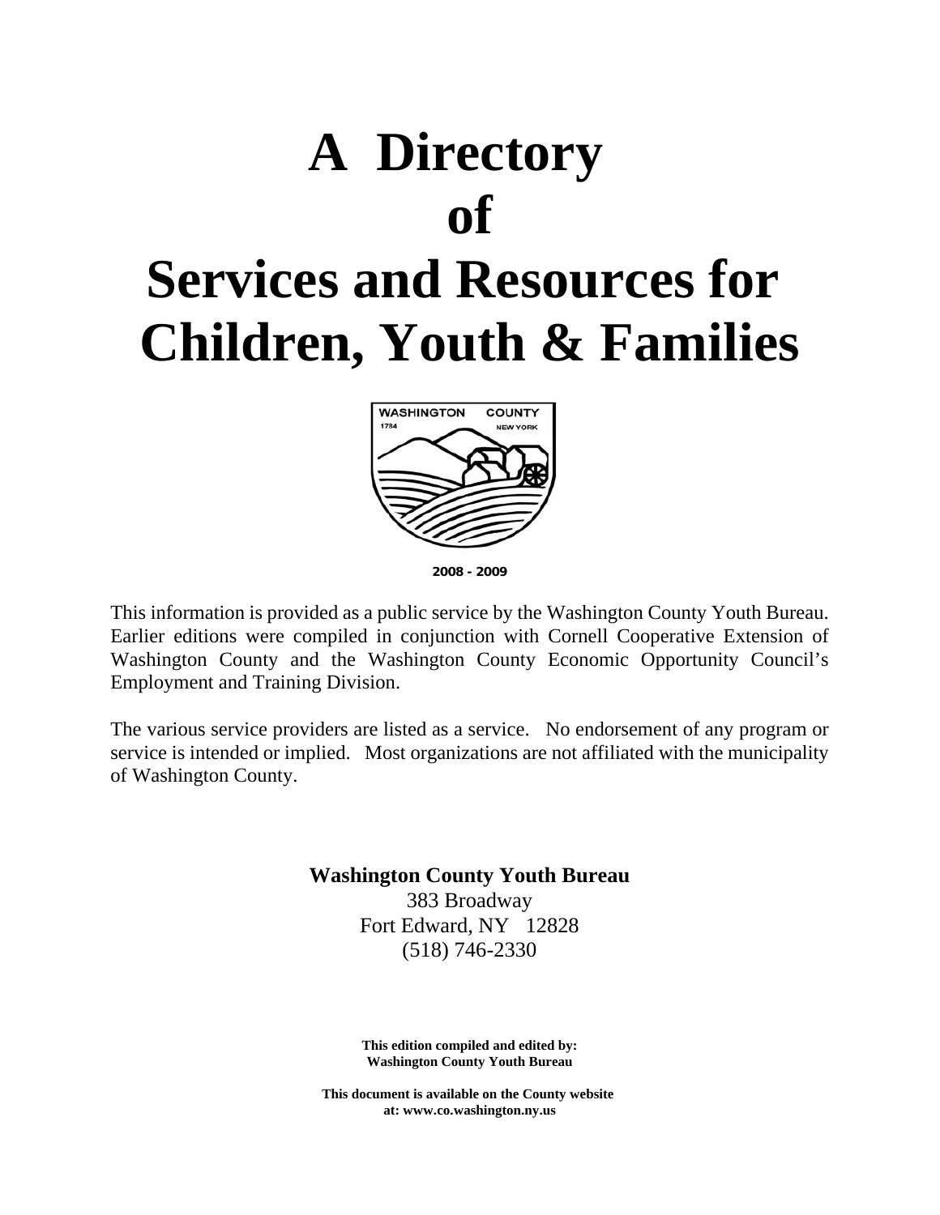# A Directory of Services and Resources for Children, Youth & Families

2008 - 2009

This information is provided as a public service by the Washington County Youth Bureau. Earlier editions were compiled in conjunction with Cornell Cooperative Extension of Washington County and the Washington County Economic Opportunity Council's Employment and Training Division.

The various service providers are listed as a service. No endorsement of any program or service is intended or implied. Most organizations are not affiliated with the municipality of Washington County.

**Washington County Youth Bureau**
383 Broadway
Fort Edward, NY 12828
(518) 746-2330

**This edition compiled and edited by:**
**Washington County Youth Bureau**

**This document is available on the County website at: www.co.washington.ny.us**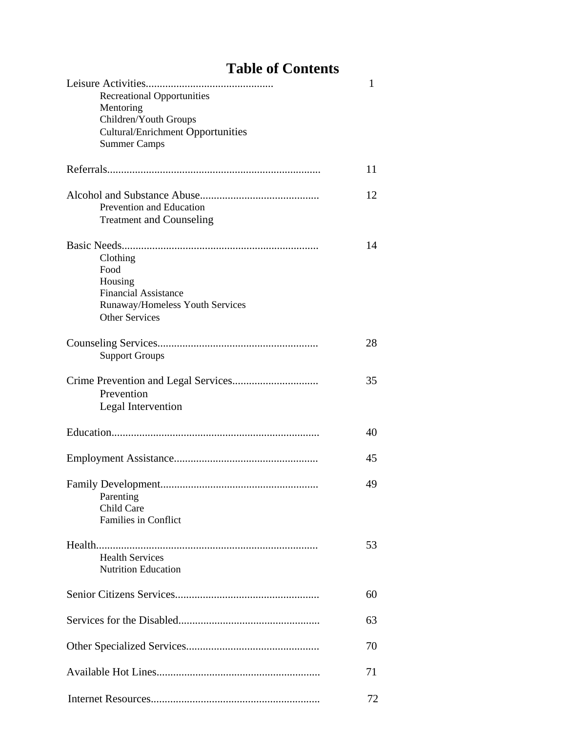# Table of Contents

Leisure Activities............................................. 1

- Recreational Opportunities
- Mentoring
- Children/Youth Groups
- Cultural/Enrichment Opportunities
- Summer Camps

Referrals............................................................................ 11

Alcohol and Substance Abuse........................................... 12

- Prevention and Education
- Treatment and Counseling

Basic Needs...................................................................... 14

- Clothing
- Food
- Housing
- Financial Assistance
- Runaway/Homeless Youth Services
- Other Services

Counseling Services......................................................... 28

- Support Groups

Crime Prevention and Legal Services.............................. 35

- Prevention
- Legal Intervention

Education.......................................................................... 40

Employment Assistance................................................... 45

Family Development........................................................ 49

- Parenting
- Child Care
- Families in Conflict

Health............................................................................... 53

- Health Services
- Nutrition Education

Senior Citizens Services................................................... 60

Services for the Disabled.................................................. 63

Other Specialized Services................................................ 70

Available Hot Lines.......................................................... 71

Internet Resources............................................................ 72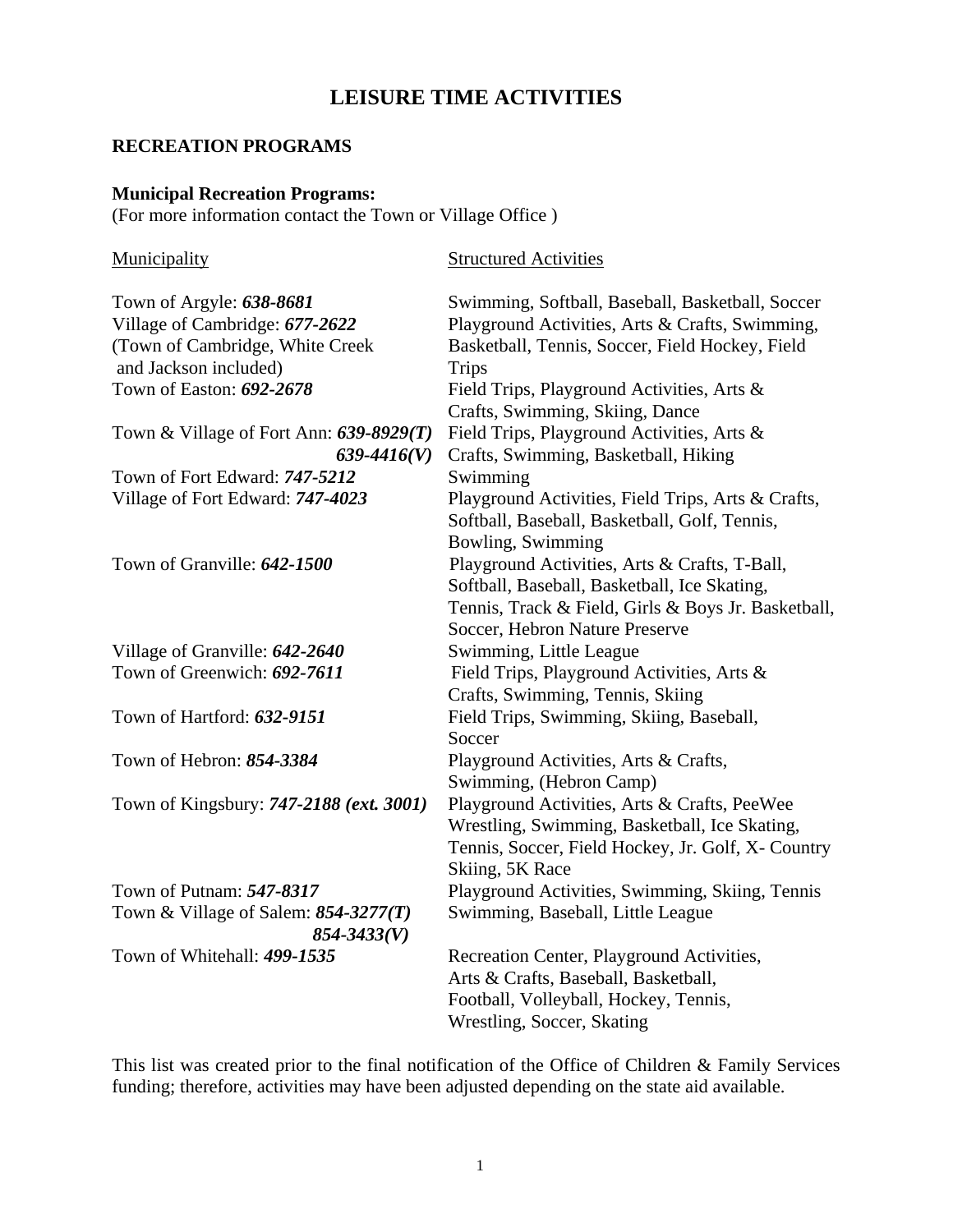# LEISURE TIME ACTIVITIES

## RECREATION PROGRAMS

### Municipal Recreation Programs:

(For more information contact the Town or Village Office )

| Municipality | Structured Activities |
|---|---|
| Town of Argyle: ***638-8681*** | Swimming, Softball, Baseball, Basketball, Soccer |
| Village of Cambridge: ***677-2622*** (Town of Cambridge, White Creek and Jackson included) | Playground Activities, Arts & Crafts, Swimming, Basketball, Tennis, Soccer, Field Hockey, Field Trips |
| Town of Easton: ***692-2678*** | Field Trips, Playground Activities, Arts & Crafts, Swimming, Skiing, Dance |
| Town & Village of Fort Ann: ***639-8929(T)*** ***639-4416(V)*** | Field Trips, Playground Activities, Arts & Crafts, Swimming, Basketball, Hiking |
| Town of Fort Edward: ***747-5212*** | Swimming |
| Village of Fort Edward: ***747-4023*** | Playground Activities, Field Trips, Arts & Crafts, Softball, Baseball, Basketball, Golf, Tennis, Bowling, Swimming |
| Town of Granville: ***642-1500*** | Playground Activities, Arts & Crafts, T-Ball, Softball, Baseball, Basketball, Ice Skating, Tennis, Track & Field, Girls & Boys Jr. Basketball, Soccer, Hebron Nature Preserve |
| Village of Granville: ***642-2640*** | Swimming, Little League |
| Town of Greenwich: ***692-7611*** | Field Trips, Playground Activities, Arts & Crafts, Swimming, Tennis, Skiing |
| Town of Hartford: ***632-9151*** | Field Trips, Swimming, Skiing, Baseball, Soccer |
| Town of Hebron: ***854-3384*** | Playground Activities, Arts & Crafts, Swimming, (Hebron Camp) |
| Town of Kingsbury: ***747-2188 (ext. 3001)*** | Playground Activities, Arts & Crafts, PeeWee Wrestling, Swimming, Basketball, Ice Skating, Tennis, Soccer, Field Hockey, Jr. Golf, X- Country Skiing, 5K Race |
| Town of Putnam: ***547-8317*** | Playground Activities, Swimming, Skiing, Tennis |
| Town & Village of Salem: ***854-3277(T)*** ***854-3433(V)*** | Swimming, Baseball, Little League |
| Town of Whitehall: ***499-1535*** | Recreation Center, Playground Activities, Arts & Crafts, Baseball, Basketball, Football, Volleyball, Hockey, Tennis, Wrestling, Soccer, Skating |

This list was created prior to the final notification of the Office of Children & Family Services funding; therefore, activities may have been adjusted depending on the state aid available.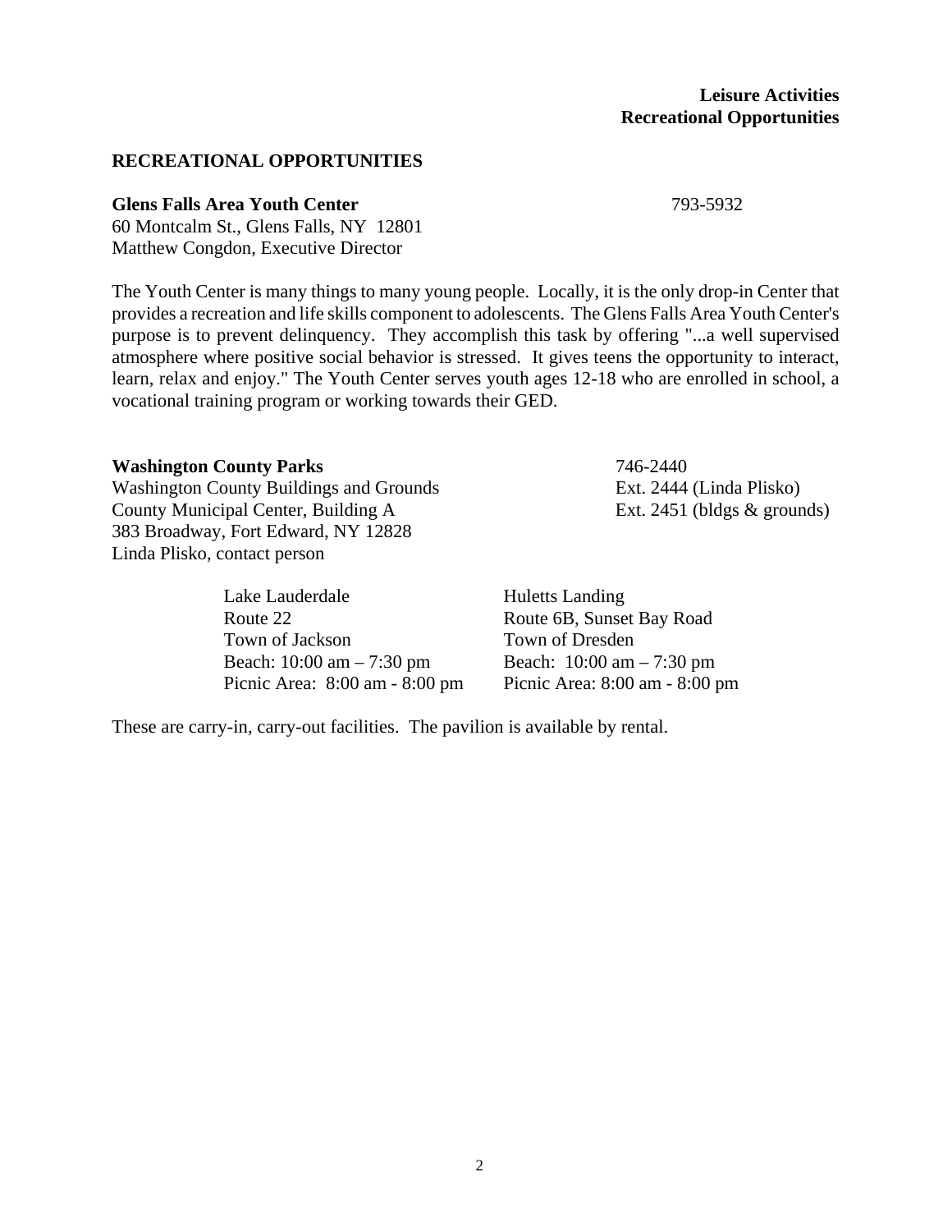## RECREATIONAL OPPORTUNITIES

**Glens Falls Area Youth Center** 793-5932
60 Montcalm St., Glens Falls, NY 12801
Matthew Congdon, Executive Director

The Youth Center is many things to many young people. Locally, it is the only drop-in Center that provides a recreation and life skills component to adolescents. The Glens Falls Area Youth Center's purpose is to prevent delinquency. They accomplish this task by offering "...a well supervised atmosphere where positive social behavior is stressed. It gives teens the opportunity to interact, learn, relax and enjoy." The Youth Center serves youth ages 12-18 who are enrolled in school, a vocational training program or working towards their GED.

**Washington County Parks** 746-2440
Washington County Buildings and Grounds Ext. 2444 (Linda Plisko)
County Municipal Center, Building A Ext. 2451 (bldgs & grounds)
383 Broadway, Fort Edward, NY 12828
Linda Plisko, contact person

| | |
|---|---|
| Lake Lauderdale | Huletts Landing |
| Route 22 | Route 6B, Sunset Bay Road |
| Town of Jackson | Town of Dresden |
| Beach: 10:00 am – 7:30 pm | Beach: 10:00 am – 7:30 pm |
| Picnic Area: 8:00 am - 8:00 pm | Picnic Area: 8:00 am - 8:00 pm |

These are carry-in, carry-out facilities. The pavilion is available by rental.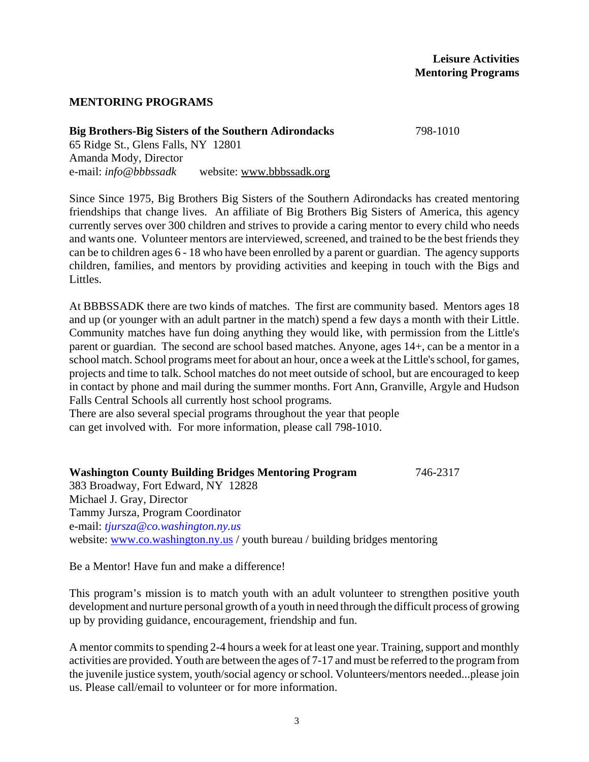## MENTORING PROGRAMS

**Big Brothers-Big Sisters of the Southern Adirondacks** 798-1010
65 Ridge St., Glens Falls, NY 12801
Amanda Mody, Director
e-mail: *info@bbbssadk* website: www.bbbssadk.org

Since Since 1975, Big Brothers Big Sisters of the Southern Adirondacks has created mentoring friendships that change lives. An affiliate of Big Brothers Big Sisters of America, this agency currently serves over 300 children and strives to provide a caring mentor to every child who needs and wants one. Volunteer mentors are interviewed, screened, and trained to be the best friends they can be to children ages 6 - 18 who have been enrolled by a parent or guardian. The agency supports children, families, and mentors by providing activities and keeping in touch with the Bigs and Littles.

At BBBSSADK there are two kinds of matches. The first are community based. Mentors ages 18 and up (or younger with an adult partner in the match) spend a few days a month with their Little. Community matches have fun doing anything they would like, with permission from the Little's parent or guardian. The second are school based matches. Anyone, ages 14+, can be a mentor in a school match. School programs meet for about an hour, once a week at the Little's school, for games, projects and time to talk. School matches do not meet outside of school, but are encouraged to keep in contact by phone and mail during the summer months. Fort Ann, Granville, Argyle and Hudson Falls Central Schools all currently host school programs.
There are also several special programs throughout the year that people can get involved with. For more information, please call 798-1010.

**Washington County Building Bridges Mentoring Program** 746-2317
383 Broadway, Fort Edward, NY 12828
Michael J. Gray, Director
Tammy Jursza, Program Coordinator
e-mail: *tjursza@co.washington.ny.us*
website: www.co.washington.ny.us / youth bureau / building bridges mentoring

Be a Mentor! Have fun and make a difference!

This program's mission is to match youth with an adult volunteer to strengthen positive youth development and nurture personal growth of a youth in need through the difficult process of growing up by providing guidance, encouragement, friendship and fun.

A mentor commits to spending 2-4 hours a week for at least one year. Training, support and monthly activities are provided. Youth are between the ages of 7-17 and must be referred to the program from the juvenile justice system, youth/social agency or school. Volunteers/mentors needed...please join us. Please call/email to volunteer or for more information.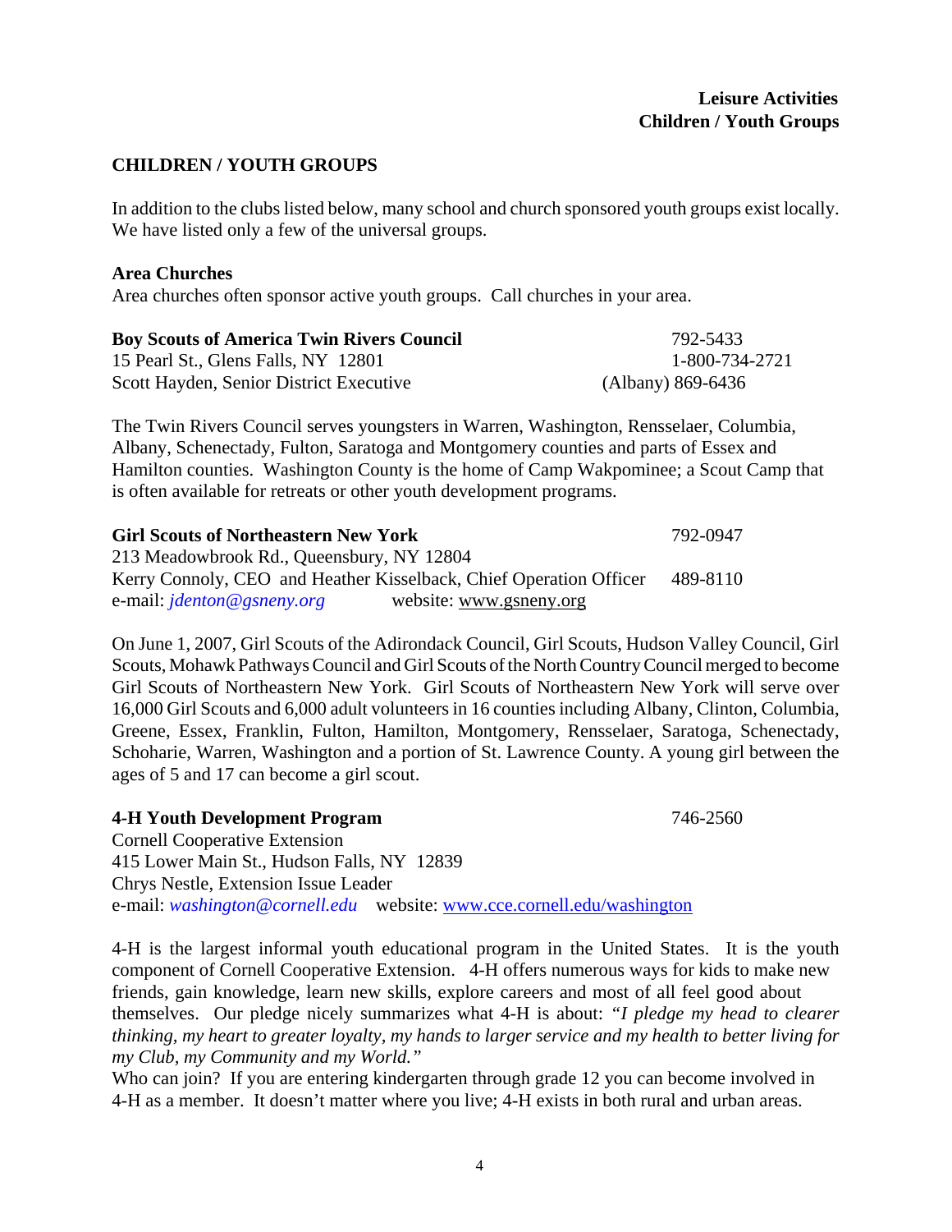## CHILDREN / YOUTH GROUPS

In addition to the clubs listed below, many school and church sponsored youth groups exist locally. We have listed only a few of the universal groups.

**Area Churches**
Area churches often sponsor active youth groups. Call churches in your area.

**Boy Scouts of America Twin Rivers Council** 792-5433
15 Pearl St., Glens Falls, NY 12801 1-800-734-2721
Scott Hayden, Senior District Executive (Albany) 869-6436

The Twin Rivers Council serves youngsters in Warren, Washington, Rensselaer, Columbia, Albany, Schenectady, Fulton, Saratoga and Montgomery counties and parts of Essex and Hamilton counties. Washington County is the home of Camp Wakpominee; a Scout Camp that is often available for retreats or other youth development programs.

**Girl Scouts of Northeastern New York** 792-0947
213 Meadowbrook Rd., Queensbury, NY 12804
Kerry Connoly, CEO and Heather Kisselback, Chief Operation Officer 489-8110
e-mail: *jdenton@gsneny.org* website: www.gsneny.org

On June 1, 2007, Girl Scouts of the Adirondack Council, Girl Scouts, Hudson Valley Council, Girl Scouts, Mohawk Pathways Council and Girl Scouts of the North Country Council merged to become Girl Scouts of Northeastern New York. Girl Scouts of Northeastern New York will serve over 16,000 Girl Scouts and 6,000 adult volunteers in 16 counties including Albany, Clinton, Columbia, Greene, Essex, Franklin, Fulton, Hamilton, Montgomery, Rensselaer, Saratoga, Schenectady, Schoharie, Warren, Washington and a portion of St. Lawrence County. A young girl between the ages of 5 and 17 can become a girl scout.

**4-H Youth Development Program** 746-2560
Cornell Cooperative Extension
415 Lower Main St., Hudson Falls, NY 12839
Chrys Nestle, Extension Issue Leader
e-mail: *washington@cornell.edu* website: www.cce.cornell.edu/washington

4-H is the largest informal youth educational program in the United States. It is the youth component of Cornell Cooperative Extension. 4-H offers numerous ways for kids to make new friends, gain knowledge, learn new skills, explore careers and most of all feel good about themselves. Our pledge nicely summarizes what 4-H is about: *"I pledge my head to clearer thinking, my heart to greater loyalty, my hands to larger service and my health to better living for my Club, my Community and my World."*
Who can join? If you are entering kindergarten through grade 12 you can become involved in 4-H as a member. It doesn't matter where you live; 4-H exists in both rural and urban areas.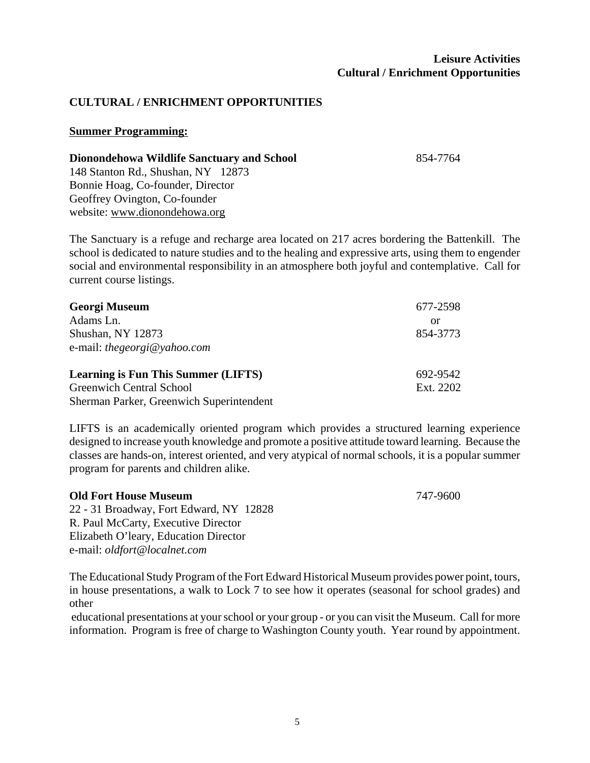## CULTURAL / ENRICHMENT OPPORTUNITIES

**Summer Programming:**

**Dionondehowa Wildlife Sanctuary and School** 854-7764
148 Stanton Rd., Shushan, NY 12873
Bonnie Hoag, Co-founder, Director
Geoffrey Ovington, Co-founder
website: www.dionondehowa.org

The Sanctuary is a refuge and recharge area located on 217 acres bordering the Battenkill. The school is dedicated to nature studies and to the healing and expressive arts, using them to engender social and environmental responsibility in an atmosphere both joyful and contemplative. Call for current course listings.

**Georgi Museum** 677-2598 or 854-3773
Adams Ln.
Shushan, NY 12873
e-mail: *thegeorgi@yahoo.com*

**Learning is Fun This Summer (LIFTS)** 692-9542 Ext. 2202
Greenwich Central School
Sherman Parker, Greenwich Superintendent

LIFTS is an academically oriented program which provides a structured learning experience designed to increase youth knowledge and promote a positive attitude toward learning. Because the classes are hands-on, interest oriented, and very atypical of normal schools, it is a popular summer program for parents and children alike.

**Old Fort House Museum** 747-9600
22 - 31 Broadway, Fort Edward, NY 12828
R. Paul McCarty, Executive Director
Elizabeth O'leary, Education Director
e-mail: *oldfort@localnet.com*

The Educational Study Program of the Fort Edward Historical Museum provides power point, tours, in house presentations, a walk to Lock 7 to see how it operates (seasonal for school grades) and other educational presentations at your school or your group - or you can visit the Museum. Call for more information. Program is free of charge to Washington County youth. Year round by appointment.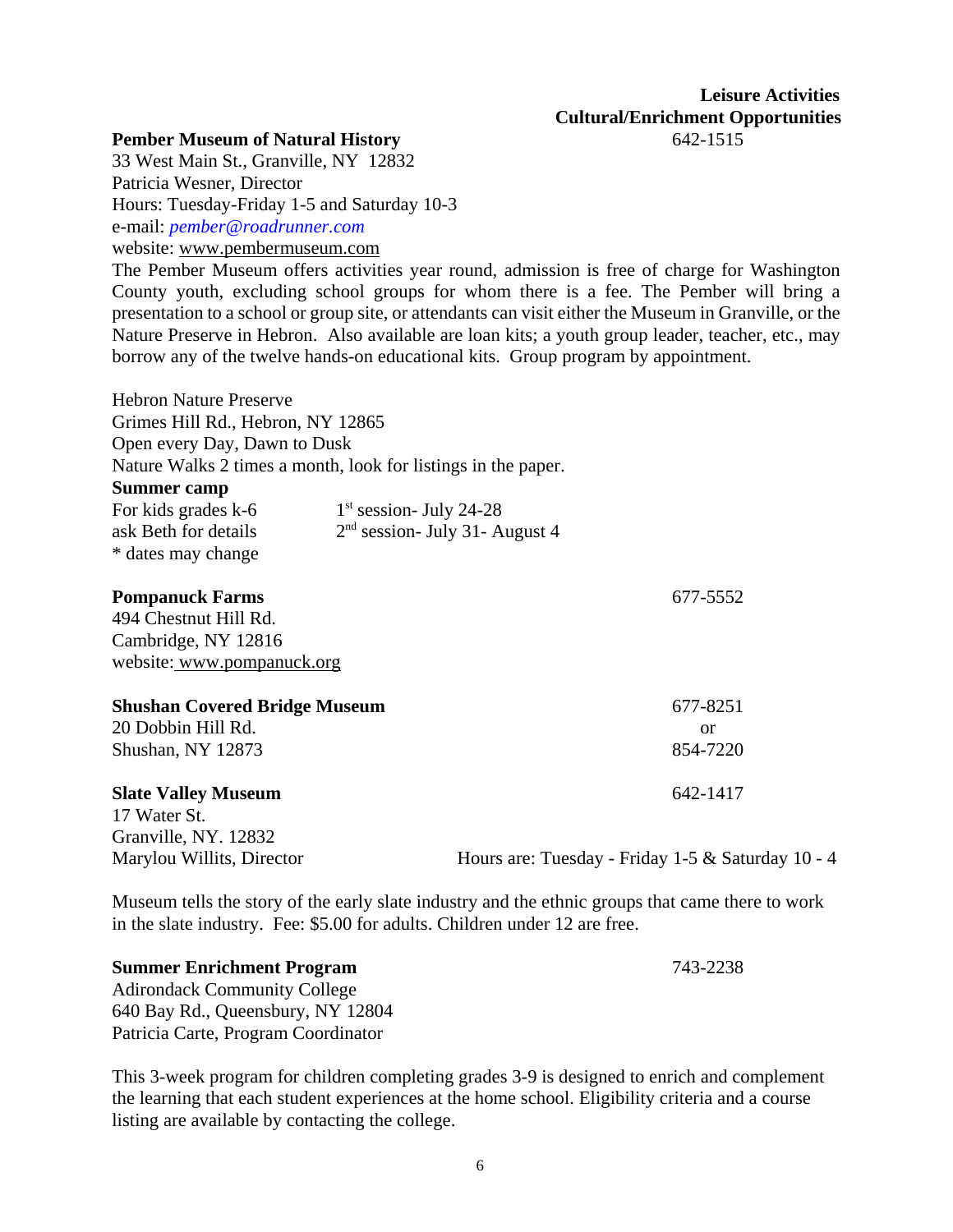**Leisure Activities**
**Cultural/Enrichment Opportunities**

**Pember Museum of Natural History** 642-1515
33 West Main St., Granville, NY 12832
Patricia Wesner, Director
Hours: Tuesday-Friday 1-5 and Saturday 10-3
e-mail: *pember@roadrunner.com*
website: www.pembermuseum.com

The Pember Museum offers activities year round, admission is free of charge for Washington County youth, excluding school groups for whom there is a fee. The Pember will bring a presentation to a school or group site, or attendants can visit either the Museum in Granville, or the Nature Preserve in Hebron. Also available are loan kits; a youth group leader, teacher, etc., may borrow any of the twelve hands-on educational kits. Group program by appointment.

Hebron Nature Preserve
Grimes Hill Rd., Hebron, NY 12865
Open every Day, Dawn to Dusk
Nature Walks 2 times a month, look for listings in the paper.

**Summer camp**

For kids grades k-6 — 1st session- July 24-28
ask Beth for details — 2nd session- July 31- August 4
* dates may change

**Pompanuck Farms** 677-5552
494 Chestnut Hill Rd.
Cambridge, NY 12816
website: www.pompanuck.org

**Shushan Covered Bridge Museum** 677-8251 or 854-7220
20 Dobbin Hill Rd.
Shushan, NY 12873

**Slate Valley Museum** 642-1417
17 Water St.
Granville, NY. 12832
Marylou Willits, Director
Hours are: Tuesday - Friday 1-5 & Saturday 10 - 4

Museum tells the story of the early slate industry and the ethnic groups that came there to work in the slate industry. Fee: $5.00 for adults. Children under 12 are free.

**Summer Enrichment Program** 743-2238
Adirondack Community College
640 Bay Rd., Queensbury, NY 12804
Patricia Carte, Program Coordinator

This 3-week program for children completing grades 3-9 is designed to enrich and complement the learning that each student experiences at the home school. Eligibility criteria and a course listing are available by contacting the college.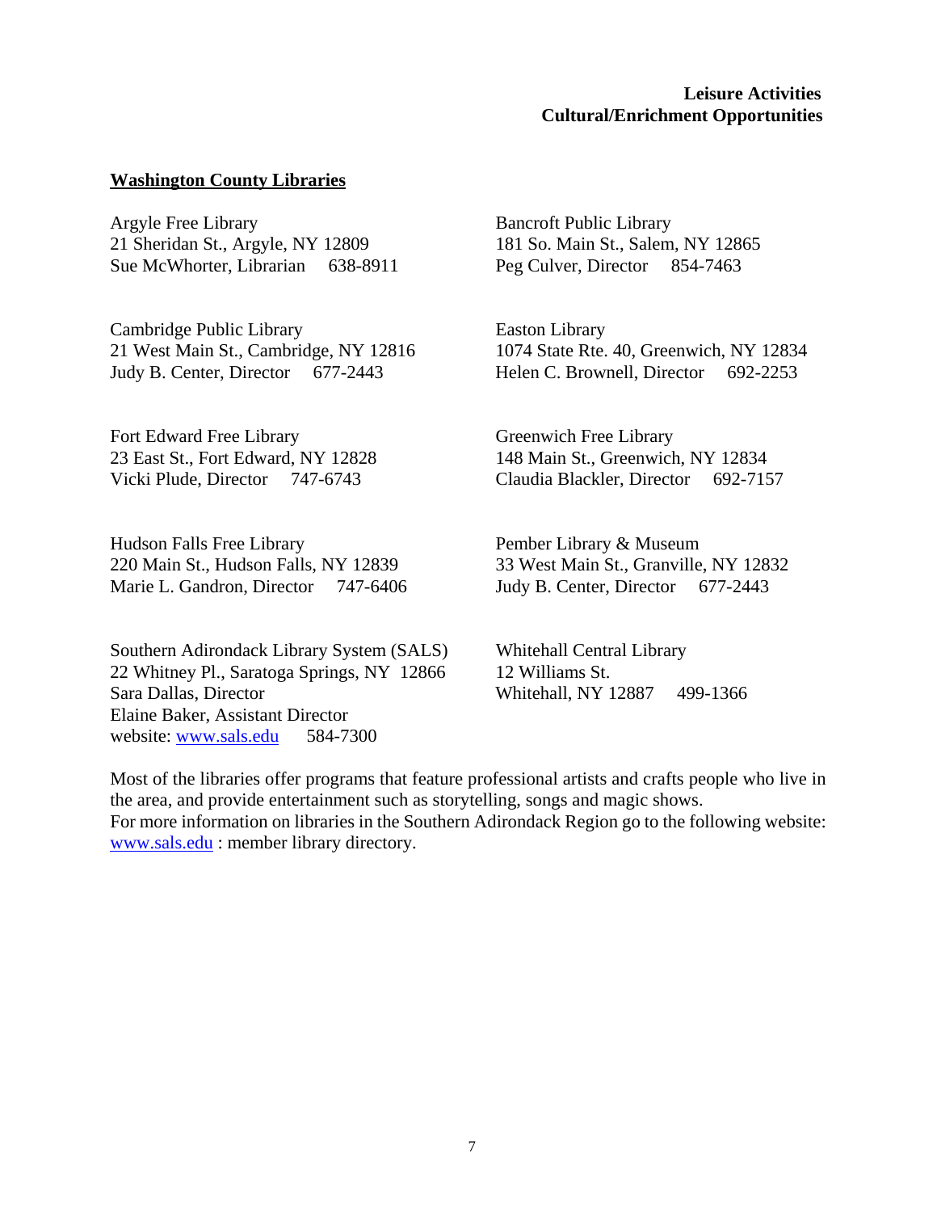**Leisure Activities**
**Cultural/Enrichment Opportunities**

## Washington County Libraries

Argyle Free Library
21 Sheridan St., Argyle, NY 12809
Sue McWhorter, Librarian 638-8911

Bancroft Public Library
181 So. Main St., Salem, NY 12865
Peg Culver, Director 854-7463

Cambridge Public Library
21 West Main St., Cambridge, NY 12816
Judy B. Center, Director 677-2443

Easton Library
1074 State Rte. 40, Greenwich, NY 12834
Helen C. Brownell, Director 692-2253

Fort Edward Free Library
23 East St., Fort Edward, NY 12828
Vicki Plude, Director 747-6743

Greenwich Free Library
148 Main St., Greenwich, NY 12834
Claudia Blackler, Director 692-7157

Hudson Falls Free Library
220 Main St., Hudson Falls, NY 12839
Marie L. Gandron, Director 747-6406

Pember Library & Museum
33 West Main St., Granville, NY 12832
Judy B. Center, Director 677-2443

Southern Adirondack Library System (SALS)
22 Whitney Pl., Saratoga Springs, NY 12866
Sara Dallas, Director
Elaine Baker, Assistant Director
website: www.sals.edu 584-7300

Whitehall Central Library
12 Williams St.
Whitehall, NY 12887 499-1366

Most of the libraries offer programs that feature professional artists and crafts people who live in the area, and provide entertainment such as storytelling, songs and magic shows.
For more information on libraries in the Southern Adirondack Region go to the following website: www.sals.edu : member library directory.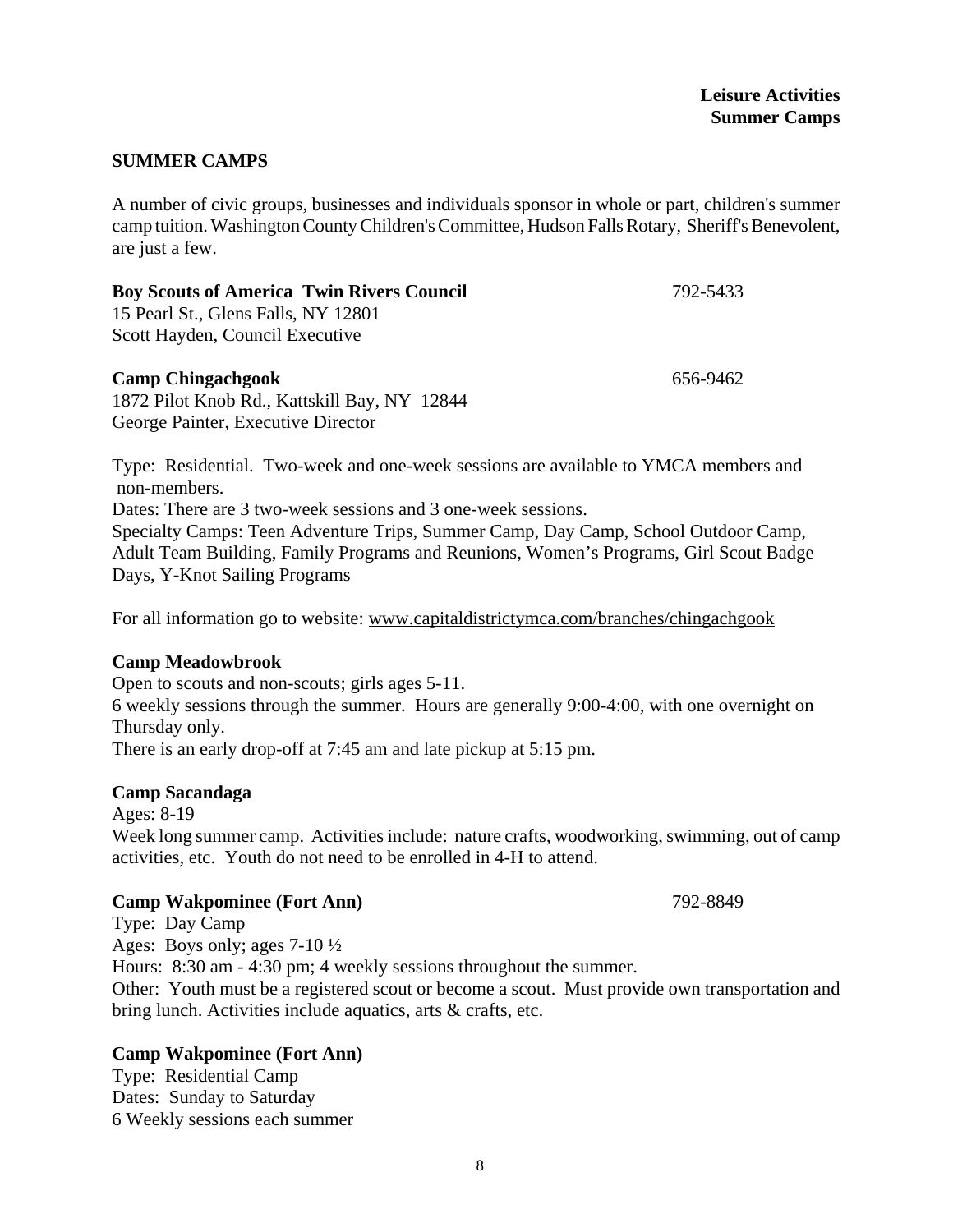## SUMMER CAMPS

A number of civic groups, businesses and individuals sponsor in whole or part, children's summer camp tuition. Washington County Children's Committee, Hudson Falls Rotary, Sheriff's Benevolent, are just a few.

**Boy Scouts of America Twin Rivers Council** 792-5433
15 Pearl St., Glens Falls, NY 12801
Scott Hayden, Council Executive

**Camp Chingachgook** 656-9462
1872 Pilot Knob Rd., Kattskill Bay, NY 12844
George Painter, Executive Director

Type: Residential. Two-week and one-week sessions are available to YMCA members and non-members.
Dates: There are 3 two-week sessions and 3 one-week sessions.
Specialty Camps: Teen Adventure Trips, Summer Camp, Day Camp, School Outdoor Camp, Adult Team Building, Family Programs and Reunions, Women's Programs, Girl Scout Badge Days, Y-Knot Sailing Programs

For all information go to website: www.capitaldistrictymca.com/branches/chingachgook

**Camp Meadowbrook**
Open to scouts and non-scouts; girls ages 5-11.
6 weekly sessions through the summer. Hours are generally 9:00-4:00, with one overnight on Thursday only.
There is an early drop-off at 7:45 am and late pickup at 5:15 pm.

**Camp Sacandaga**
Ages: 8-19
Week long summer camp. Activities include: nature crafts, woodworking, swimming, out of camp activities, etc. Youth do not need to be enrolled in 4-H to attend.

**Camp Wakpominee (Fort Ann)** 792-8849
Type: Day Camp
Ages: Boys only; ages 7-10 ½
Hours: 8:30 am - 4:30 pm; 4 weekly sessions throughout the summer.
Other: Youth must be a registered scout or become a scout. Must provide own transportation and bring lunch. Activities include aquatics, arts & crafts, etc.

**Camp Wakpominee (Fort Ann)**
Type: Residential Camp
Dates: Sunday to Saturday
6 Weekly sessions each summer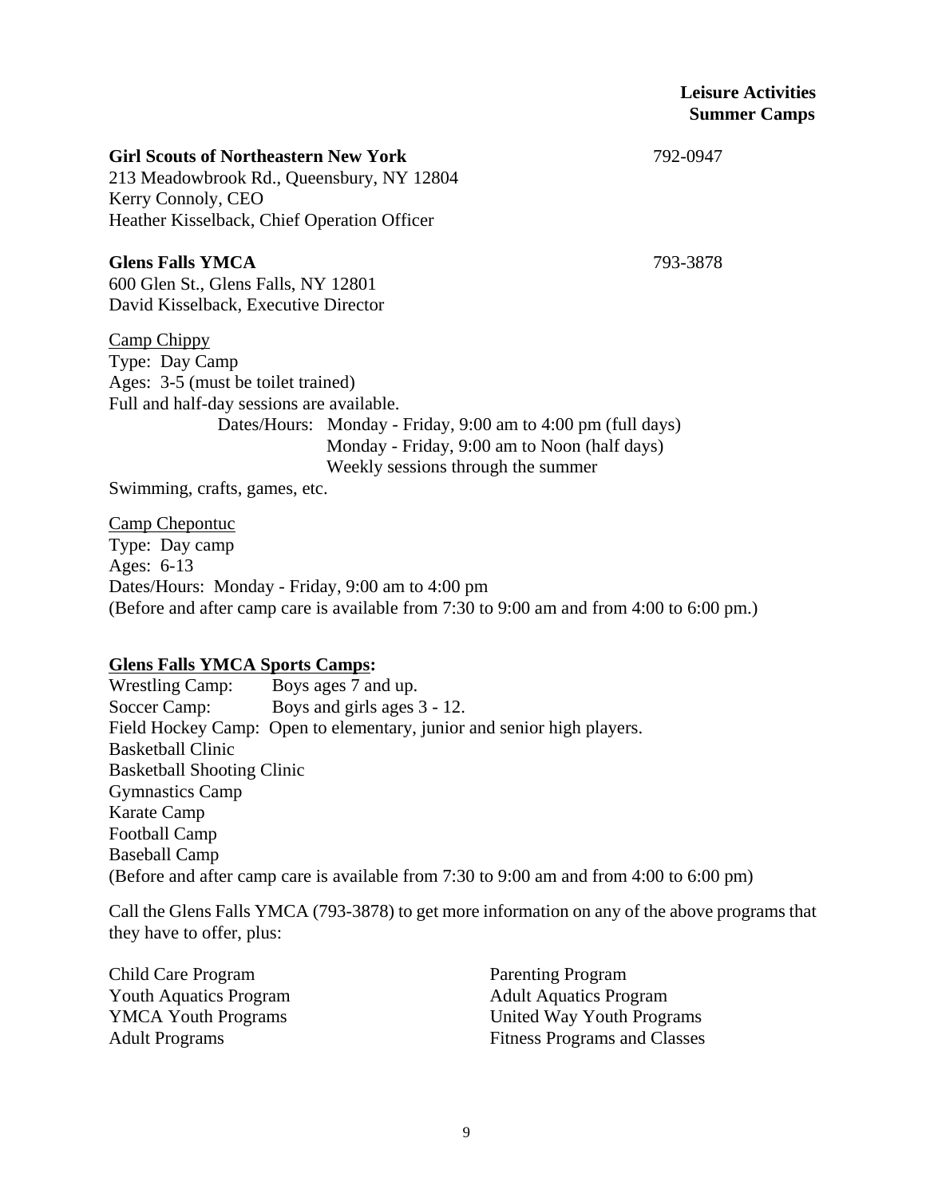**Leisure Activities**
**Summer Camps**

**Girl Scouts of Northeastern New York** 792-0947
213 Meadowbrook Rd., Queensbury, NY 12804
Kerry Connoly, CEO
Heather Kisselback, Chief Operation Officer

**Glens Falls YMCA** 793-3878
600 Glen St., Glens Falls, NY 12801
David Kisselback, Executive Director

Camp Chippy
Type: Day Camp
Ages: 3-5 (must be toilet trained)
Full and half-day sessions are available.
Dates/Hours: Monday - Friday, 9:00 am to 4:00 pm (full days)
Monday - Friday, 9:00 am to Noon (half days)
Weekly sessions through the summer
Swimming, crafts, games, etc.

Camp Chepontuc
Type: Day camp
Ages: 6-13
Dates/Hours: Monday - Friday, 9:00 am to 4:00 pm
(Before and after camp care is available from 7:30 to 9:00 am and from 4:00 to 6:00 pm.)

**Glens Falls YMCA Sports Camps:**
Wrestling Camp: Boys ages 7 and up.
Soccer Camp: Boys and girls ages 3 - 12.
Field Hockey Camp: Open to elementary, junior and senior high players.
Basketball Clinic
Basketball Shooting Clinic
Gymnastics Camp
Karate Camp
Football Camp
Baseball Camp
(Before and after camp care is available from 7:30 to 9:00 am and from 4:00 to 6:00 pm)

Call the Glens Falls YMCA (793-3878) to get more information on any of the above programs that they have to offer, plus:

- Child Care Program
- Youth Aquatics Program
- YMCA Youth Programs
- Adult Programs
- Parenting Program
- Adult Aquatics Program
- United Way Youth Programs
- Fitness Programs and Classes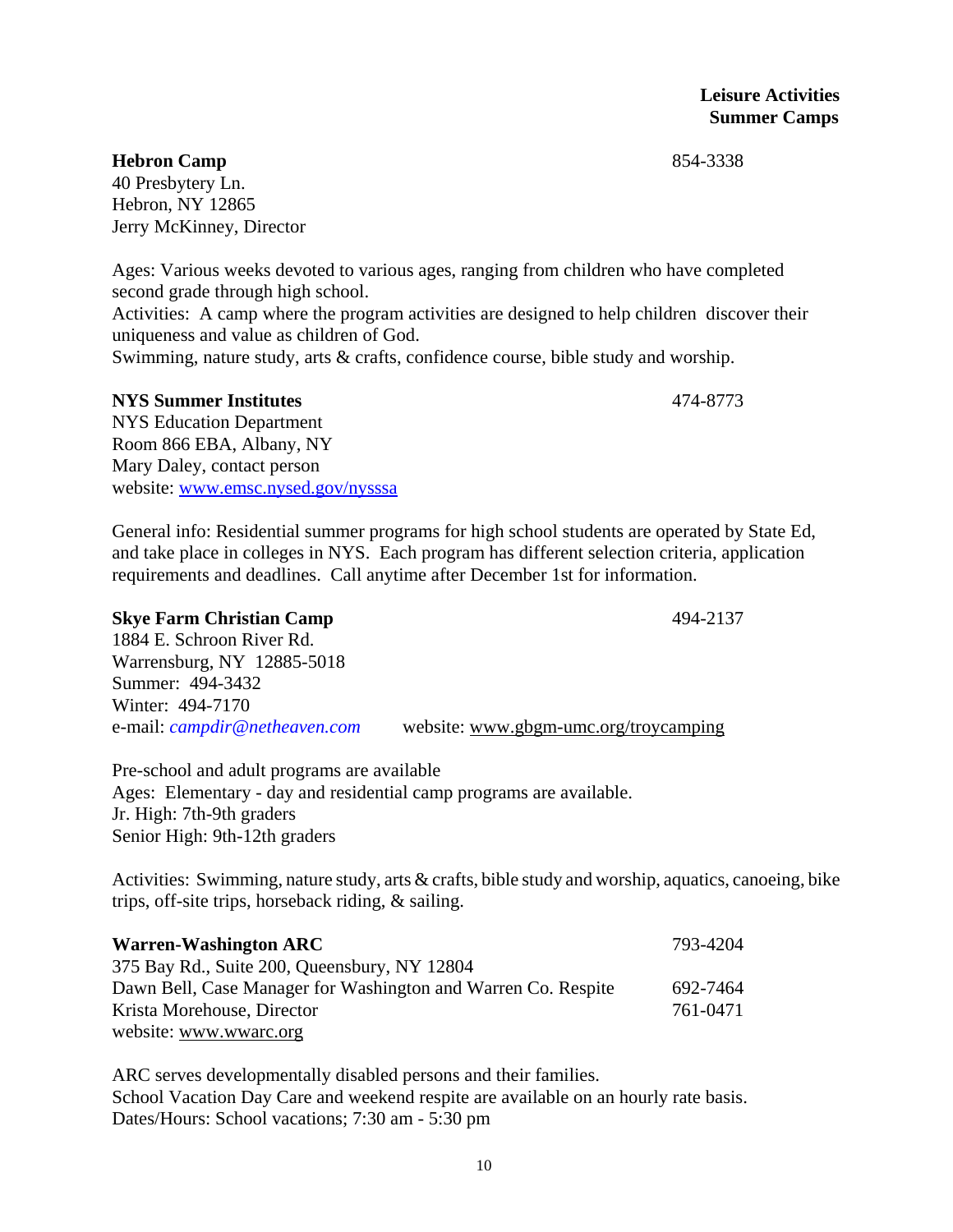**Leisure Activities**
**Summer Camps**

**Hebron Camp** 854-3338
40 Presbytery Ln.
Hebron, NY 12865
Jerry McKinney, Director

Ages: Various weeks devoted to various ages, ranging from children who have completed second grade through high school.
Activities: A camp where the program activities are designed to help children discover their uniqueness and value as children of God.
Swimming, nature study, arts & crafts, confidence course, bible study and worship.

**NYS Summer Institutes** 474-8773
NYS Education Department
Room 866 EBA, Albany, NY
Mary Daley, contact person
website: www.emsc.nysed.gov/nysssa

General info: Residential summer programs for high school students are operated by State Ed, and take place in colleges in NYS. Each program has different selection criteria, application requirements and deadlines. Call anytime after December 1st for information.

**Skye Farm Christian Camp** 494-2137
1884 E. Schroon River Rd.
Warrensburg, NY 12885-5018
Summer: 494-3432
Winter: 494-7170
e-mail: *campdir@netheaven.com* website: www.gbgm-umc.org/troycamping

Pre-school and adult programs are available
Ages: Elementary - day and residential camp programs are available.
Jr. High: 7th-9th graders
Senior High: 9th-12th graders

Activities: Swimming, nature study, arts & crafts, bible study and worship, aquatics, canoeing, bike trips, off-site trips, horseback riding, & sailing.

**Warren-Washington ARC** 793-4204
375 Bay Rd., Suite 200, Queensbury, NY 12804
Dawn Bell, Case Manager for Washington and Warren Co. Respite 692-7464
Krista Morehouse, Director 761-0471
website: www.wwarc.org

ARC serves developmentally disabled persons and their families.
School Vacation Day Care and weekend respite are available on an hourly rate basis.
Dates/Hours: School vacations; 7:30 am - 5:30 pm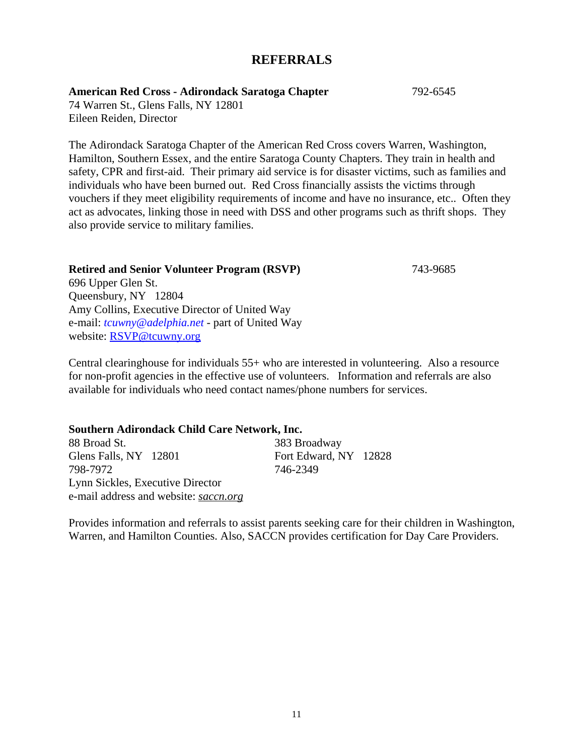# REFERRALS

**American Red Cross - Adirondack Saratoga Chapter** 792-6545
74 Warren St., Glens Falls, NY 12801
Eileen Reiden, Director

The Adirondack Saratoga Chapter of the American Red Cross covers Warren, Washington, Hamilton, Southern Essex, and the entire Saratoga County Chapters. They train in health and safety, CPR and first-aid. Their primary aid service is for disaster victims, such as families and individuals who have been burned out. Red Cross financially assists the victims through vouchers if they meet eligibility requirements of income and have no insurance, etc.. Often they act as advocates, linking those in need with DSS and other programs such as thrift shops. They also provide service to military families.

**Retired and Senior Volunteer Program (RSVP)** 743-9685
696 Upper Glen St.
Queensbury, NY 12804
Amy Collins, Executive Director of United Way
e-mail: *tcuwny@adelphia.net* - part of United Way
website: RSVP@tcuwny.org

Central clearinghouse for individuals 55+ who are interested in volunteering. Also a resource for non-profit agencies in the effective use of volunteers. Information and referrals are also available for individuals who need contact names/phone numbers for services.

**Southern Adirondack Child Care Network, Inc.**

88 Broad St.
Glens Falls, NY 12801
798-7972

383 Broadway
Fort Edward, NY 12828
746-2349

Lynn Sickles, Executive Director
e-mail address and website: *saccn.org*

Provides information and referrals to assist parents seeking care for their children in Washington, Warren, and Hamilton Counties. Also, SACCN provides certification for Day Care Providers.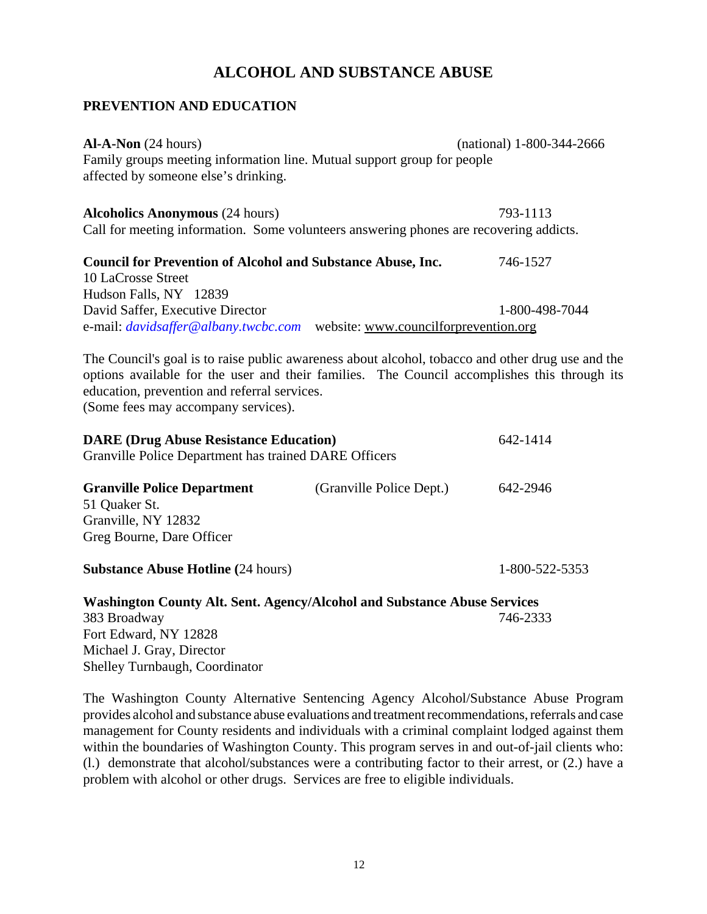# ALCOHOL AND SUBSTANCE ABUSE

## PREVENTION AND EDUCATION

**Al-A-Non** (24 hours) (national) 1-800-344-2666
Family groups meeting information line. Mutual support group for people affected by someone else's drinking.

**Alcoholics Anonymous** (24 hours) 793-1113
Call for meeting information. Some volunteers answering phones are recovering addicts.

**Council for Prevention of Alcohol and Substance Abuse, Inc.** 746-1527
10 LaCrosse Street
Hudson Falls, NY 12839
David Saffer, Executive Director 1-800-498-7044
e-mail: *davidsaffer@albany.twcbc.com* website: www.councilforprevention.org

The Council's goal is to raise public awareness about alcohol, tobacco and other drug use and the options available for the user and their families. The Council accomplishes this through its education, prevention and referral services.
(Some fees may accompany services).

**DARE (Drug Abuse Resistance Education)** 642-1414
Granville Police Department has trained DARE Officers

**Granville Police Department** (Granville Police Dept.) 642-2946
51 Quaker St.
Granville, NY 12832
Greg Bourne, Dare Officer

**Substance Abuse Hotline (**24 hours) 1-800-522-5353

**Washington County Alt. Sent. Agency/Alcohol and Substance Abuse Services**
383 Broadway 746-2333
Fort Edward, NY 12828
Michael J. Gray, Director
Shelley Turnbaugh, Coordinator

The Washington County Alternative Sentencing Agency Alcohol/Substance Abuse Program provides alcohol and substance abuse evaluations and treatment recommendations, referrals and case management for County residents and individuals with a criminal complaint lodged against them within the boundaries of Washington County. This program serves in and out-of-jail clients who: (l.) demonstrate that alcohol/substances were a contributing factor to their arrest, or (2.) have a problem with alcohol or other drugs. Services are free to eligible individuals.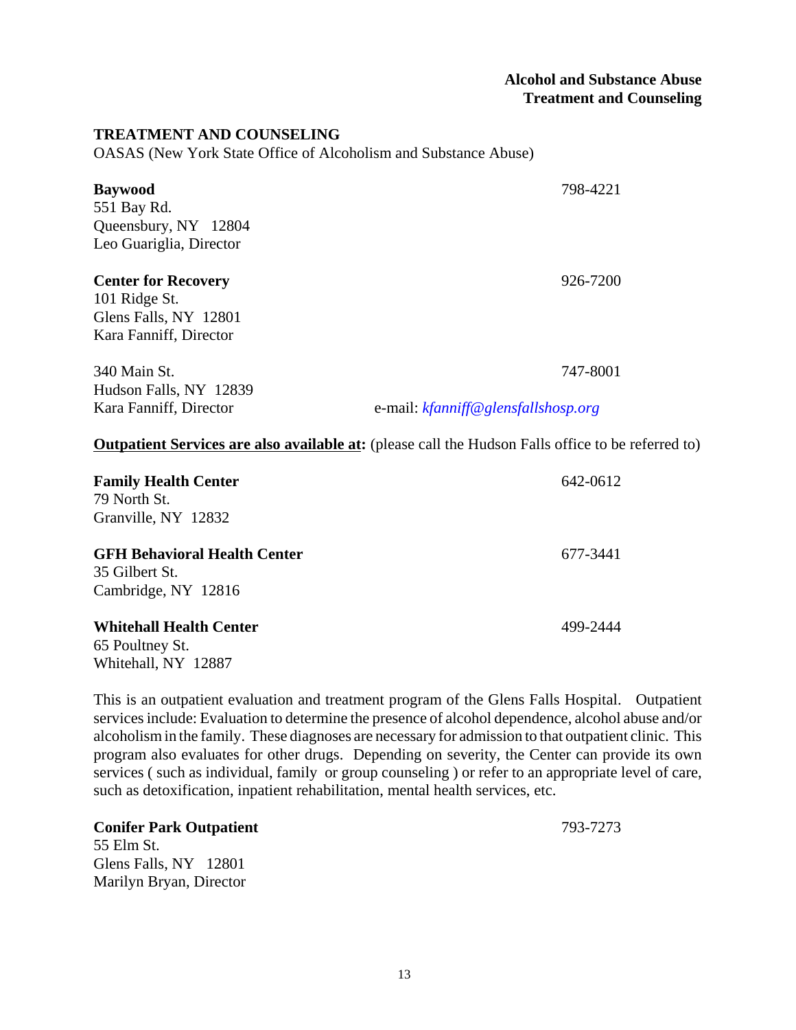**Alcohol and Substance Abuse Treatment and Counseling**

## TREATMENT AND COUNSELING

OASAS (New York State Office of Alcoholism and Substance Abuse)

**Baywood** 798-4221
551 Bay Rd.
Queensbury, NY 12804
Leo Guariglia, Director

**Center for Recovery** 926-7200
101 Ridge St.
Glens Falls, NY 12801
Kara Fanniff, Director

340 Main St. 747-8001
Hudson Falls, NY 12839
Kara Fanniff, Director e-mail: *kfanniff@glensfallshosp.org*

**<u>Outpatient Services are also available at</u>:** (please call the Hudson Falls office to be referred to)

**Family Health Center** 642-0612
79 North St.
Granville, NY 12832

**GFH Behavioral Health Center** 677-3441
35 Gilbert St.
Cambridge, NY 12816

**Whitehall Health Center** 499-2444
65 Poultney St.
Whitehall, NY 12887

This is an outpatient evaluation and treatment program of the Glens Falls Hospital. Outpatient services include: Evaluation to determine the presence of alcohol dependence, alcohol abuse and/or alcoholism in the family. These diagnoses are necessary for admission to that outpatient clinic. This program also evaluates for other drugs. Depending on severity, the Center can provide its own services ( such as individual, family or group counseling ) or refer to an appropriate level of care, such as detoxification, inpatient rehabilitation, mental health services, etc.

**Conifer Park Outpatient** 793-7273
55 Elm St.
Glens Falls, NY 12801
Marilyn Bryan, Director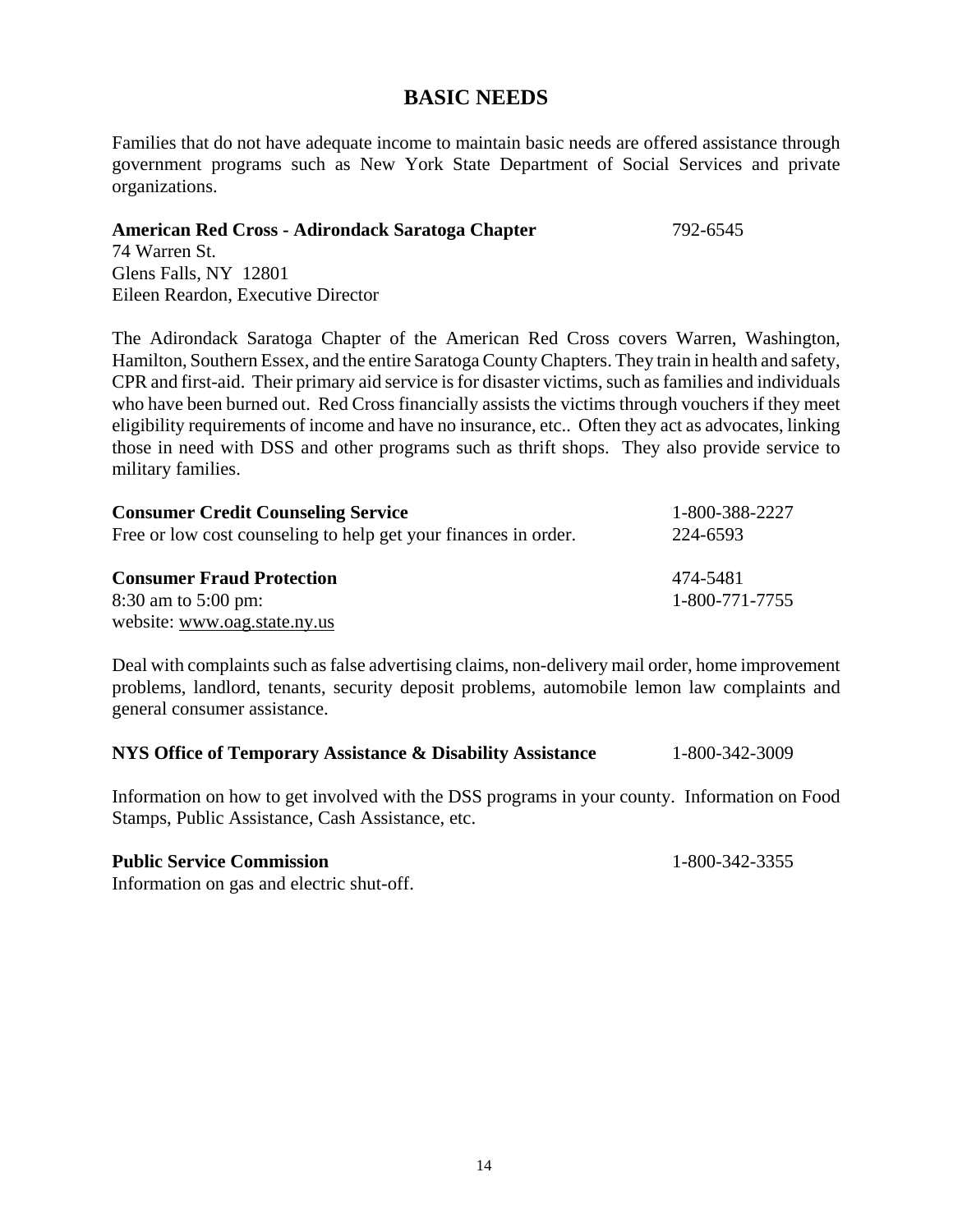# BASIC NEEDS

Families that do not have adequate income to maintain basic needs are offered assistance through government programs such as New York State Department of Social Services and private organizations.

**American Red Cross - Adirondack Saratoga Chapter** 792-6545
74 Warren St.
Glens Falls, NY 12801
Eileen Reardon, Executive Director

The Adirondack Saratoga Chapter of the American Red Cross covers Warren, Washington, Hamilton, Southern Essex, and the entire Saratoga County Chapters. They train in health and safety, CPR and first-aid. Their primary aid service is for disaster victims, such as families and individuals who have been burned out. Red Cross financially assists the victims through vouchers if they meet eligibility requirements of income and have no insurance, etc.. Often they act as advocates, linking those in need with DSS and other programs such as thrift shops. They also provide service to military families.

**Consumer Credit Counseling Service** 1-800-388-2227
Free or low cost counseling to help get your finances in order. 224-6593

**Consumer Fraud Protection** 474-5481
8:30 am to 5:00 pm: 1-800-771-7755
website: www.oag.state.ny.us

Deal with complaints such as false advertising claims, non-delivery mail order, home improvement problems, landlord, tenants, security deposit problems, automobile lemon law complaints and general consumer assistance.

**NYS Office of Temporary Assistance & Disability Assistance** 1-800-342-3009

Information on how to get involved with the DSS programs in your county. Information on Food Stamps, Public Assistance, Cash Assistance, etc.

**Public Service Commission** 1-800-342-3355
Information on gas and electric shut-off.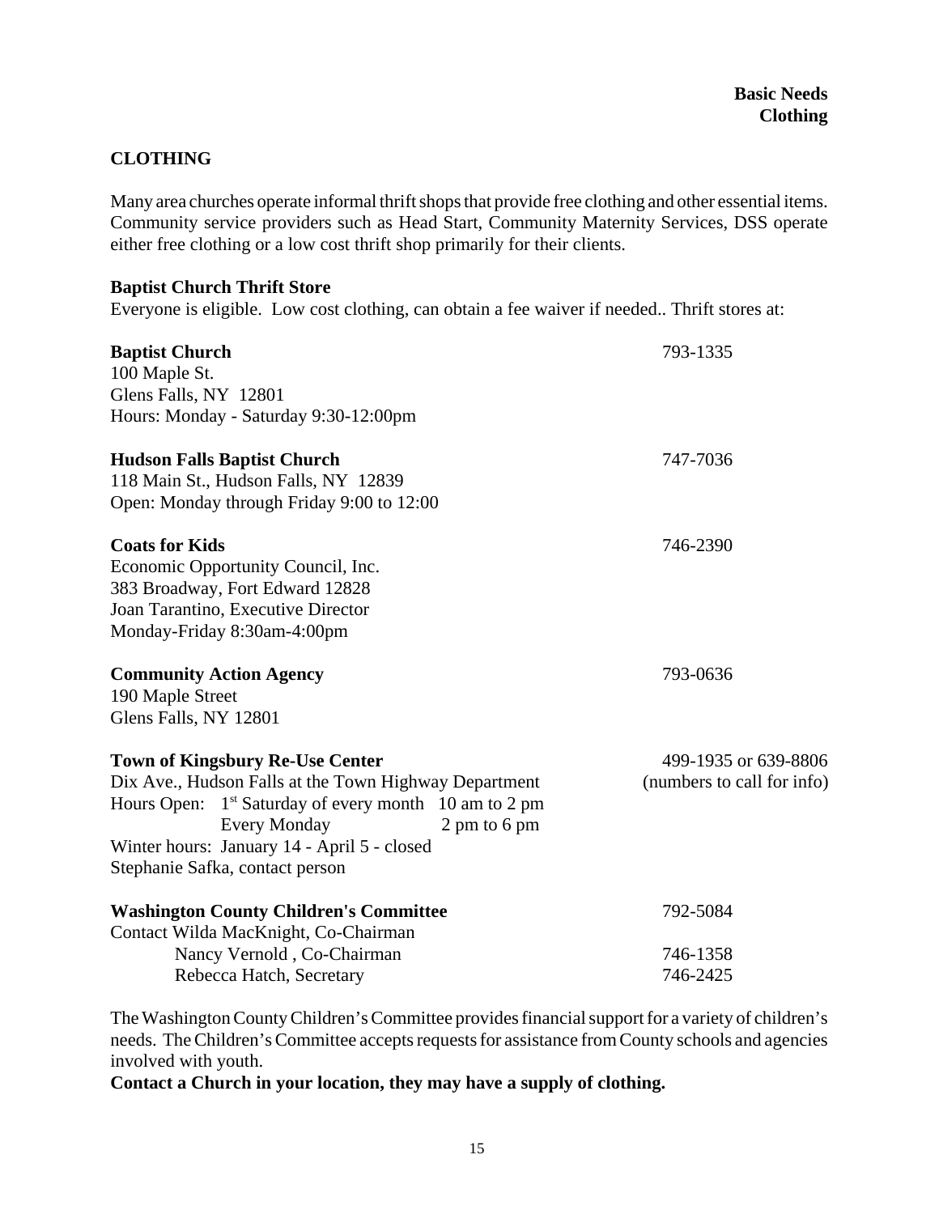## CLOTHING

Many area churches operate informal thrift shops that provide free clothing and other essential items. Community service providers such as Head Start, Community Maternity Services, DSS operate either free clothing or a low cost thrift shop primarily for their clients.

**Baptist Church Thrift Store**
Everyone is eligible. Low cost clothing, can obtain a fee waiver if needed.. Thrift stores at:

**Baptist Church** — 793-1335
100 Maple St.
Glens Falls, NY 12801
Hours: Monday - Saturday 9:30-12:00pm

**Hudson Falls Baptist Church** — 747-7036
118 Main St., Hudson Falls, NY 12839
Open: Monday through Friday 9:00 to 12:00

**Coats for Kids** — 746-2390
Economic Opportunity Council, Inc.
383 Broadway, Fort Edward 12828
Joan Tarantino, Executive Director
Monday-Friday 8:30am-4:00pm

**Community Action Agency** — 793-0636
190 Maple Street
Glens Falls, NY 12801

**Town of Kingsbury Re-Use Center** — 499-1935 or 639-8806 (numbers to call for info)
Dix Ave., Hudson Falls at the Town Highway Department
Hours Open: 1st Saturday of every month 10 am to 2 pm
Every Monday 2 pm to 6 pm
Winter hours: January 14 - April 5 - closed
Stephanie Safka, contact person

**Washington County Children's Committee** — 792-5084
Contact Wilda MacKnight, Co-Chairman
Nancy Vernold , Co-Chairman — 746-1358
Rebecca Hatch, Secretary — 746-2425

The Washington County Children's Committee provides financial support for a variety of children's needs. The Children's Committee accepts requests for assistance from County schools and agencies involved with youth.

**Contact a Church in your location, they may have a supply of clothing.**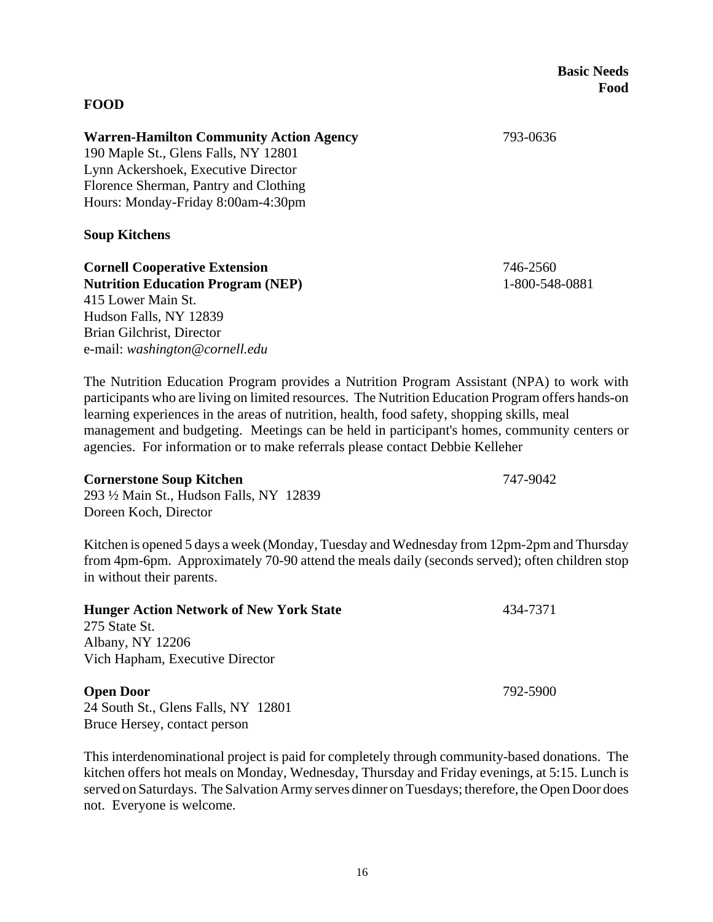## FOOD

**Warren-Hamilton Community Action Agency** 793-0636
190 Maple St., Glens Falls, NY 12801
Lynn Ackershoek, Executive Director
Florence Sherman, Pantry and Clothing
Hours: Monday-Friday 8:00am-4:30pm

### Soup Kitchens

**Cornell Cooperative Extension** 746-2560
**Nutrition Education Program (NEP)** 1-800-548-0881
415 Lower Main St.
Hudson Falls, NY 12839
Brian Gilchrist, Director
e-mail: *washington@cornell.edu*

The Nutrition Education Program provides a Nutrition Program Assistant (NPA) to work with participants who are living on limited resources. The Nutrition Education Program offers hands-on learning experiences in the areas of nutrition, health, food safety, shopping skills, meal management and budgeting. Meetings can be held in participant's homes, community centers or agencies. For information or to make referrals please contact Debbie Kelleher

**Cornerstone Soup Kitchen** 747-9042
293 ½ Main St., Hudson Falls, NY 12839
Doreen Koch, Director

Kitchen is opened 5 days a week (Monday, Tuesday and Wednesday from 12pm-2pm and Thursday from 4pm-6pm. Approximately 70-90 attend the meals daily (seconds served); often children stop in without their parents.

**Hunger Action Network of New York State** 434-7371
275 State St.
Albany, NY 12206
Vich Hapham, Executive Director

**Open Door** 792-5900
24 South St., Glens Falls, NY 12801
Bruce Hersey, contact person

This interdenominational project is paid for completely through community-based donations. The kitchen offers hot meals on Monday, Wednesday, Thursday and Friday evenings, at 5:15. Lunch is served on Saturdays. The Salvation Army serves dinner on Tuesdays; therefore, the Open Door does not. Everyone is welcome.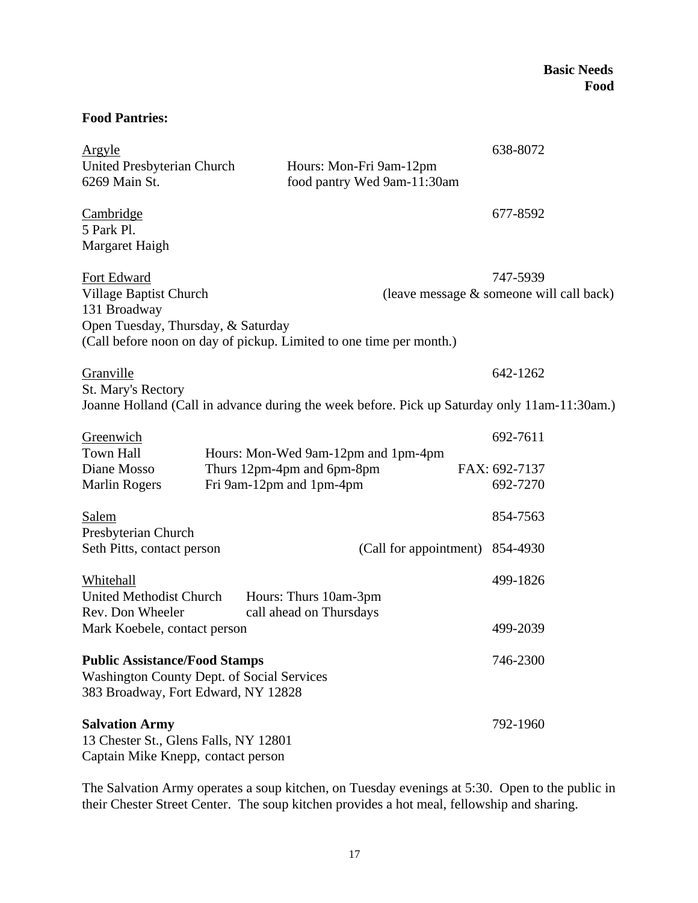**Basic Needs**
**Food**

**Food Pantries:**

Argyle — 638-8072
United Presbyterian Church — Hours: Mon-Fri 9am-12pm
6269 Main St. — food pantry Wed 9am-11:30am

Cambridge — 677-8592
5 Park Pl.
Margaret Haigh

Fort Edward — 747-5939
Village Baptist Church — (leave message & someone will call back)
131 Broadway
Open Tuesday, Thursday, & Saturday
(Call before noon on day of pickup. Limited to one time per month.)

Granville — 642-1262
St. Mary's Rectory
Joanne Holland (Call in advance during the week before. Pick up Saturday only 11am-11:30am.)

Greenwich — 692-7611
Town Hall — Hours: Mon-Wed 9am-12pm and 1pm-4pm
Diane Mosso — Thurs 12pm-4pm and 6pm-8pm — FAX: 692-7137
Marlin Rogers — Fri 9am-12pm and 1pm-4pm — 692-7270

Salem — 854-7563
Presbyterian Church
Seth Pitts, contact person — (Call for appointment) 854-4930

Whitehall — 499-1826
United Methodist Church — Hours: Thurs 10am-3pm
Rev. Don Wheeler — call ahead on Thursdays
Mark Koebele, contact person — 499-2039

**Public Assistance/Food Stamps** — 746-2300
Washington County Dept. of Social Services
383 Broadway, Fort Edward, NY 12828

**Salvation Army** — 792-1960
13 Chester St., Glens Falls, NY 12801
Captain Mike Knepp, contact person

The Salvation Army operates a soup kitchen, on Tuesday evenings at 5:30. Open to the public in their Chester Street Center. The soup kitchen provides a hot meal, fellowship and sharing.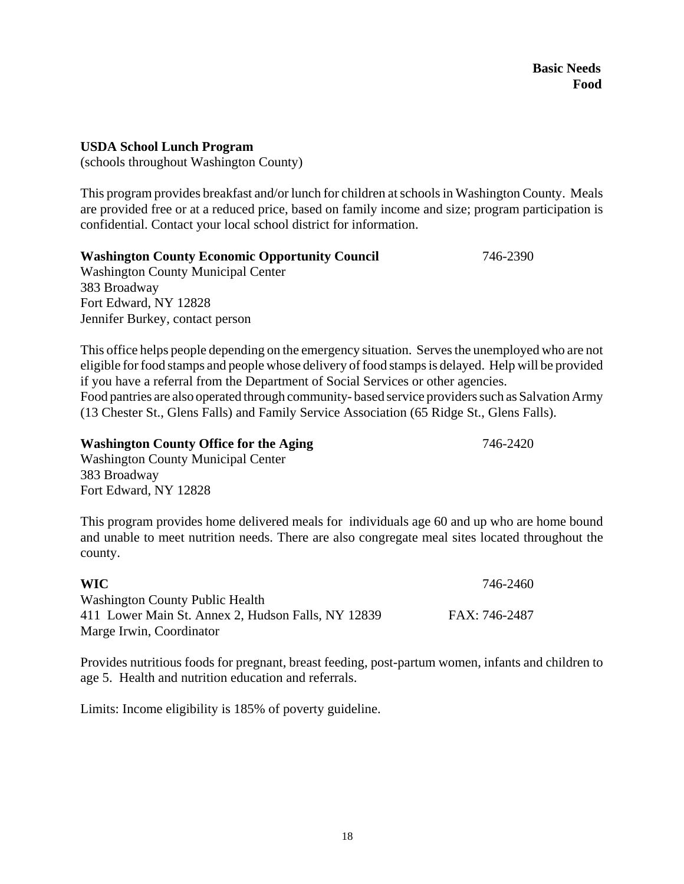**Basic Needs**
**Food**

**USDA School Lunch Program**
(schools throughout Washington County)

This program provides breakfast and/or lunch for children at schools in Washington County. Meals are provided free or at a reduced price, based on family income and size; program participation is confidential. Contact your local school district for information.

**Washington County Economic Opportunity Council** 746-2390
Washington County Municipal Center
383 Broadway
Fort Edward, NY 12828
Jennifer Burkey, contact person

This office helps people depending on the emergency situation. Serves the unemployed who are not eligible for food stamps and people whose delivery of food stamps is delayed. Help will be provided if you have a referral from the Department of Social Services or other agencies.
Food pantries are also operated through community- based service providers such as Salvation Army (13 Chester St., Glens Falls) and Family Service Association (65 Ridge St., Glens Falls).

**Washington County Office for the Aging** 746-2420
Washington County Municipal Center
383 Broadway
Fort Edward, NY 12828

This program provides home delivered meals for individuals age 60 and up who are home bound and unable to meet nutrition needs. There are also congregate meal sites located throughout the county.

**WIC** 746-2460
Washington County Public Health
411 Lower Main St. Annex 2, Hudson Falls, NY 12839 FAX: 746-2487
Marge Irwin, Coordinator

Provides nutritious foods for pregnant, breast feeding, post-partum women, infants and children to age 5. Health and nutrition education and referrals.

Limits: Income eligibility is 185% of poverty guideline.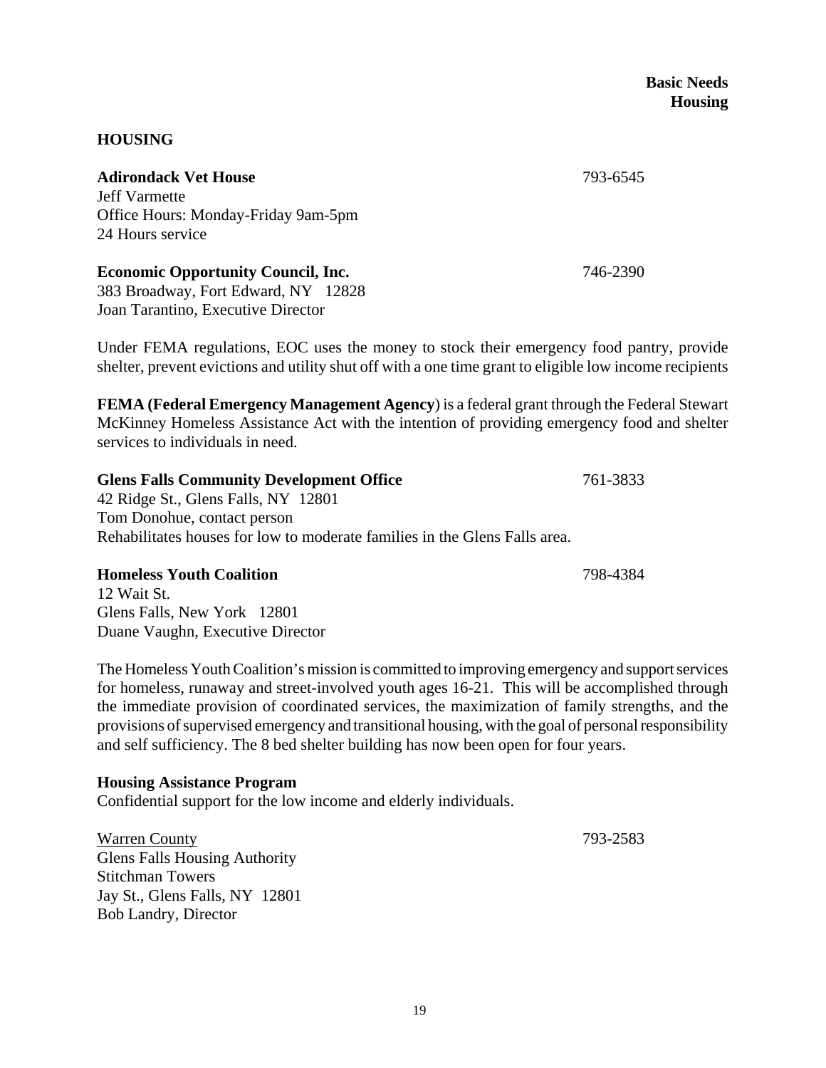## HOUSING

**Adirondack Vet House** 793-6545
Jeff Varmette
Office Hours: Monday-Friday 9am-5pm
24 Hours service

**Economic Opportunity Council, Inc.** 746-2390
383 Broadway, Fort Edward, NY 12828
Joan Tarantino, Executive Director

Under FEMA regulations, EOC uses the money to stock their emergency food pantry, provide shelter, prevent evictions and utility shut off with a one time grant to eligible low income recipients

**FEMA (Federal Emergency Management Agency**) is a federal grant through the Federal Stewart McKinney Homeless Assistance Act with the intention of providing emergency food and shelter services to individuals in need.

**Glens Falls Community Development Office** 761-3833
42 Ridge St., Glens Falls, NY 12801
Tom Donohue, contact person
Rehabilitates houses for low to moderate families in the Glens Falls area.

**Homeless Youth Coalition** 798-4384
12 Wait St.
Glens Falls, New York 12801
Duane Vaughn, Executive Director

The Homeless Youth Coalition's mission is committed to improving emergency and support services for homeless, runaway and street-involved youth ages 16-21. This will be accomplished through the immediate provision of coordinated services, the maximization of family strengths, and the provisions of supervised emergency and transitional housing, with the goal of personal responsibility and self sufficiency. The 8 bed shelter building has now been open for four years.

**Housing Assistance Program**
Confidential support for the low income and elderly individuals.

Warren County 793-2583
Glens Falls Housing Authority
Stitchman Towers
Jay St., Glens Falls, NY 12801
Bob Landry, Director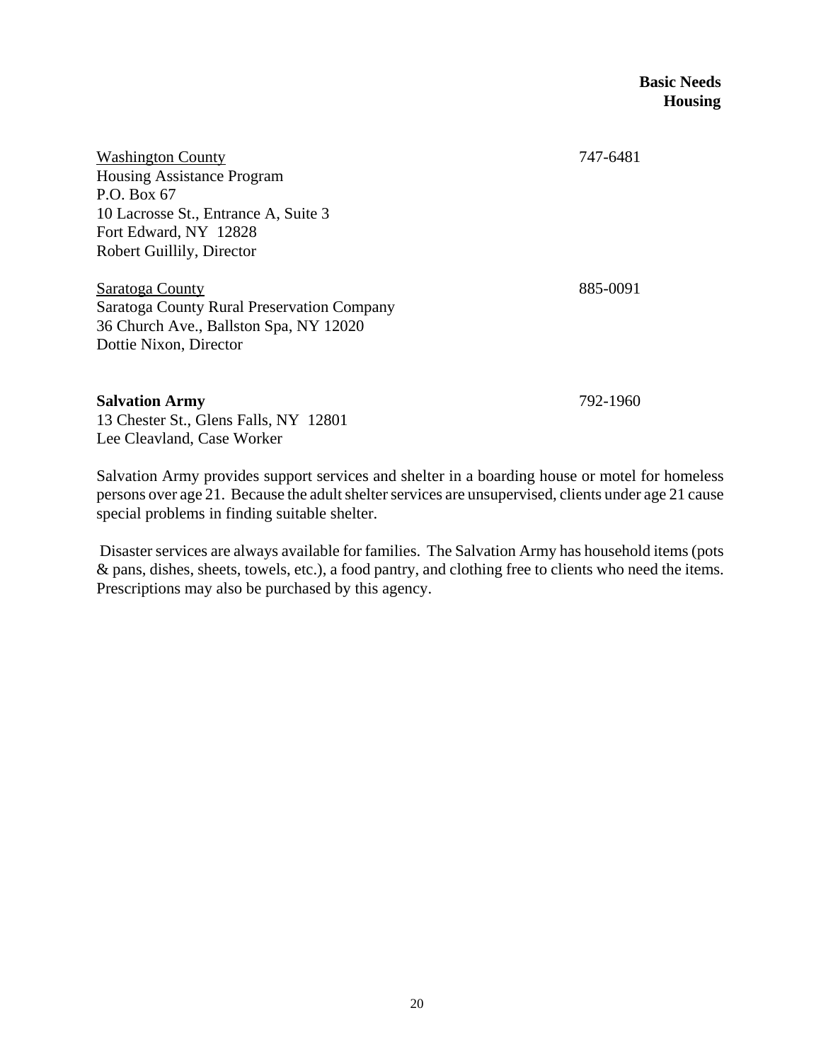**Basic Needs**
**Housing**

Washington County — 747-6481
Housing Assistance Program
P.O. Box 67
10 Lacrosse St., Entrance A, Suite 3
Fort Edward, NY 12828
Robert Guillily, Director

Saratoga County — 885-0091
Saratoga County Rural Preservation Company
36 Church Ave., Ballston Spa, NY 12020
Dottie Nixon, Director

**Salvation Army** — 792-1960
13 Chester St., Glens Falls, NY 12801
Lee Cleavland, Case Worker

Salvation Army provides support services and shelter in a boarding house or motel for homeless persons over age 21. Because the adult shelter services are unsupervised, clients under age 21 cause special problems in finding suitable shelter.

Disaster services are always available for families. The Salvation Army has household items (pots & pans, dishes, sheets, towels, etc.), a food pantry, and clothing free to clients who need the items. Prescriptions may also be purchased by this agency.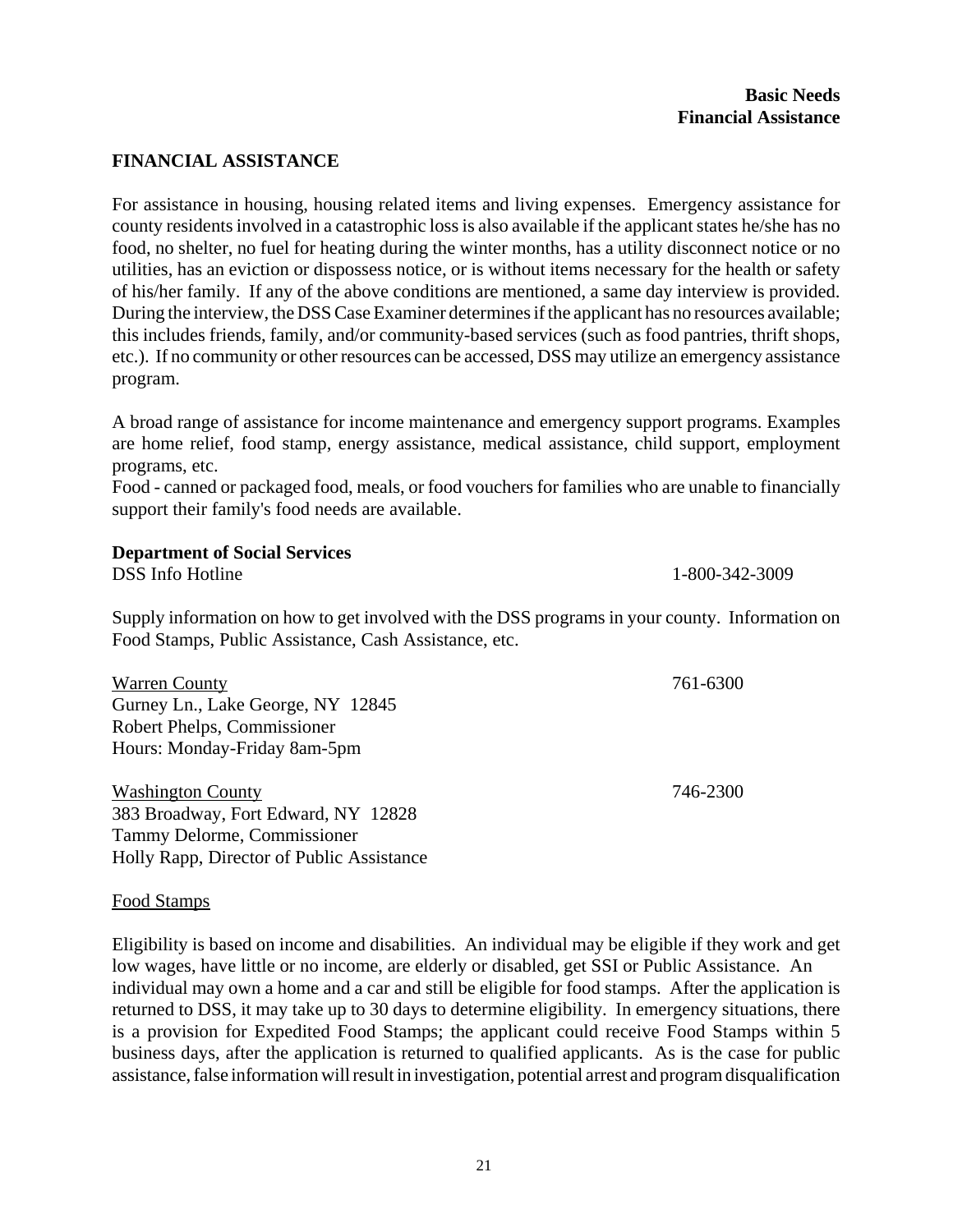## FINANCIAL ASSISTANCE

For assistance in housing, housing related items and living expenses. Emergency assistance for county residents involved in a catastrophic loss is also available if the applicant states he/she has no food, no shelter, no fuel for heating during the winter months, has a utility disconnect notice or no utilities, has an eviction or dispossess notice, or is without items necessary for the health or safety of his/her family. If any of the above conditions are mentioned, a same day interview is provided. During the interview, the DSS Case Examiner determines if the applicant has no resources available; this includes friends, family, and/or community-based services (such as food pantries, thrift shops, etc.). If no community or other resources can be accessed, DSS may utilize an emergency assistance program.

A broad range of assistance for income maintenance and emergency support programs. Examples are home relief, food stamp, energy assistance, medical assistance, child support, employment programs, etc.
Food - canned or packaged food, meals, or food vouchers for families who are unable to financially support their family's food needs are available.

**Department of Social Services**
DSS Info Hotline 1-800-342-3009

Supply information on how to get involved with the DSS programs in your county. Information on Food Stamps, Public Assistance, Cash Assistance, etc.

Warren County 761-6300
Gurney Ln., Lake George, NY 12845
Robert Phelps, Commissioner
Hours: Monday-Friday 8am-5pm

Washington County 746-2300
383 Broadway, Fort Edward, NY 12828
Tammy Delorme, Commissioner
Holly Rapp, Director of Public Assistance

Food Stamps

Eligibility is based on income and disabilities. An individual may be eligible if they work and get low wages, have little or no income, are elderly or disabled, get SSI or Public Assistance. An individual may own a home and a car and still be eligible for food stamps. After the application is returned to DSS, it may take up to 30 days to determine eligibility. In emergency situations, there is a provision for Expedited Food Stamps; the applicant could receive Food Stamps within 5 business days, after the application is returned to qualified applicants. As is the case for public assistance, false information will result in investigation, potential arrest and program disqualification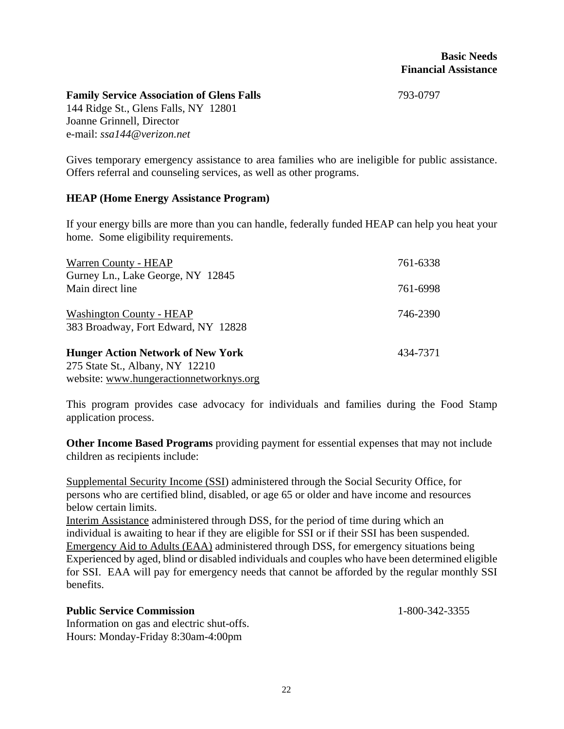**Basic Needs**
**Financial Assistance**

**Family Service Association of Glens Falls** 793-0797
144 Ridge St., Glens Falls, NY 12801
Joanne Grinnell, Director
e-mail: *ssa144@verizon.net*

Gives temporary emergency assistance to area families who are ineligible for public assistance. Offers referral and counseling services, as well as other programs.

**HEAP (Home Energy Assistance Program)**

If your energy bills are more than you can handle, federally funded HEAP can help you heat your home. Some eligibility requirements.

Warren County - HEAP 761-6338
Gurney Ln., Lake George, NY 12845
Main direct line 761-6998

Washington County - HEAP 746-2390
383 Broadway, Fort Edward, NY 12828

**Hunger Action Network of New York** 434-7371
275 State St., Albany, NY 12210
website: www.hungeractionnetworknys.org

This program provides case advocacy for individuals and families during the Food Stamp application process.

**Other Income Based Programs** providing payment for essential expenses that may not include children as recipients include:

Supplemental Security Income (SSI) administered through the Social Security Office, for persons who are certified blind, disabled, or age 65 or older and have income and resources below certain limits.
Interim Assistance administered through DSS, for the period of time during which an individual is awaiting to hear if they are eligible for SSI or if their SSI has been suspended.
Emergency Aid to Adults (EAA) administered through DSS, for emergency situations being Experienced by aged, blind or disabled individuals and couples who have been determined eligible for SSI. EAA will pay for emergency needs that cannot be afforded by the regular monthly SSI benefits.

**Public Service Commission** 1-800-342-3355
Information on gas and electric shut-offs.
Hours: Monday-Friday 8:30am-4:00pm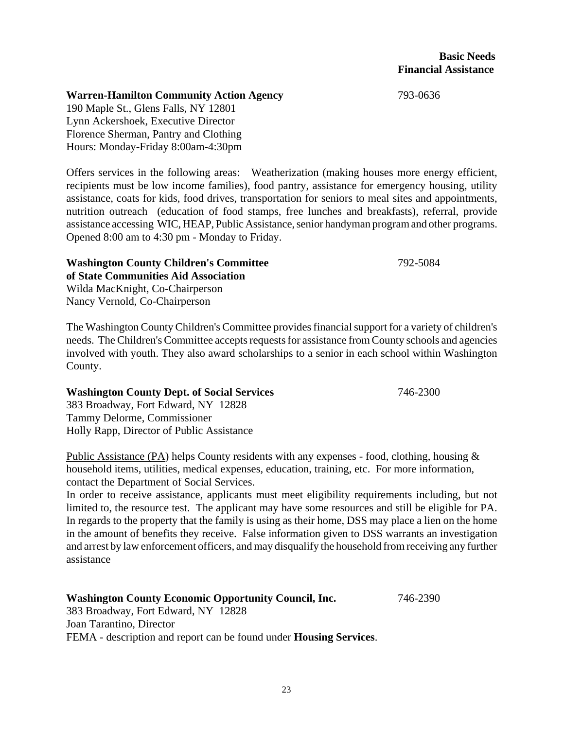**Warren-Hamilton Community Action Agency** 793-0636
190 Maple St., Glens Falls, NY 12801
Lynn Ackershoek, Executive Director
Florence Sherman, Pantry and Clothing
Hours: Monday-Friday 8:00am-4:30pm

Offers services in the following areas: Weatherization (making houses more energy efficient, recipients must be low income families), food pantry, assistance for emergency housing, utility assistance, coats for kids, food drives, transportation for seniors to meal sites and appointments, nutrition outreach (education of food stamps, free lunches and breakfasts), referral, provide assistance accessing WIC, HEAP, Public Assistance, senior handyman program and other programs. Opened 8:00 am to 4:30 pm - Monday to Friday.

**Washington County Children's Committee of State Communities Aid Association** 792-5084
Wilda MacKnight, Co-Chairperson
Nancy Vernold, Co-Chairperson

The Washington County Children's Committee provides financial support for a variety of children's needs. The Children's Committee accepts requests for assistance from County schools and agencies involved with youth. They also award scholarships to a senior in each school within Washington County.

**Washington County Dept. of Social Services** 746-2300
383 Broadway, Fort Edward, NY 12828
Tammy Delorme, Commissioner
Holly Rapp, Director of Public Assistance

<u>Public Assistance (PA</u>) helps County residents with any expenses - food, clothing, housing & household items, utilities, medical expenses, education, training, etc. For more information, contact the Department of Social Services.
In order to receive assistance, applicants must meet eligibility requirements including, but not limited to, the resource test. The applicant may have some resources and still be eligible for PA. In regards to the property that the family is using as their home, DSS may place a lien on the home in the amount of benefits they receive. False information given to DSS warrants an investigation and arrest by law enforcement officers, and may disqualify the household from receiving any further assistance

**Washington County Economic Opportunity Council, Inc.** 746-2390
383 Broadway, Fort Edward, NY 12828
Joan Tarantino, Director
FEMA - description and report can be found under **Housing Services**.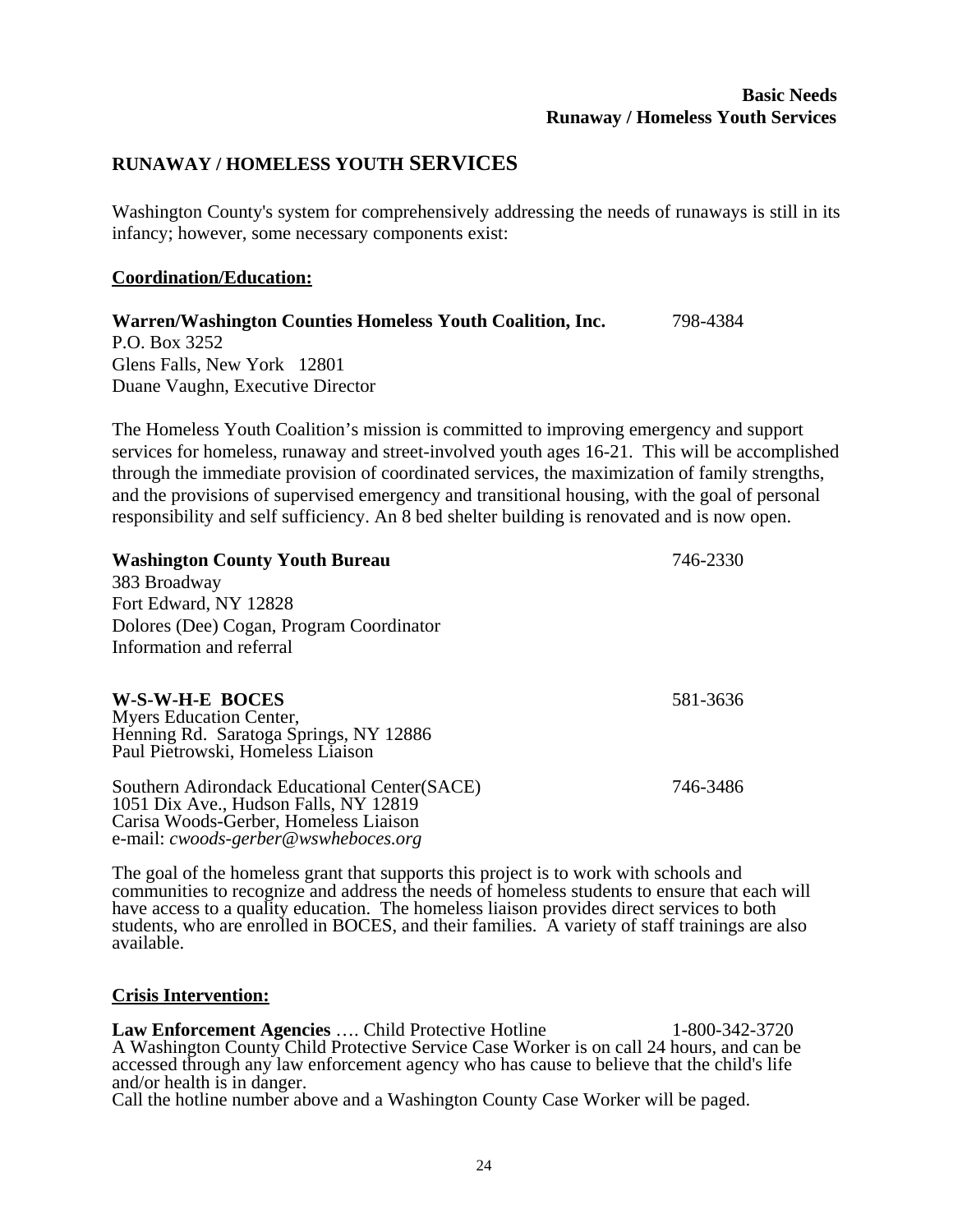## RUNAWAY / HOMELESS YOUTH SERVICES

Washington County's system for comprehensively addressing the needs of runaways is still in its infancy; however, some necessary components exist:

### Coordination/Education:

**Warren/Washington Counties Homeless Youth Coalition, Inc.** 798-4384
P.O. Box 3252
Glens Falls, New York 12801
Duane Vaughn, Executive Director

The Homeless Youth Coalition's mission is committed to improving emergency and support services for homeless, runaway and street-involved youth ages 16-21. This will be accomplished through the immediate provision of coordinated services, the maximization of family strengths, and the provisions of supervised emergency and transitional housing, with the goal of personal responsibility and self sufficiency. An 8 bed shelter building is renovated and is now open.

**Washington County Youth Bureau** 746-2330
383 Broadway
Fort Edward, NY 12828
Dolores (Dee) Cogan, Program Coordinator
Information and referral

**W-S-W-H-E BOCES** 581-3636
Myers Education Center,
Henning Rd. Saratoga Springs, NY 12886
Paul Pietrowski, Homeless Liaison

Southern Adirondack Educational Center(SACE) 746-3486
1051 Dix Ave., Hudson Falls, NY 12819
Carisa Woods-Gerber, Homeless Liaison
e-mail: *cwoods-gerber@wswheboces.org*

The goal of the homeless grant that supports this project is to work with schools and communities to recognize and address the needs of homeless students to ensure that each will have access to a quality education. The homeless liaison provides direct services to both students, who are enrolled in BOCES, and their families. A variety of staff trainings are also available.

### Crisis Intervention:

**Law Enforcement Agencies** …. Child Protective Hotline 1-800-342-3720
A Washington County Child Protective Service Case Worker is on call 24 hours, and can be accessed through any law enforcement agency who has cause to believe that the child's life and/or health is in danger.
Call the hotline number above and a Washington County Case Worker will be paged.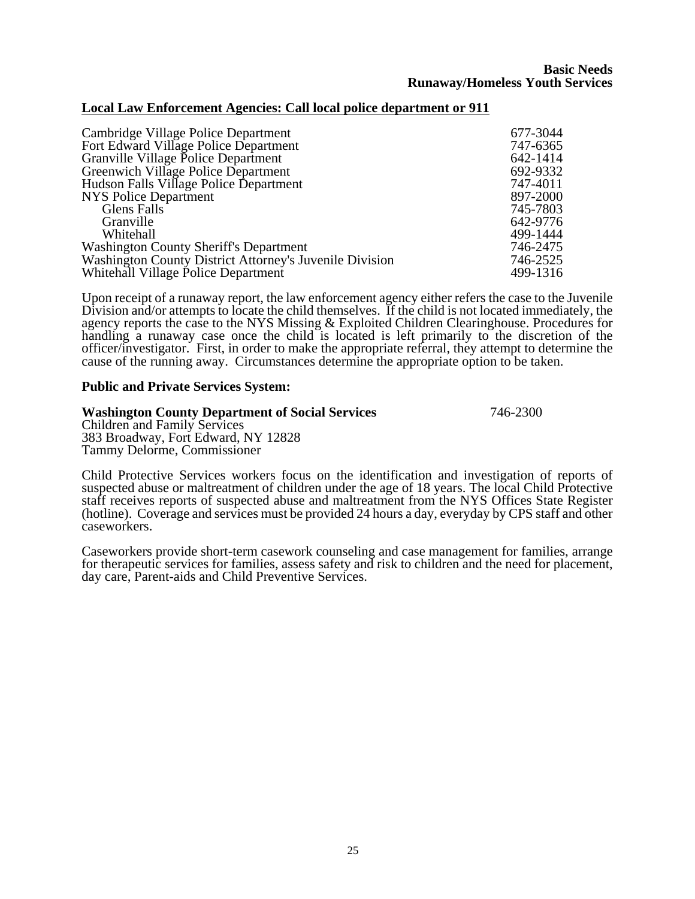**Basic Needs**
**Runaway/Homeless Youth Services**

**Local Law Enforcement Agencies: Call local police department or 911**

| | |
|---|---|
| Cambridge Village Police Department | 677-3044 |
| Fort Edward Village Police Department | 747-6365 |
| Granville Village Police Department | 642-1414 |
| Greenwich Village Police Department | 692-9332 |
| Hudson Falls Village Police Department | 747-4011 |
| NYS Police Department | 897-2000 |
| Glens Falls | 745-7803 |
| Granville | 642-9776 |
| Whitehall | 499-1444 |
| Washington County Sheriff's Department | 746-2475 |
| Washington County District Attorney's Juvenile Division | 746-2525 |
| Whitehall Village Police Department | 499-1316 |

Upon receipt of a runaway report, the law enforcement agency either refers the case to the Juvenile Division and/or attempts to locate the child themselves. If the child is not located immediately, the agency reports the case to the NYS Missing & Exploited Children Clearinghouse. Procedures for handling a runaway case once the child is located is left primarily to the discretion of the officer/investigator. First, in order to make the appropriate referral, they attempt to determine the cause of the running away. Circumstances determine the appropriate option to be taken.

**Public and Private Services System:**

**Washington County Department of Social Services** 746-2300
Children and Family Services
383 Broadway, Fort Edward, NY 12828
Tammy Delorme, Commissioner

Child Protective Services workers focus on the identification and investigation of reports of suspected abuse or maltreatment of children under the age of 18 years. The local Child Protective staff receives reports of suspected abuse and maltreatment from the NYS Offices State Register (hotline). Coverage and services must be provided 24 hours a day, everyday by CPS staff and other caseworkers.

Caseworkers provide short-term casework counseling and case management for families, arrange for therapeutic services for families, assess safety and risk to children and the need for placement, day care, Parent-aids and Child Preventive Services.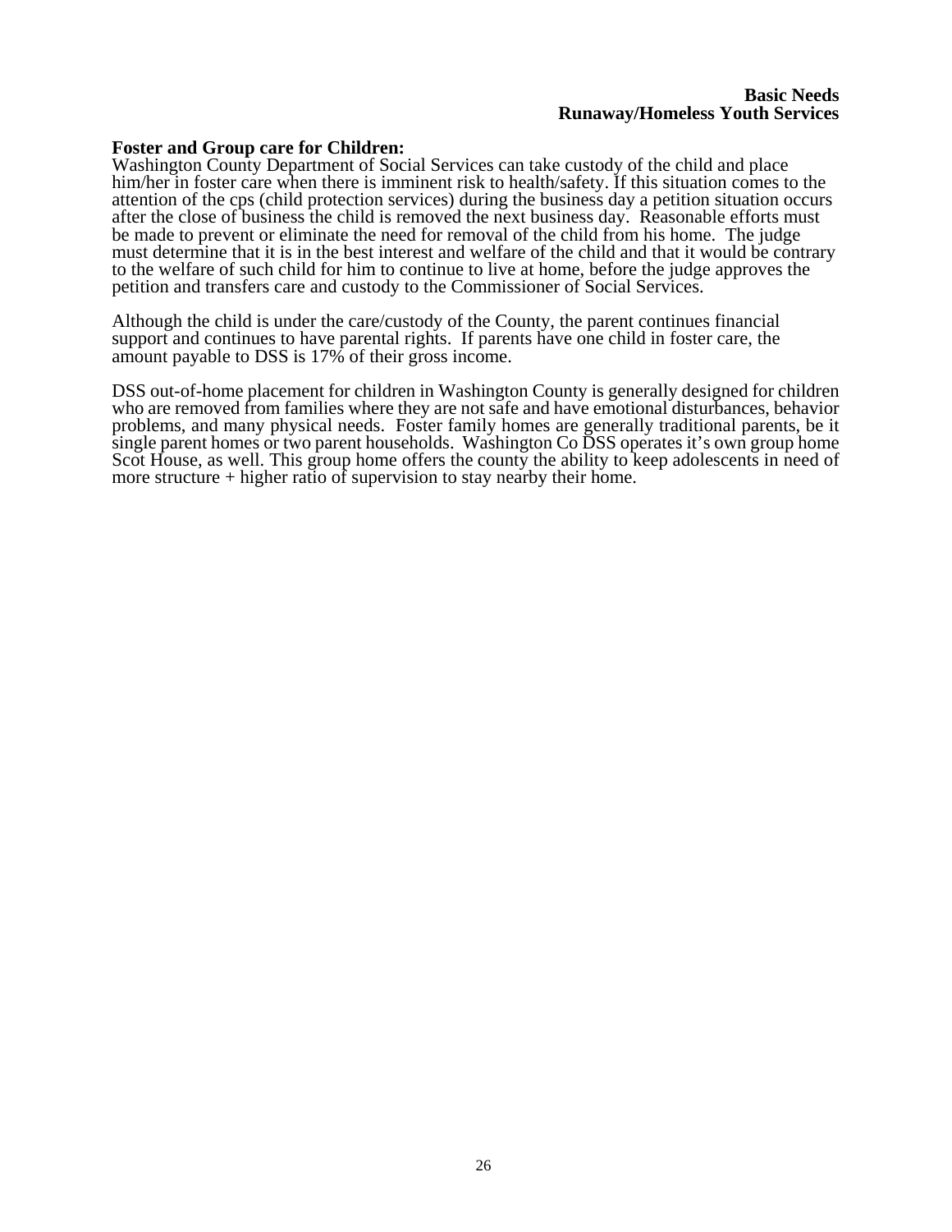**Basic Needs**
**Runaway/Homeless Youth Services**

**Foster and Group care for Children:**
Washington County Department of Social Services can take custody of the child and place him/her in foster care when there is imminent risk to health/safety. If this situation comes to the attention of the cps (child protection services) during the business day a petition situation occurs after the close of business the child is removed the next business day. Reasonable efforts must be made to prevent or eliminate the need for removal of the child from his home. The judge must determine that it is in the best interest and welfare of the child and that it would be contrary to the welfare of such child for him to continue to live at home, before the judge approves the petition and transfers care and custody to the Commissioner of Social Services.

Although the child is under the care/custody of the County, the parent continues financial support and continues to have parental rights. If parents have one child in foster care, the amount payable to DSS is 17% of their gross income.

DSS out-of-home placement for children in Washington County is generally designed for children who are removed from families where they are not safe and have emotional disturbances, behavior problems, and many physical needs. Foster family homes are generally traditional parents, be it single parent homes or two parent households. Washington Co DSS operates it's own group home Scot House, as well. This group home offers the county the ability to keep adolescents in need of more structure + higher ratio of supervision to stay nearby their home.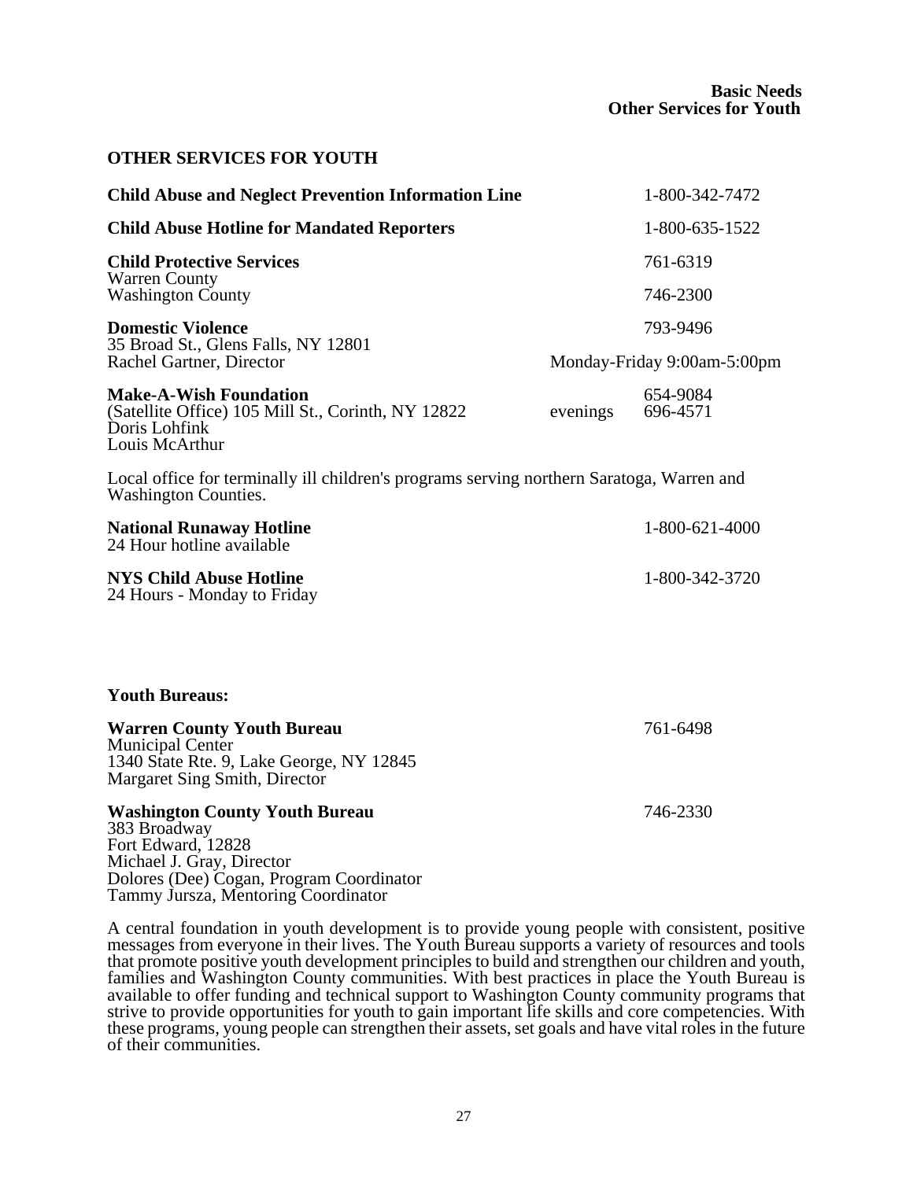## OTHER SERVICES FOR YOUTH

**Child Abuse and Neglect Prevention Information Line** 1-800-342-7472

**Child Abuse Hotline for Mandated Reporters** 1-800-635-1522

**Child Protective Services**
Warren County 761-6319
Washington County 746-2300

**Domestic Violence** 793-9496
35 Broad St., Glens Falls, NY 12801
Rachel Gartner, Director
Monday-Friday 9:00am-5:00pm

**Make-A-Wish Foundation** 654-9084
(Satellite Office) 105 Mill St., Corinth, NY 12822 evenings 696-4571
Doris Lohfink
Louis McArthur

Local office for terminally ill children's programs serving northern Saratoga, Warren and Washington Counties.

**National Runaway Hotline** 1-800-621-4000
24 Hour hotline available

**NYS Child Abuse Hotline** 1-800-342-3720
24 Hours - Monday to Friday

### Youth Bureaus:

**Warren County Youth Bureau** 761-6498
Municipal Center
1340 State Rte. 9, Lake George, NY 12845
Margaret Sing Smith, Director

**Washington County Youth Bureau** 746-2330
383 Broadway
Fort Edward, 12828
Michael J. Gray, Director
Dolores (Dee) Cogan, Program Coordinator
Tammy Jursza, Mentoring Coordinator

A central foundation in youth development is to provide young people with consistent, positive messages from everyone in their lives. The Youth Bureau supports a variety of resources and tools that promote positive youth development principles to build and strengthen our children and youth, families and Washington County communities. With best practices in place the Youth Bureau is available to offer funding and technical support to Washington County community programs that strive to provide opportunities for youth to gain important life skills and core competencies. With these programs, young people can strengthen their assets, set goals and have vital roles in the future of their communities.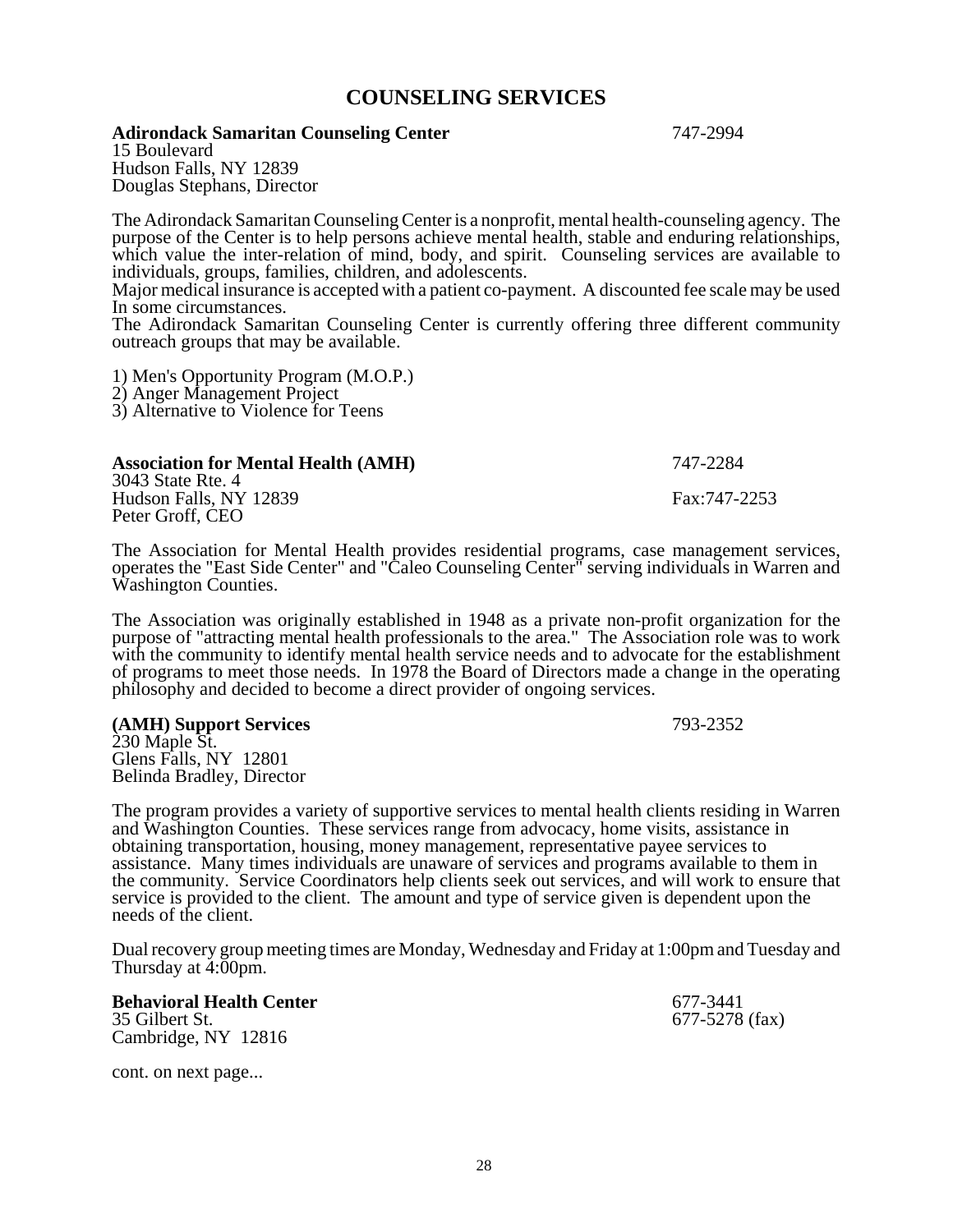# COUNSELING SERVICES

**Adirondack Samaritan Counseling Center** 747-2994
15 Boulevard
Hudson Falls, NY 12839
Douglas Stephans, Director

The Adirondack Samaritan Counseling Center is a nonprofit, mental health-counseling agency. The purpose of the Center is to help persons achieve mental health, stable and enduring relationships, which value the inter-relation of mind, body, and spirit. Counseling services are available to individuals, groups, families, children, and adolescents.
Major medical insurance is accepted with a patient co-payment. A discounted fee scale may be used In some circumstances.
The Adirondack Samaritan Counseling Center is currently offering three different community outreach groups that may be available.

1) Men's Opportunity Program (M.O.P.)
2) Anger Management Project
3) Alternative to Violence for Teens

**Association for Mental Health (AMH)** 747-2284
3043 State Rte. 4
Hudson Falls, NY 12839 Fax:747-2253
Peter Groff, CEO

The Association for Mental Health provides residential programs, case management services, operates the "East Side Center" and "Caleo Counseling Center" serving individuals in Warren and Washington Counties.

The Association was originally established in 1948 as a private non-profit organization for the purpose of "attracting mental health professionals to the area." The Association role was to work with the community to identify mental health service needs and to advocate for the establishment of programs to meet those needs. In 1978 the Board of Directors made a change in the operating philosophy and decided to become a direct provider of ongoing services.

**(AMH) Support Services** 793-2352
230 Maple St.
Glens Falls, NY 12801
Belinda Bradley, Director

The program provides a variety of supportive services to mental health clients residing in Warren and Washington Counties. These services range from advocacy, home visits, assistance in obtaining transportation, housing, money management, representative payee services to assistance. Many times individuals are unaware of services and programs available to them in the community. Service Coordinators help clients seek out services, and will work to ensure that service is provided to the client. The amount and type of service given is dependent upon the needs of the client.

Dual recovery group meeting times are Monday, Wednesday and Friday at 1:00pm and Tuesday and Thursday at 4:00pm.

**Behavioral Health Center** 677-3441
35 Gilbert St. 677-5278 (fax)
Cambridge, NY 12816

cont. on next page...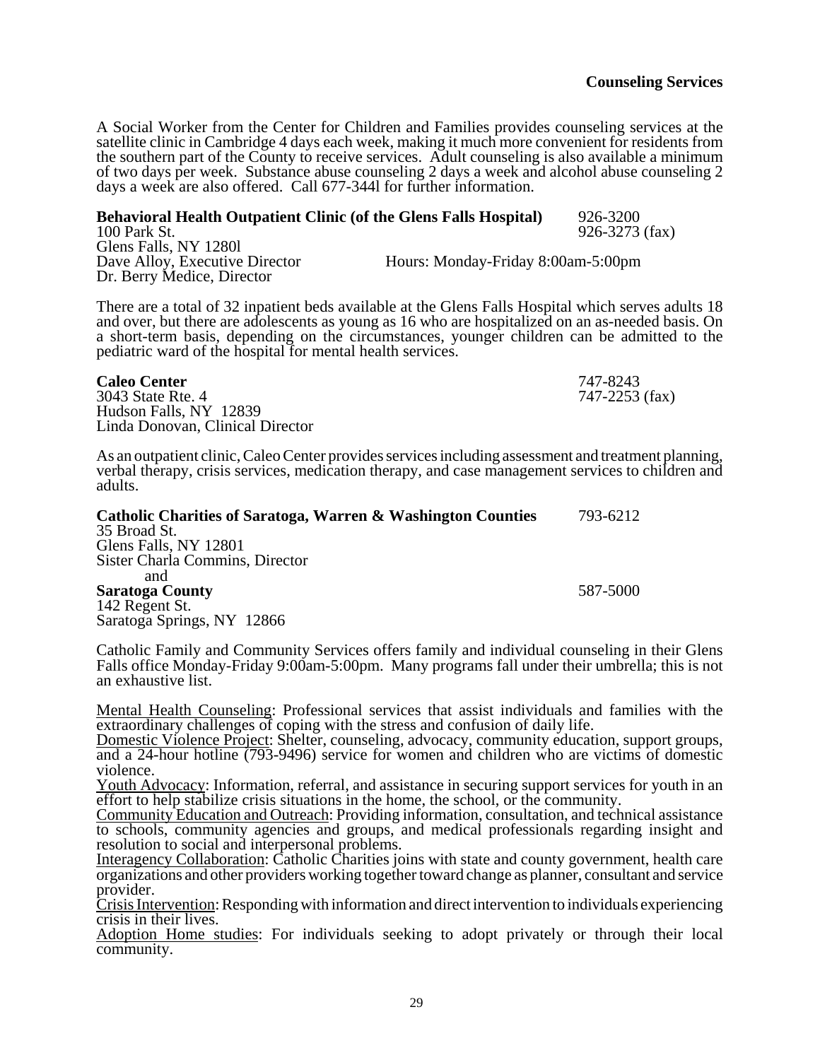**Counseling Services**

A Social Worker from the Center for Children and Families provides counseling services at the satellite clinic in Cambridge 4 days each week, making it much more convenient for residents from the southern part of the County to receive services. Adult counseling is also available a minimum of two days per week. Substance abuse counseling 2 days a week and alcohol abuse counseling 2 days a week are also offered. Call 677-344l for further information.

**Behavioral Health Outpatient Clinic (of the Glens Falls Hospital)** 926-3200
100 Park St. 926-3273 (fax)
Glens Falls, NY 1280l
Dave Alloy, Executive Director Hours: Monday-Friday 8:00am-5:00pm
Dr. Berry Medice, Director

There are a total of 32 inpatient beds available at the Glens Falls Hospital which serves adults 18 and over, but there are adolescents as young as 16 who are hospitalized on an as-needed basis. On a short-term basis, depending on the circumstances, younger children can be admitted to the pediatric ward of the hospital for mental health services.

**Caleo Center** 747-8243
3043 State Rte. 4 747-2253 (fax)
Hudson Falls, NY 12839
Linda Donovan, Clinical Director

As an outpatient clinic, Caleo Center provides services including assessment and treatment planning, verbal therapy, crisis services, medication therapy, and case management services to children and adults.

**Catholic Charities of Saratoga, Warren & Washington Counties** 793-6212
35 Broad St.
Glens Falls, NY 12801
Sister Charla Commins, Director
and
**Saratoga County** 587-5000
142 Regent St.
Saratoga Springs, NY 12866

Catholic Family and Community Services offers family and individual counseling in their Glens Falls office Monday-Friday 9:00am-5:00pm. Many programs fall under their umbrella; this is not an exhaustive list.

<u>Mental Health Counseling</u>: Professional services that assist individuals and families with the extraordinary challenges of coping with the stress and confusion of daily life.
<u>Domestic Violence Project</u>: Shelter, counseling, advocacy, community education, support groups, and a 24-hour hotline (793-9496) service for women and children who are victims of domestic violence.
<u>Youth Advocacy</u>: Information, referral, and assistance in securing support services for youth in an effort to help stabilize crisis situations in the home, the school, or the community.
<u>Community Education and Outreach</u>: Providing information, consultation, and technical assistance to schools, community agencies and groups, and medical professionals regarding insight and resolution to social and interpersonal problems.
<u>Interagency Collaboration</u>: Catholic Charities joins with state and county government, health care organizations and other providers working together toward change as planner, consultant and service provider.
<u>Crisis Intervention</u>: Responding with information and direct intervention to individuals experiencing crisis in their lives.
<u>Adoption Home studies</u>: For individuals seeking to adopt privately or through their local community.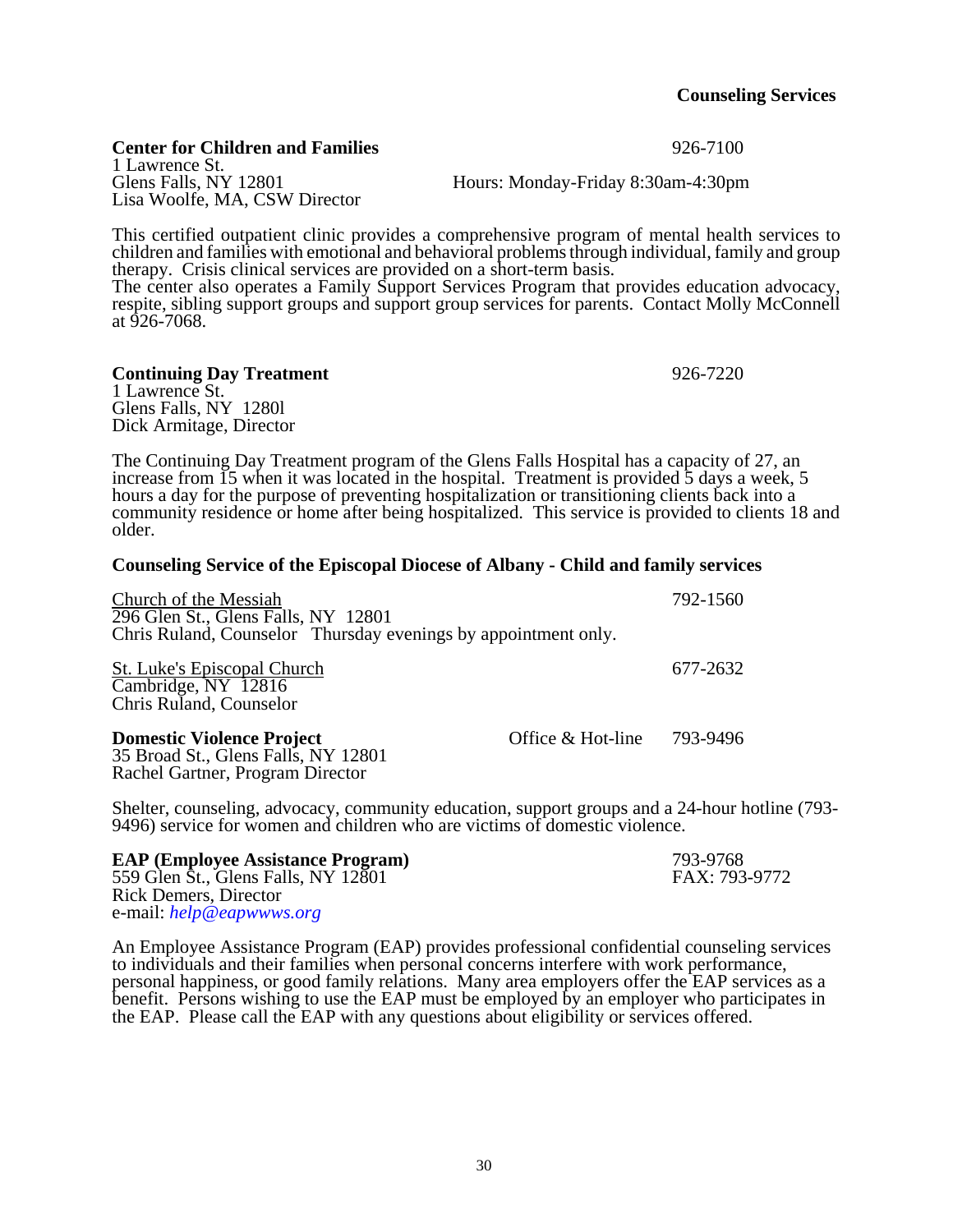## Counseling Services

**Center for Children and Families** 926-7100
1 Lawrence St.
Glens Falls, NY 12801 Hours: Monday-Friday 8:30am-4:30pm
Lisa Woolfe, MA, CSW Director

This certified outpatient clinic provides a comprehensive program of mental health services to children and families with emotional and behavioral problems through individual, family and group therapy. Crisis clinical services are provided on a short-term basis.
The center also operates a Family Support Services Program that provides education advocacy, respite, sibling support groups and support group services for parents. Contact Molly McConnell at 926-7068.

**Continuing Day Treatment** 926-7220
1 Lawrence St.
Glens Falls, NY 1280l
Dick Armitage, Director

The Continuing Day Treatment program of the Glens Falls Hospital has a capacity of 27, an increase from 15 when it was located in the hospital. Treatment is provided 5 days a week, 5 hours a day for the purpose of preventing hospitalization or transitioning clients back into a community residence or home after being hospitalized. This service is provided to clients 18 and older.

**Counseling Service of the Episcopal Diocese of Albany - Child and family services**

Church of the Messiah 792-1560
296 Glen St., Glens Falls, NY 12801
Chris Ruland, Counselor Thursday evenings by appointment only.

St. Luke's Episcopal Church 677-2632
Cambridge, NY 12816
Chris Ruland, Counselor

**Domestic Violence Project** Office & Hot-line 793-9496
35 Broad St., Glens Falls, NY 12801
Rachel Gartner, Program Director

Shelter, counseling, advocacy, community education, support groups and a 24-hour hotline (793-9496) service for women and children who are victims of domestic violence.

**EAP (Employee Assistance Program)** 793-9768
559 Glen St., Glens Falls, NY 12801 FAX: 793-9772
Rick Demers, Director
e-mail: *help@eapwwws.org*

An Employee Assistance Program (EAP) provides professional confidential counseling services to individuals and their families when personal concerns interfere with work performance, personal happiness, or good family relations. Many area employers offer the EAP services as a benefit. Persons wishing to use the EAP must be employed by an employer who participates in the EAP. Please call the EAP with any questions about eligibility or services offered.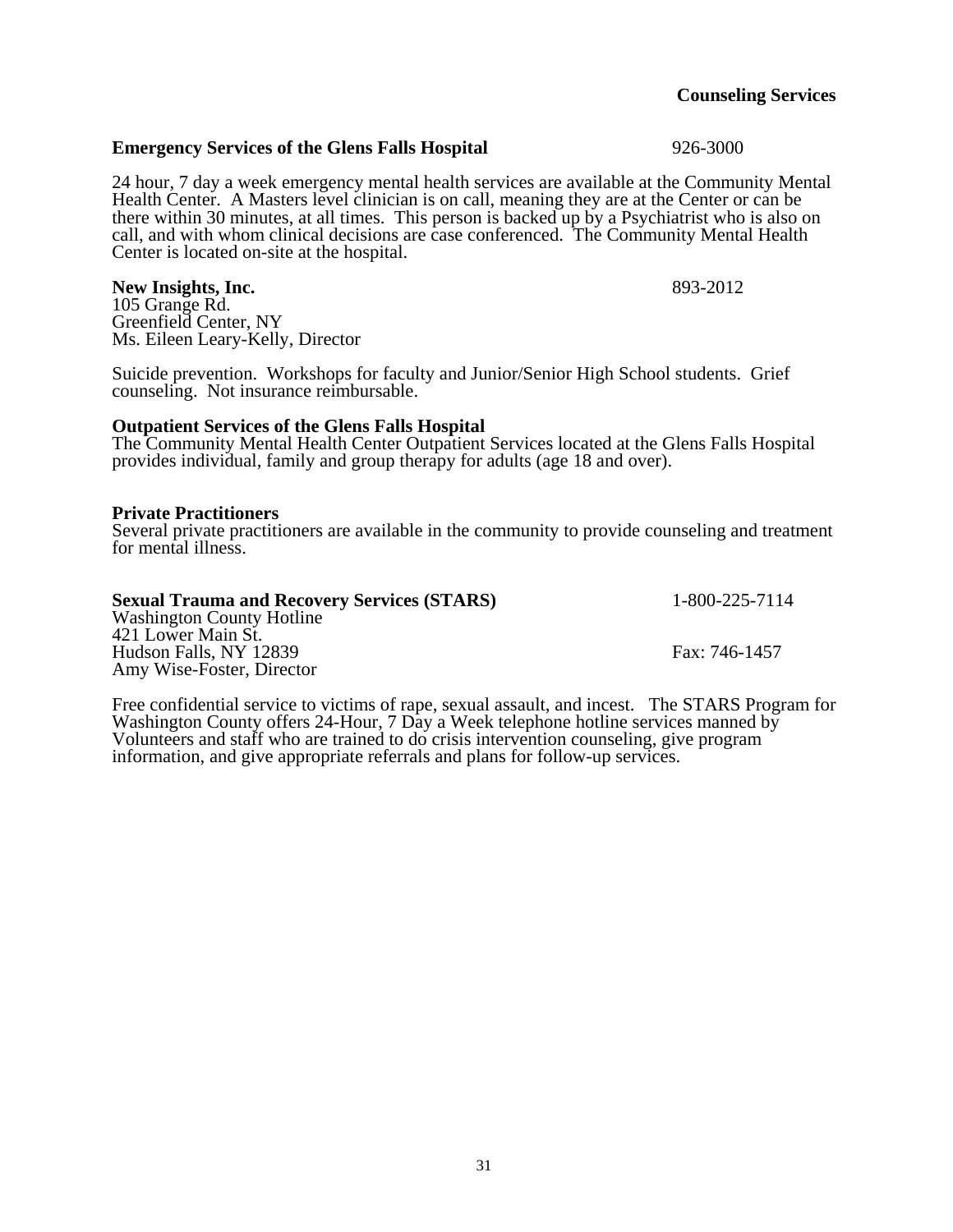## Counseling Services

**Emergency Services of the Glens Falls Hospital** 926-3000

24 hour, 7 day a week emergency mental health services are available at the Community Mental Health Center. A Masters level clinician is on call, meaning they are at the Center or can be there within 30 minutes, at all times. This person is backed up by a Psychiatrist who is also on call, and with whom clinical decisions are case conferenced. The Community Mental Health Center is located on-site at the hospital.

**New Insights, Inc.** 893-2012
105 Grange Rd.
Greenfield Center, NY
Ms. Eileen Leary-Kelly, Director

Suicide prevention. Workshops for faculty and Junior/Senior High School students. Grief counseling. Not insurance reimbursable.

**Outpatient Services of the Glens Falls Hospital**
The Community Mental Health Center Outpatient Services located at the Glens Falls Hospital provides individual, family and group therapy for adults (age 18 and over).

**Private Practitioners**
Several private practitioners are available in the community to provide counseling and treatment for mental illness.

**Sexual Trauma and Recovery Services (STARS)** 1-800-225-7114
Washington County Hotline
421 Lower Main St.
Hudson Falls, NY 12839 Fax: 746-1457
Amy Wise-Foster, Director

Free confidential service to victims of rape, sexual assault, and incest. The STARS Program for Washington County offers 24-Hour, 7 Day a Week telephone hotline services manned by Volunteers and staff who are trained to do crisis intervention counseling, give program information, and give appropriate referrals and plans for follow-up services.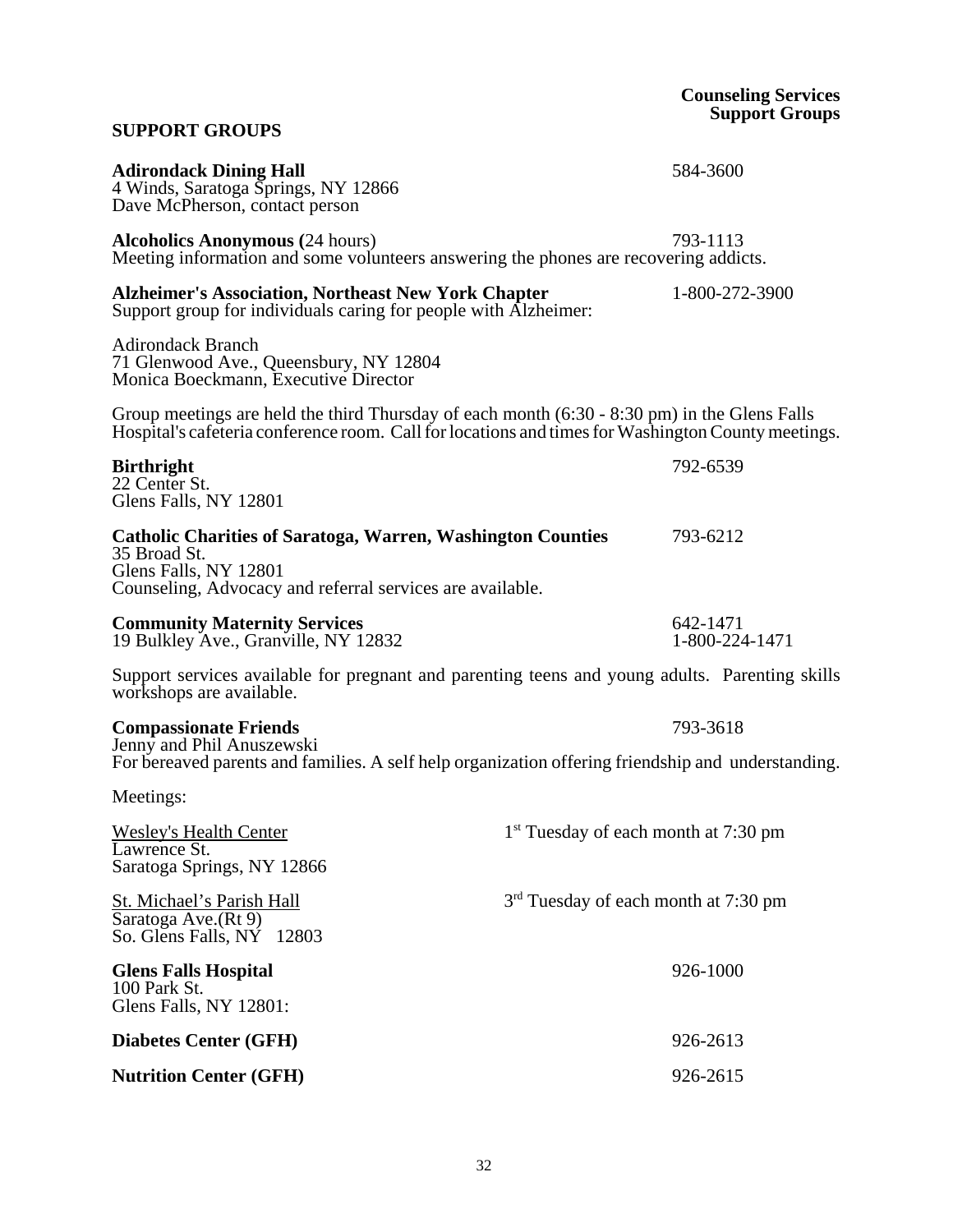## SUPPORT GROUPS

**Adirondack Dining Hall** 584-3600
4 Winds, Saratoga Springs, NY 12866
Dave McPherson, contact person

**Alcoholics Anonymous (**24 hours) 793-1113
Meeting information and some volunteers answering the phones are recovering addicts.

**Alzheimer's Association, Northeast New York Chapter** 1-800-272-3900
Support group for individuals caring for people with Alzheimer:

Adirondack Branch
71 Glenwood Ave., Queensbury, NY 12804
Monica Boeckmann, Executive Director

Group meetings are held the third Thursday of each month (6:30 - 8:30 pm) in the Glens Falls Hospital's cafeteria conference room. Call for locations and times for Washington County meetings.

**Birthright** 792-6539
22 Center St.
Glens Falls, NY 12801

**Catholic Charities of Saratoga, Warren, Washington Counties** 793-6212
35 Broad St.
Glens Falls, NY 12801
Counseling, Advocacy and referral services are available.

**Community Maternity Services** 642-1471
19 Bulkley Ave., Granville, NY 12832 1-800-224-1471

Support services available for pregnant and parenting teens and young adults. Parenting skills workshops are available.

**Compassionate Friends** 793-3618
Jenny and Phil Anuszewski
For bereaved parents and families. A self help organization offering friendship and understanding.

Meetings:

Wesley's Health Center — 1st Tuesday of each month at 7:30 pm
Lawrence St.
Saratoga Springs, NY 12866

St. Michael's Parish Hall — 3rd Tuesday of each month at 7:30 pm
Saratoga Ave.(Rt 9)
So. Glens Falls, NY 12803

**Glens Falls Hospital** 926-1000
100 Park St.
Glens Falls, NY 12801:

**Diabetes Center (GFH)** 926-2613

**Nutrition Center (GFH)** 926-2615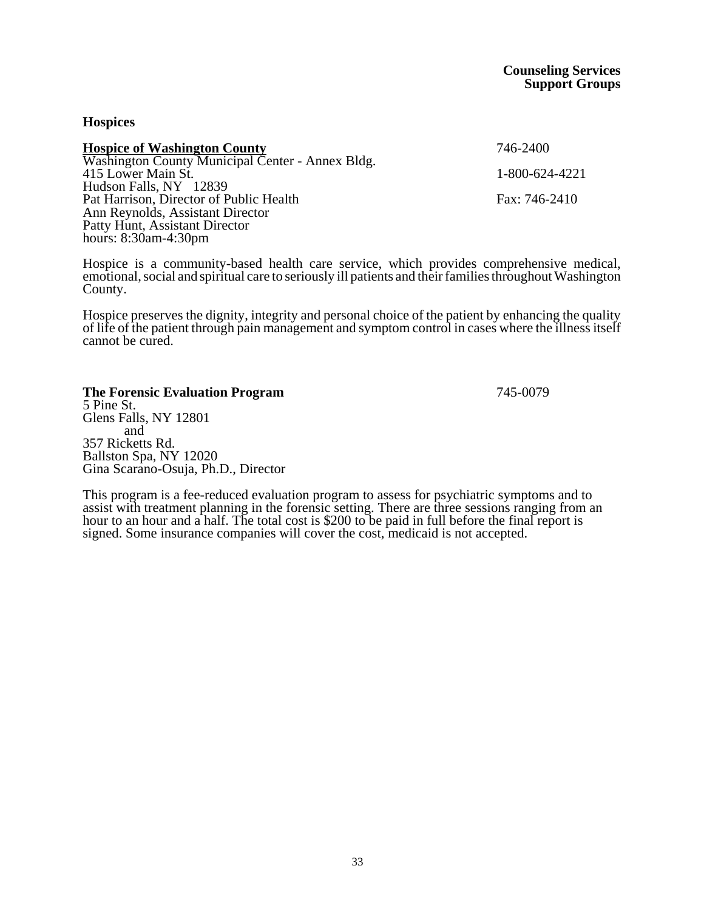**Counseling Services**
**Support Groups**

## Hospices

**Hospice of Washington County** 746-2400
Washington County Municipal Center - Annex Bldg.
415 Lower Main St. 1-800-624-4221
Hudson Falls, NY 12839
Pat Harrison, Director of Public Health Fax: 746-2410
Ann Reynolds, Assistant Director
Patty Hunt, Assistant Director
hours: 8:30am-4:30pm

Hospice is a community-based health care service, which provides comprehensive medical, emotional, social and spiritual care to seriously ill patients and their families throughout Washington County.

Hospice preserves the dignity, integrity and personal choice of the patient by enhancing the quality of life of the patient through pain management and symptom control in cases where the illness itself cannot be cured.

**The Forensic Evaluation Program** 745-0079
5 Pine St.
Glens Falls, NY 12801
and
357 Ricketts Rd.
Ballston Spa, NY 12020
Gina Scarano-Osuja, Ph.D., Director

This program is a fee-reduced evaluation program to assess for psychiatric symptoms and to assist with treatment planning in the forensic setting. There are three sessions ranging from an hour to an hour and a half. The total cost is $200 to be paid in full before the final report is signed. Some insurance companies will cover the cost, medicaid is not accepted.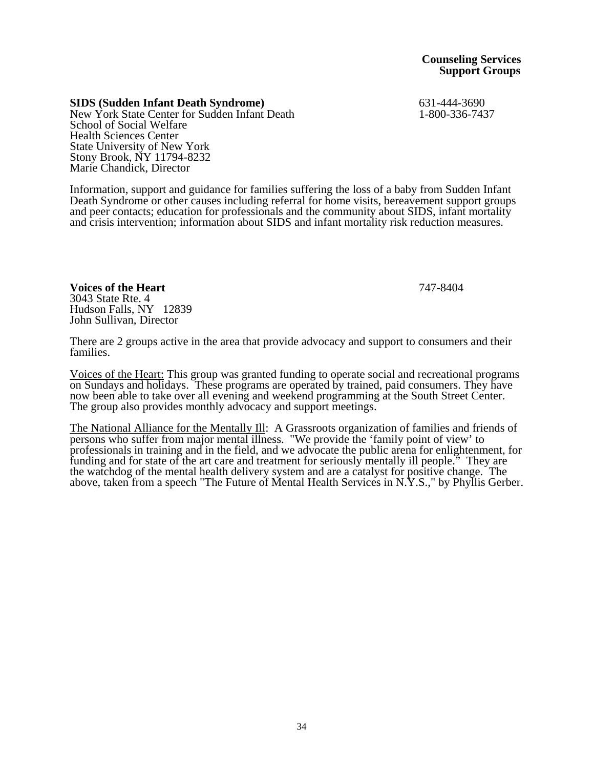**Counseling Services**
**Support Groups**

**SIDS (Sudden Infant Death Syndrome)** 631-444-3690
New York State Center for Sudden Infant Death 1-800-336-7437
School of Social Welfare
Health Sciences Center
State University of New York
Stony Brook, NY 11794-8232
Marie Chandick, Director

Information, support and guidance for families suffering the loss of a baby from Sudden Infant Death Syndrome or other causes including referral for home visits, bereavement support groups and peer contacts; education for professionals and the community about SIDS, infant mortality and crisis intervention; information about SIDS and infant mortality risk reduction measures.

**Voices of the Heart** 747-8404
3043 State Rte. 4
Hudson Falls, NY 12839
John Sullivan, Director

There are 2 groups active in the area that provide advocacy and support to consumers and their families.

Voices of the Heart: This group was granted funding to operate social and recreational programs on Sundays and holidays. These programs are operated by trained, paid consumers. They have now been able to take over all evening and weekend programming at the South Street Center. The group also provides monthly advocacy and support meetings.

The National Alliance for the Mentally Ill: A Grassroots organization of families and friends of persons who suffer from major mental illness. "We provide the 'family point of view' to professionals in training and in the field, and we advocate the public arena for enlightenment, for funding and for state of the art care and treatment for seriously mentally ill people." They are the watchdog of the mental health delivery system and are a catalyst for positive change. The above, taken from a speech "The Future of Mental Health Services in N.Y.S.," by Phyllis Gerber.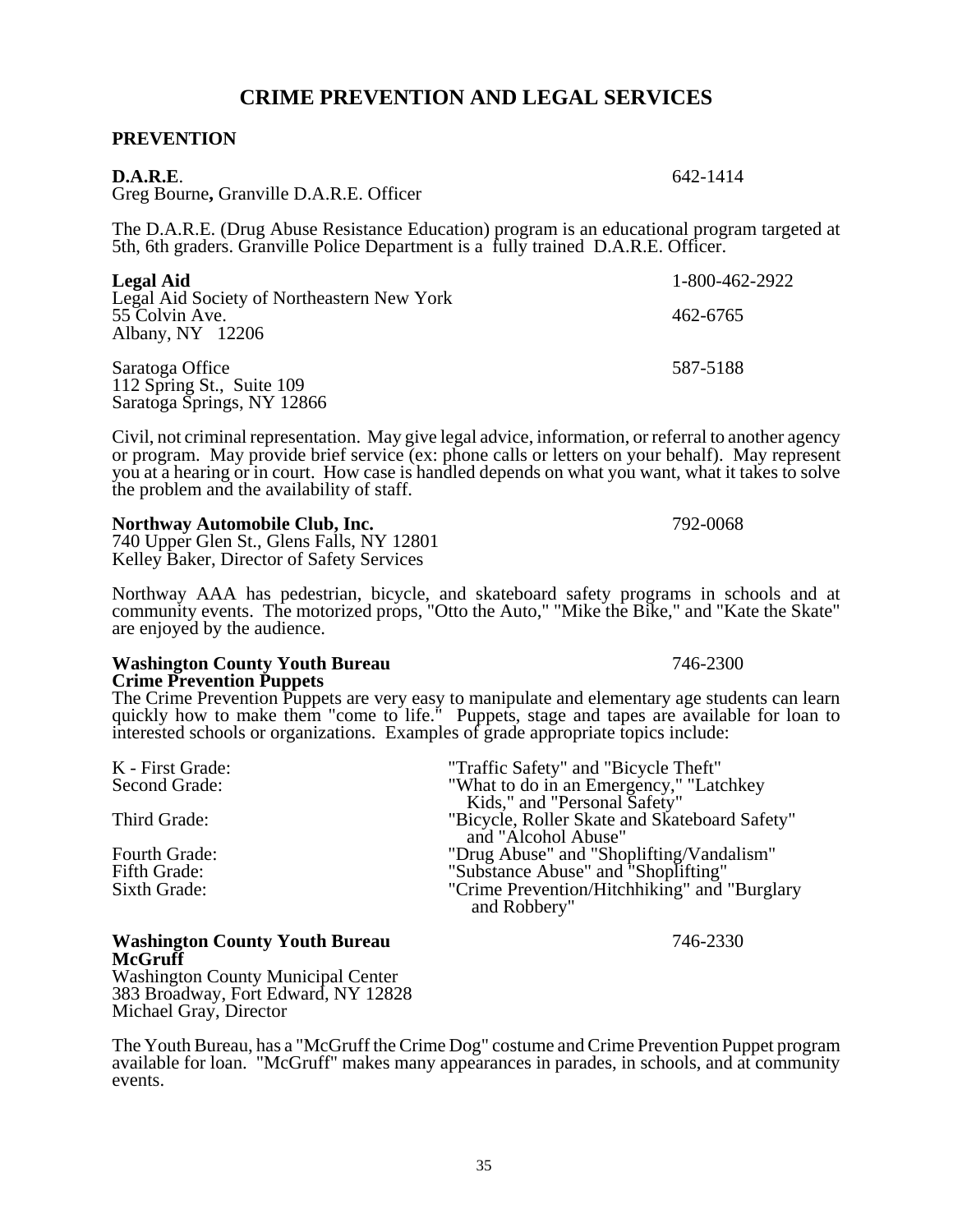# CRIME PREVENTION AND LEGAL SERVICES

## PREVENTION

**D.A.R.E**. 642-1414
Greg Bourne**,** Granville D.A.R.E. Officer

The D.A.R.E. (Drug Abuse Resistance Education) program is an educational program targeted at 5th, 6th graders. Granville Police Department is a fully trained D.A.R.E. Officer.

**Legal Aid** 1-800-462-2922
Legal Aid Society of Northeastern New York
55 Colvin Ave. 462-6765
Albany, NY 12206

Saratoga Office 587-5188
112 Spring St., Suite 109
Saratoga Springs, NY 12866

Civil, not criminal representation. May give legal advice, information, or referral to another agency or program. May provide brief service (ex: phone calls or letters on your behalf). May represent you at a hearing or in court. How case is handled depends on what you want, what it takes to solve the problem and the availability of staff.

**Northway Automobile Club, Inc.** 792-0068
740 Upper Glen St., Glens Falls, NY 12801
Kelley Baker, Director of Safety Services

Northway AAA has pedestrian, bicycle, and skateboard safety programs in schools and at community events. The motorized props, "Otto the Auto," "Mike the Bike," and "Kate the Skate" are enjoyed by the audience.

**Washington County Youth Bureau** 746-2300
**Crime Prevention Puppets**
The Crime Prevention Puppets are very easy to manipulate and elementary age students can learn quickly how to make them "come to life." Puppets, stage and tapes are available for loan to interested schools or organizations. Examples of grade appropriate topics include:

| | |
|---|---|
| K - First Grade: | "Traffic Safety" and "Bicycle Theft" |
| Second Grade: | "What to do in an Emergency," "Latchkey Kids," and "Personal Safety" |
| Third Grade: | "Bicycle, Roller Skate and Skateboard Safety" and "Alcohol Abuse" |
| Fourth Grade: | "Drug Abuse" and "Shoplifting/Vandalism" |
| Fifth Grade: | "Substance Abuse" and "Shoplifting" |
| Sixth Grade: | "Crime Prevention/Hitchhiking" and "Burglary and Robbery" |

**Washington County Youth Bureau** 746-2330
**McGruff**
Washington County Municipal Center
383 Broadway, Fort Edward, NY 12828
Michael Gray, Director

The Youth Bureau, has a "McGruff the Crime Dog" costume and Crime Prevention Puppet program available for loan. "McGruff" makes many appearances in parades, in schools, and at community events.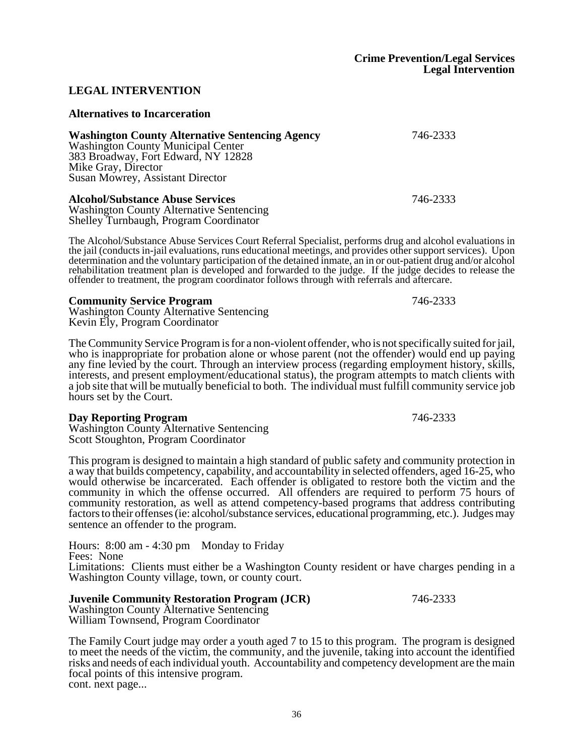## LEGAL INTERVENTION

### Alternatives to Incarceration

**Washington County Alternative Sentencing Agency** 746-2333
Washington County Municipal Center
383 Broadway, Fort Edward, NY 12828
Mike Gray, Director
Susan Mowrey, Assistant Director

**Alcohol/Substance Abuse Services** 746-2333
Washington County Alternative Sentencing
Shelley Turnbaugh, Program Coordinator

The Alcohol/Substance Abuse Services Court Referral Specialist, performs drug and alcohol evaluations in the jail (conducts in-jail evaluations, runs educational meetings, and provides other support services). Upon determination and the voluntary participation of the detained inmate, an in or out-patient drug and/or alcohol rehabilitation treatment plan is developed and forwarded to the judge. If the judge decides to release the offender to treatment, the program coordinator follows through with referrals and aftercare.

**Community Service Program** 746-2333
Washington County Alternative Sentencing
Kevin Ely, Program Coordinator

The Community Service Program is for a non-violent offender, who is not specifically suited for jail, who is inappropriate for probation alone or whose parent (not the offender) would end up paying any fine levied by the court. Through an interview process (regarding employment history, skills, interests, and present employment/educational status), the program attempts to match clients with a job site that will be mutually beneficial to both. The individual must fulfill community service job hours set by the Court.

**Day Reporting Program** 746-2333
Washington County Alternative Sentencing
Scott Stoughton, Program Coordinator

This program is designed to maintain a high standard of public safety and community protection in a way that builds competency, capability, and accountability in selected offenders, aged 16-25, who would otherwise be incarcerated. Each offender is obligated to restore both the victim and the community in which the offense occurred. All offenders are required to perform 75 hours of community restoration, as well as attend competency-based programs that address contributing factors to their offenses (ie: alcohol/substance services, educational programming, etc.). Judges may sentence an offender to the program.

Hours: 8:00 am - 4:30 pm Monday to Friday
Fees: None
Limitations: Clients must either be a Washington County resident or have charges pending in a Washington County village, town, or county court.

**Juvenile Community Restoration Program (JCR)** 746-2333
Washington County Alternative Sentencing
William Townsend, Program Coordinator

The Family Court judge may order a youth aged 7 to 15 to this program. The program is designed to meet the needs of the victim, the community, and the juvenile, taking into account the identified risks and needs of each individual youth. Accountability and competency development are the main focal points of this intensive program.
cont. next page...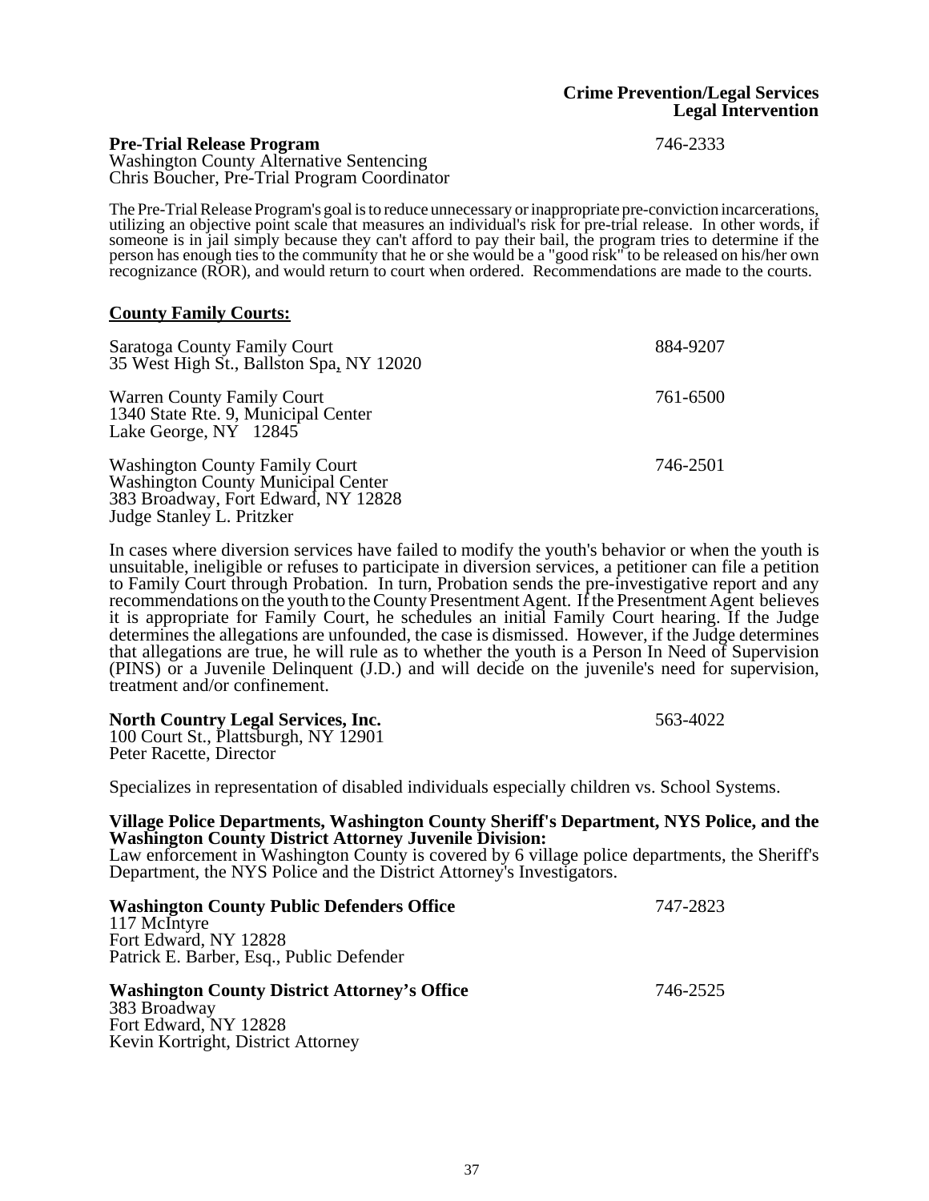**Crime Prevention/Legal Services**
**Legal Intervention**

**Pre-Trial Release Program** 746-2333
Washington County Alternative Sentencing
Chris Boucher, Pre-Trial Program Coordinator

The Pre-Trial Release Program's goal is to reduce unnecessary or inappropriate pre-conviction incarcerations, utilizing an objective point scale that measures an individual's risk for pre-trial release. In other words, if someone is in jail simply because they can't afford to pay their bail, the program tries to determine if the person has enough ties to the community that he or she would be a "good risk" to be released on his/her own recognizance (ROR), and would return to court when ordered. Recommendations are made to the courts.

**County Family Courts:**

Saratoga County Family Court 884-9207
35 West High St., Ballston Spa, NY 12020

Warren County Family Court 761-6500
1340 State Rte. 9, Municipal Center
Lake George, NY 12845

Washington County Family Court 746-2501
Washington County Municipal Center
383 Broadway, Fort Edward, NY 12828
Judge Stanley L. Pritzker

In cases where diversion services have failed to modify the youth's behavior or when the youth is unsuitable, ineligible or refuses to participate in diversion services, a petitioner can file a petition to Family Court through Probation. In turn, Probation sends the pre-investigative report and any recommendations on the youth to the County Presentment Agent. If the Presentment Agent believes it is appropriate for Family Court, he schedules an initial Family Court hearing. If the Judge determines the allegations are unfounded, the case is dismissed. However, if the Judge determines that allegations are true, he will rule as to whether the youth is a Person In Need of Supervision (PINS) or a Juvenile Delinquent (J.D.) and will decide on the juvenile's need for supervision, treatment and/or confinement.

**North Country Legal Services, Inc.** 563-4022
100 Court St., Plattsburgh, NY 12901
Peter Racette, Director

Specializes in representation of disabled individuals especially children vs. School Systems.

**Village Police Departments, Washington County Sheriff's Department, NYS Police, and the Washington County District Attorney Juvenile Division:**
Law enforcement in Washington County is covered by 6 village police departments, the Sheriff's Department, the NYS Police and the District Attorney's Investigators.

**Washington County Public Defenders Office** 747-2823
117 McIntyre
Fort Edward, NY 12828
Patrick E. Barber, Esq., Public Defender

**Washington County District Attorney's Office** 746-2525
383 Broadway
Fort Edward, NY 12828
Kevin Kortright, District Attorney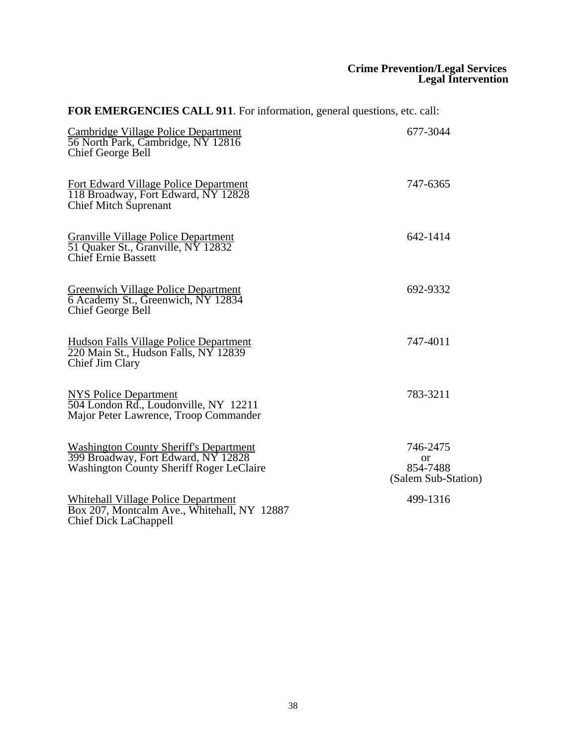**Crime Prevention/Legal Services**
**Legal Intervention**

**FOR EMERGENCIES CALL 911**. For information, general questions, etc. call:

| | |
|---|---|
| Cambridge Village Police Department<br>56 North Park, Cambridge, NY 12816<br>Chief George Bell | 677-3044 |
| Fort Edward Village Police Department<br>118 Broadway, Fort Edward, NY 12828<br>Chief Mitch Suprenant | 747-6365 |
| Granville Village Police Department<br>51 Quaker St., Granville, NY 12832<br>Chief Ernie Bassett | 642-1414 |
| Greenwich Village Police Department<br>6 Academy St., Greenwich, NY 12834<br>Chief George Bell | 692-9332 |
| Hudson Falls Village Police Department<br>220 Main St., Hudson Falls, NY 12839<br>Chief Jim Clary | 747-4011 |
| NYS Police Department<br>504 London Rd., Loudonville, NY 12211<br>Major Peter Lawrence, Troop Commander | 783-3211 |
| Washington County Sheriff's Department<br>399 Broadway, Fort Edward, NY 12828<br>Washington County Sheriff Roger LeClaire | 746-2475<br>or<br>854-7488<br>(Salem Sub-Station) |
| Whitehall Village Police Department<br>Box 207, Montcalm Ave., Whitehall, NY 12887<br>Chief Dick LaChappell | 499-1316 |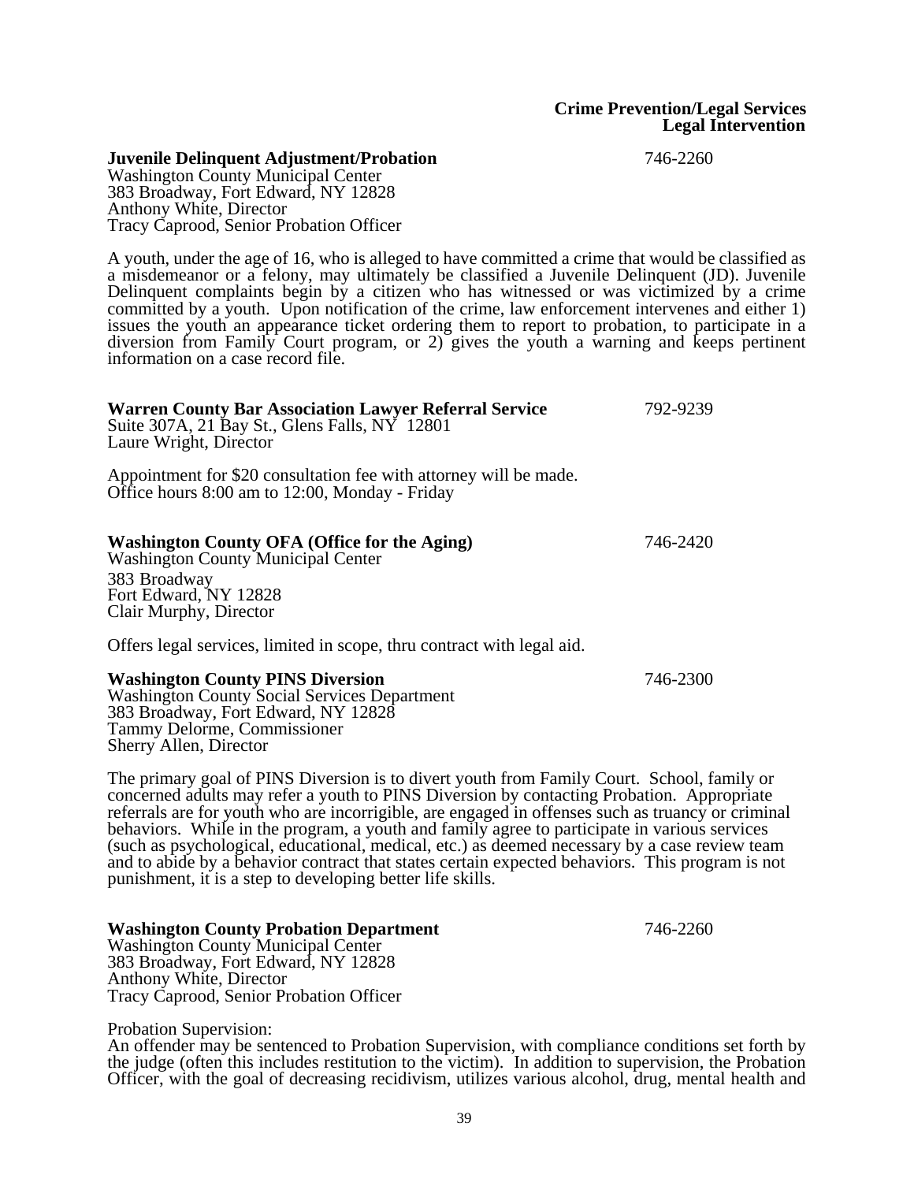**Crime Prevention/Legal Services**
**Legal Intervention**

**Juvenile Delinquent Adjustment/Probation** 746-2260
Washington County Municipal Center
383 Broadway, Fort Edward, NY 12828
Anthony White, Director
Tracy Caprood, Senior Probation Officer

A youth, under the age of 16, who is alleged to have committed a crime that would be classified as a misdemeanor or a felony, may ultimately be classified a Juvenile Delinquent (JD). Juvenile Delinquent complaints begin by a citizen who has witnessed or was victimized by a crime committed by a youth. Upon notification of the crime, law enforcement intervenes and either 1) issues the youth an appearance ticket ordering them to report to probation, to participate in a diversion from Family Court program, or 2) gives the youth a warning and keeps pertinent information on a case record file.

**Warren County Bar Association Lawyer Referral Service** 792-9239
Suite 307A, 21 Bay St., Glens Falls, NY 12801
Laure Wright, Director

Appointment for $20 consultation fee with attorney will be made.
Office hours 8:00 am to 12:00, Monday - Friday

**Washington County OFA (Office for the Aging)** 746-2420
Washington County Municipal Center
383 Broadway
Fort Edward, NY 12828
Clair Murphy, Director

Offers legal services, limited in scope, thru contract with legal aid.

**Washington County PINS Diversion** 746-2300
Washington County Social Services Department
383 Broadway, Fort Edward, NY 12828
Tammy Delorme, Commissioner
Sherry Allen, Director

The primary goal of PINS Diversion is to divert youth from Family Court. School, family or concerned adults may refer a youth to PINS Diversion by contacting Probation. Appropriate referrals are for youth who are incorrigible, are engaged in offenses such as truancy or criminal behaviors. While in the program, a youth and family agree to participate in various services (such as psychological, educational, medical, etc.) as deemed necessary by a case review team and to abide by a behavior contract that states certain expected behaviors. This program is not punishment, it is a step to developing better life skills.

**Washington County Probation Department** 746-2260
Washington County Municipal Center
383 Broadway, Fort Edward, NY 12828
Anthony White, Director
Tracy Caprood, Senior Probation Officer

Probation Supervision:
An offender may be sentenced to Probation Supervision, with compliance conditions set forth by the judge (often this includes restitution to the victim). In addition to supervision, the Probation Officer, with the goal of decreasing recidivism, utilizes various alcohol, drug, mental health and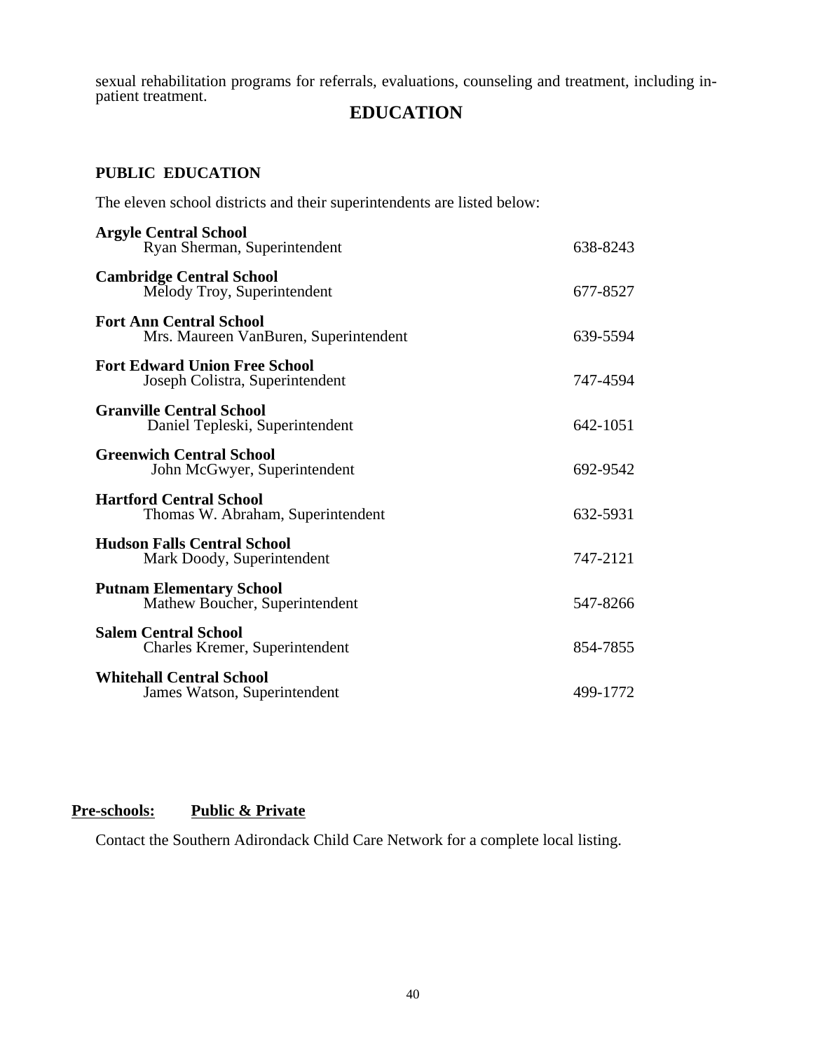sexual rehabilitation programs for referrals, evaluations, counseling and treatment, including in-patient treatment.

# EDUCATION

## PUBLIC EDUCATION

The eleven school districts and their superintendents are listed below:

**Argyle Central School**
Ryan Sherman, Superintendent — 638-8243

**Cambridge Central School**
Melody Troy, Superintendent — 677-8527

**Fort Ann Central School**
Mrs. Maureen VanBuren, Superintendent — 639-5594

**Fort Edward Union Free School**
Joseph Colistra, Superintendent — 747-4594

**Granville Central School**
Daniel Tepleski, Superintendent — 642-1051

**Greenwich Central School**
John McGwyer, Superintendent — 692-9542

**Hartford Central School**
Thomas W. Abraham, Superintendent — 632-5931

**Hudson Falls Central School**
Mark Doody, Superintendent — 747-2121

**Putnam Elementary School**
Mathew Boucher, Superintendent — 547-8266

**Salem Central School**
Charles Kremer, Superintendent — 854-7855

**Whitehall Central School**
James Watson, Superintendent — 499-1772

**Pre-schools: Public & Private**

Contact the Southern Adirondack Child Care Network for a complete local listing.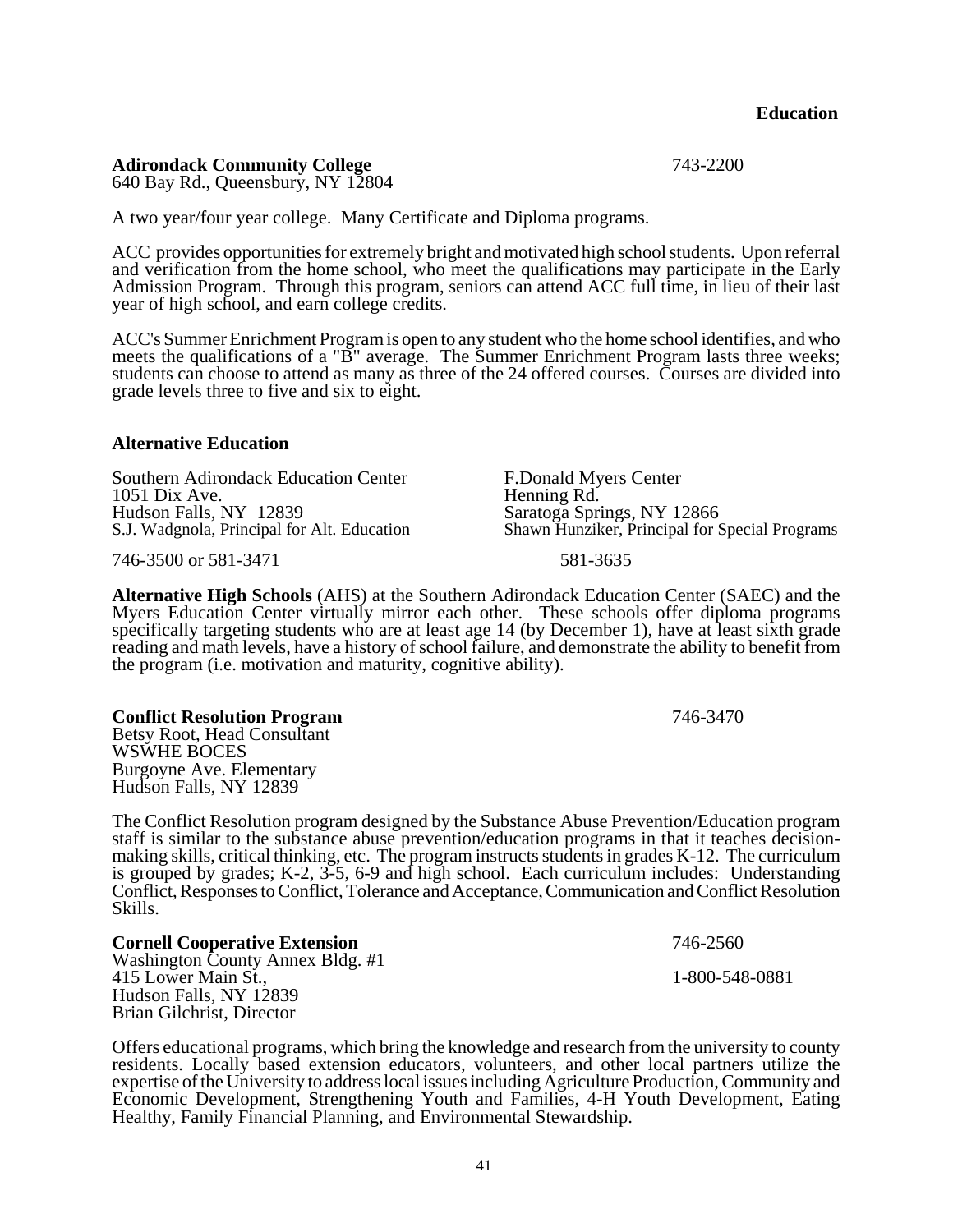## Education

**Adirondack Community College** 743-2200
640 Bay Rd., Queensbury, NY 12804

A two year/four year college. Many Certificate and Diploma programs.

ACC provides opportunities for extremely bright and motivated high school students. Upon referral and verification from the home school, who meet the qualifications may participate in the Early Admission Program. Through this program, seniors can attend ACC full time, in lieu of their last year of high school, and earn college credits.

ACC's Summer Enrichment Program is open to any student who the home school identifies, and who meets the qualifications of a "B" average. The Summer Enrichment Program lasts three weeks; students can choose to attend as many as three of the 24 offered courses. Courses are divided into grade levels three to five and six to eight.

### Alternative Education

Southern Adirondack Education Center
1051 Dix Ave.
Hudson Falls, NY 12839
S.J. Wadgnola, Principal for Alt. Education

746-3500 or 581-3471

F.Donald Myers Center
Henning Rd.
Saratoga Springs, NY 12866
Shawn Hunziker, Principal for Special Programs

581-3635

**Alternative High Schools** (AHS) at the Southern Adirondack Education Center (SAEC) and the Myers Education Center virtually mirror each other. These schools offer diploma programs specifically targeting students who are at least age 14 (by December 1), have at least sixth grade reading and math levels, have a history of school failure, and demonstrate the ability to benefit from the program (i.e. motivation and maturity, cognitive ability).

**Conflict Resolution Program** 746-3470
Betsy Root, Head Consultant
WSWHE BOCES
Burgoyne Ave. Elementary
Hudson Falls, NY 12839

The Conflict Resolution program designed by the Substance Abuse Prevention/Education program staff is similar to the substance abuse prevention/education programs in that it teaches decision-making skills, critical thinking, etc. The program instructs students in grades K-12. The curriculum is grouped by grades; K-2, 3-5, 6-9 and high school. Each curriculum includes: Understanding Conflict, Responses to Conflict, Tolerance and Acceptance, Communication and Conflict Resolution Skills.

**Cornell Cooperative Extension** 746-2560
Washington County Annex Bldg. #1
415 Lower Main St., 1-800-548-0881
Hudson Falls, NY 12839
Brian Gilchrist, Director

Offers educational programs, which bring the knowledge and research from the university to county residents. Locally based extension educators, volunteers, and other local partners utilize the expertise of the University to address local issues including Agriculture Production, Community and Economic Development, Strengthening Youth and Families, 4-H Youth Development, Eating Healthy, Family Financial Planning, and Environmental Stewardship.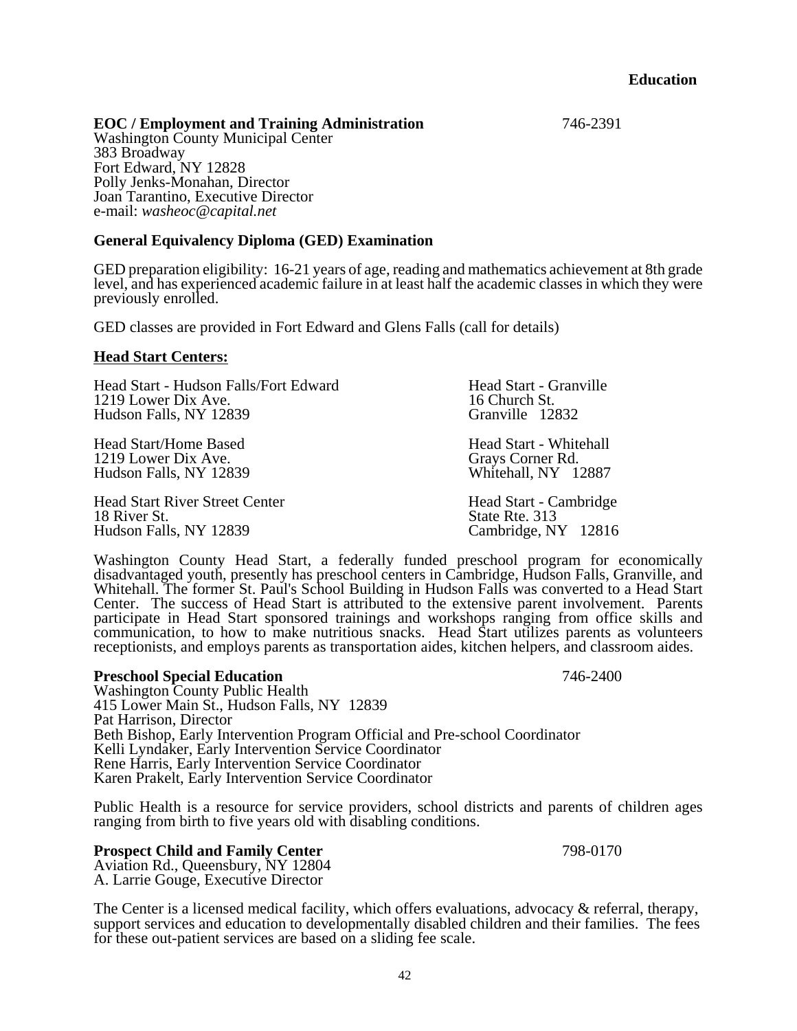# Education

**EOC / Employment and Training Administration** 746-2391
Washington County Municipal Center
383 Broadway
Fort Edward, NY 12828
Polly Jenks-Monahan, Director
Joan Tarantino, Executive Director
e-mail: *washeoc@capital.net*

**General Equivalency Diploma (GED) Examination**

GED preparation eligibility: 16-21 years of age, reading and mathematics achievement at 8th grade level, and has experienced academic failure in at least half the academic classes in which they were previously enrolled.

GED classes are provided in Fort Edward and Glens Falls (call for details)

**Head Start Centers:**

Head Start - Hudson Falls/Fort Edward
1219 Lower Dix Ave.
Hudson Falls, NY 12839

Head Start/Home Based
1219 Lower Dix Ave.
Hudson Falls, NY 12839

Head Start River Street Center
18 River St.
Hudson Falls, NY 12839

Head Start - Granville
16 Church St.
Granville 12832

Head Start - Whitehall
Grays Corner Rd.
Whitehall, NY 12887

Head Start - Cambridge
State Rte. 313
Cambridge, NY 12816

Washington County Head Start, a federally funded preschool program for economically disadvantaged youth, presently has preschool centers in Cambridge, Hudson Falls, Granville, and Whitehall. The former St. Paul's School Building in Hudson Falls was converted to a Head Start Center. The success of Head Start is attributed to the extensive parent involvement. Parents participate in Head Start sponsored trainings and workshops ranging from office skills and communication, to how to make nutritious snacks. Head Start utilizes parents as volunteers receptionists, and employs parents as transportation aides, kitchen helpers, and classroom aides.

**Preschool Special Education** 746-2400
Washington County Public Health
415 Lower Main St., Hudson Falls, NY 12839
Pat Harrison, Director
Beth Bishop, Early Intervention Program Official and Pre-school Coordinator
Kelli Lyndaker, Early Intervention Service Coordinator
Rene Harris, Early Intervention Service Coordinator
Karen Prakelt, Early Intervention Service Coordinator

Public Health is a resource for service providers, school districts and parents of children ages ranging from birth to five years old with disabling conditions.

**Prospect Child and Family Center** 798-0170
Aviation Rd., Queensbury, NY 12804
A. Larrie Gouge, Executive Director

The Center is a licensed medical facility, which offers evaluations, advocacy & referral, therapy, support services and education to developmentally disabled children and their families. The fees for these out-patient services are based on a sliding fee scale.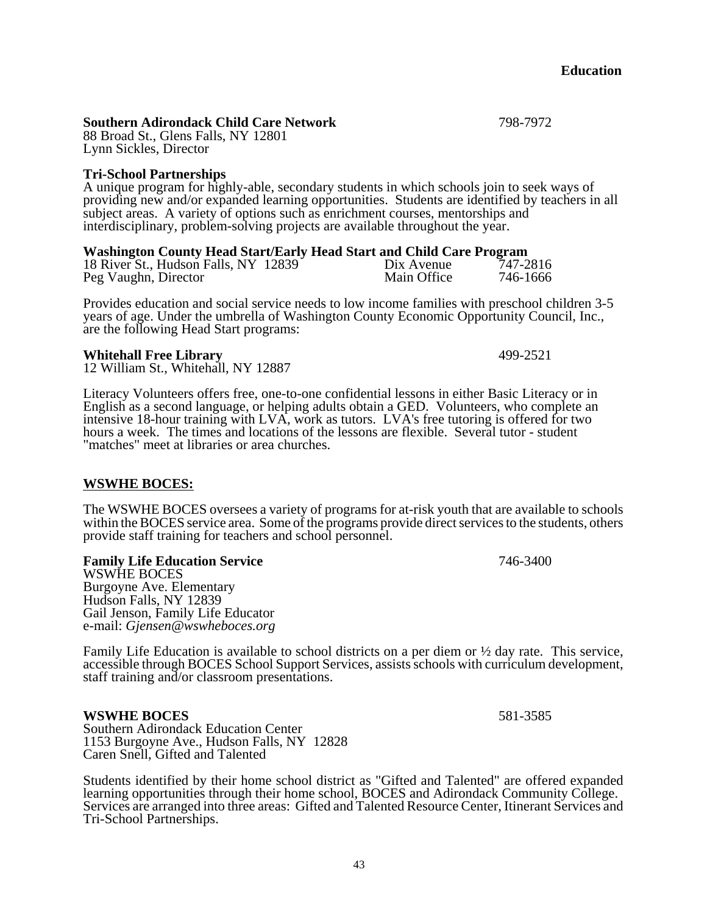**Southern Adirondack Child Care Network** 798-7972
88 Broad St., Glens Falls, NY 12801
Lynn Sickles, Director

**Tri-School Partnerships**
A unique program for highly-able, secondary students in which schools join to seek ways of providing new and/or expanded learning opportunities. Students are identified by teachers in all subject areas. A variety of options such as enrichment courses, mentorships and interdisciplinary, problem-solving projects are available throughout the year.

**Washington County Head Start/Early Head Start and Child Care Program**
18 River St., Hudson Falls, NY 12839 Dix Avenue 747-2816
Peg Vaughn, Director Main Office 746-1666

Provides education and social service needs to low income families with preschool children 3-5 years of age. Under the umbrella of Washington County Economic Opportunity Council, Inc., are the following Head Start programs:

**Whitehall Free Library** 499-2521
12 William St., Whitehall, NY 12887

Literacy Volunteers offers free, one-to-one confidential lessons in either Basic Literacy or in English as a second language, or helping adults obtain a GED. Volunteers, who complete an intensive 18-hour training with LVA, work as tutors. LVA's free tutoring is offered for two hours a week. The times and locations of the lessons are flexible. Several tutor - student "matches" meet at libraries or area churches.

## WSWHE BOCES:

The WSWHE BOCES oversees a variety of programs for at-risk youth that are available to schools within the BOCES service area. Some of the programs provide direct services to the students, others provide staff training for teachers and school personnel.

**Family Life Education Service** 746-3400
WSWHE BOCES
Burgoyne Ave. Elementary
Hudson Falls, NY 12839
Gail Jenson, Family Life Educator
e-mail: *Gjensen@wswheboces.org*

Family Life Education is available to school districts on a per diem or ½ day rate. This service, accessible through BOCES School Support Services, assists schools with curriculum development, staff training and/or classroom presentations.

**WSWHE BOCES** 581-3585
Southern Adirondack Education Center
1153 Burgoyne Ave., Hudson Falls, NY 12828
Caren Snell, Gifted and Talented

Students identified by their home school district as "Gifted and Talented" are offered expanded learning opportunities through their home school, BOCES and Adirondack Community College. Services are arranged into three areas: Gifted and Talented Resource Center, Itinerant Services and Tri-School Partnerships.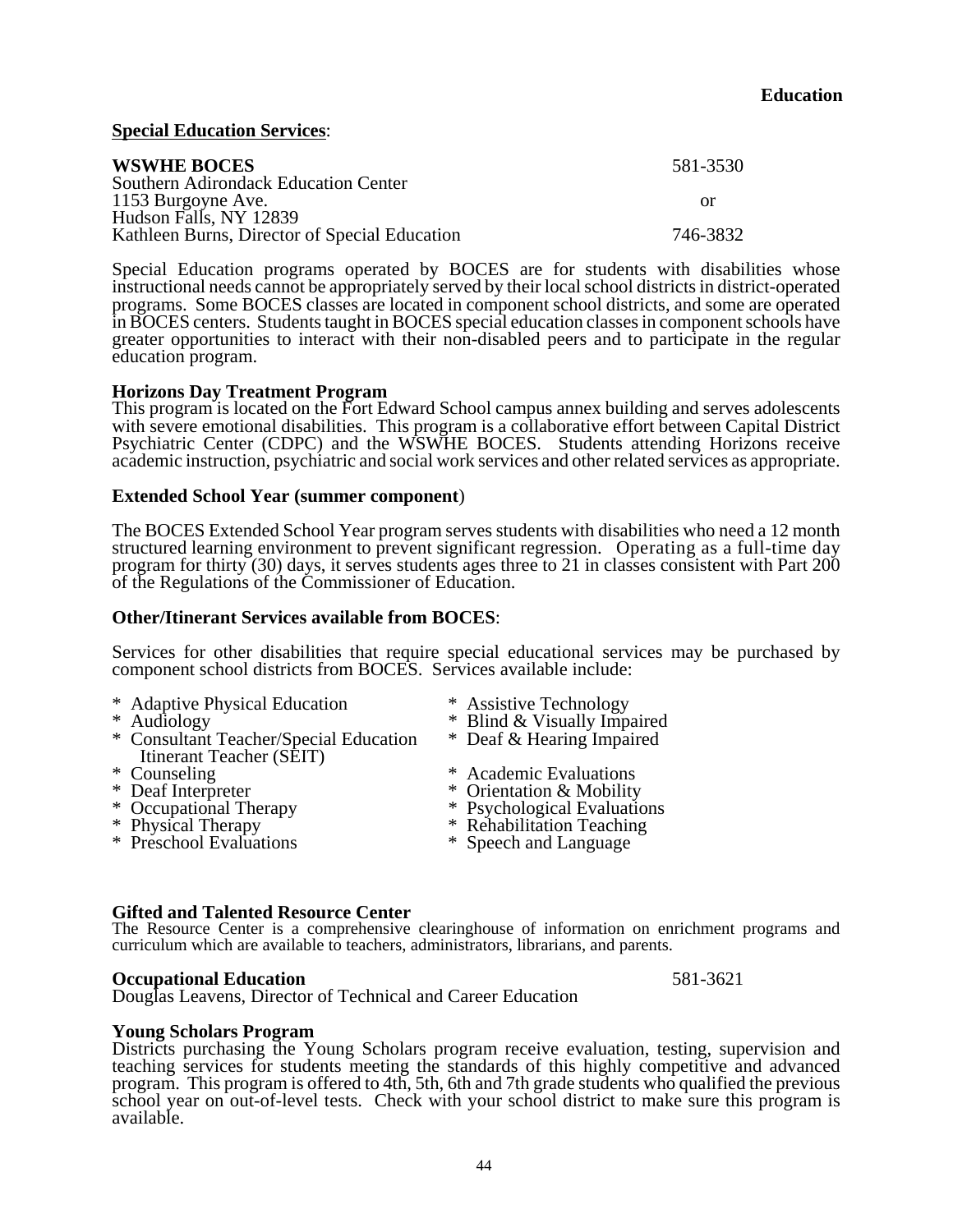**Education**

**Special Education Services**:

**WSWHE BOCES** 581-3530
Southern Adirondack Education Center
1153 Burgoyne Ave. or
Hudson Falls, NY 12839
Kathleen Burns, Director of Special Education 746-3832

Special Education programs operated by BOCES are for students with disabilities whose instructional needs cannot be appropriately served by their local school districts in district-operated programs. Some BOCES classes are located in component school districts, and some are operated in BOCES centers. Students taught in BOCES special education classes in component schools have greater opportunities to interact with their non-disabled peers and to participate in the regular education program.

**Horizons Day Treatment Program**
This program is located on the Fort Edward School campus annex building and serves adolescents with severe emotional disabilities. This program is a collaborative effort between Capital District Psychiatric Center (CDPC) and the WSWHE BOCES. Students attending Horizons receive academic instruction, psychiatric and social work services and other related services as appropriate.

**Extended School Year (summer component**)

The BOCES Extended School Year program serves students with disabilities who need a 12 month structured learning environment to prevent significant regression. Operating as a full-time day program for thirty (30) days, it serves students ages three to 21 in classes consistent with Part 200 of the Regulations of the Commissioner of Education.

**Other/Itinerant Services available from BOCES**:

Services for other disabilities that require special educational services may be purchased by component school districts from BOCES. Services available include:

* Adaptive Physical Education
* Audiology
* Consultant Teacher/Special Education Itinerant Teacher (SEIT)
* Counseling
* Deaf Interpreter
* Occupational Therapy
* Physical Therapy
* Preschool Evaluations
* Assistive Technology
* Blind & Visually Impaired
* Deaf & Hearing Impaired
* Academic Evaluations
* Orientation & Mobility
* Psychological Evaluations
* Rehabilitation Teaching
* Speech and Language

**Gifted and Talented Resource Center**
The Resource Center is a comprehensive clearinghouse of information on enrichment programs and curriculum which are available to teachers, administrators, librarians, and parents.

**Occupational Education** 581-3621
Douglas Leavens, Director of Technical and Career Education

**Young Scholars Program**
Districts purchasing the Young Scholars program receive evaluation, testing, supervision and teaching services for students meeting the standards of this highly competitive and advanced program. This program is offered to 4th, 5th, 6th and 7th grade students who qualified the previous school year on out-of-level tests. Check with your school district to make sure this program is available.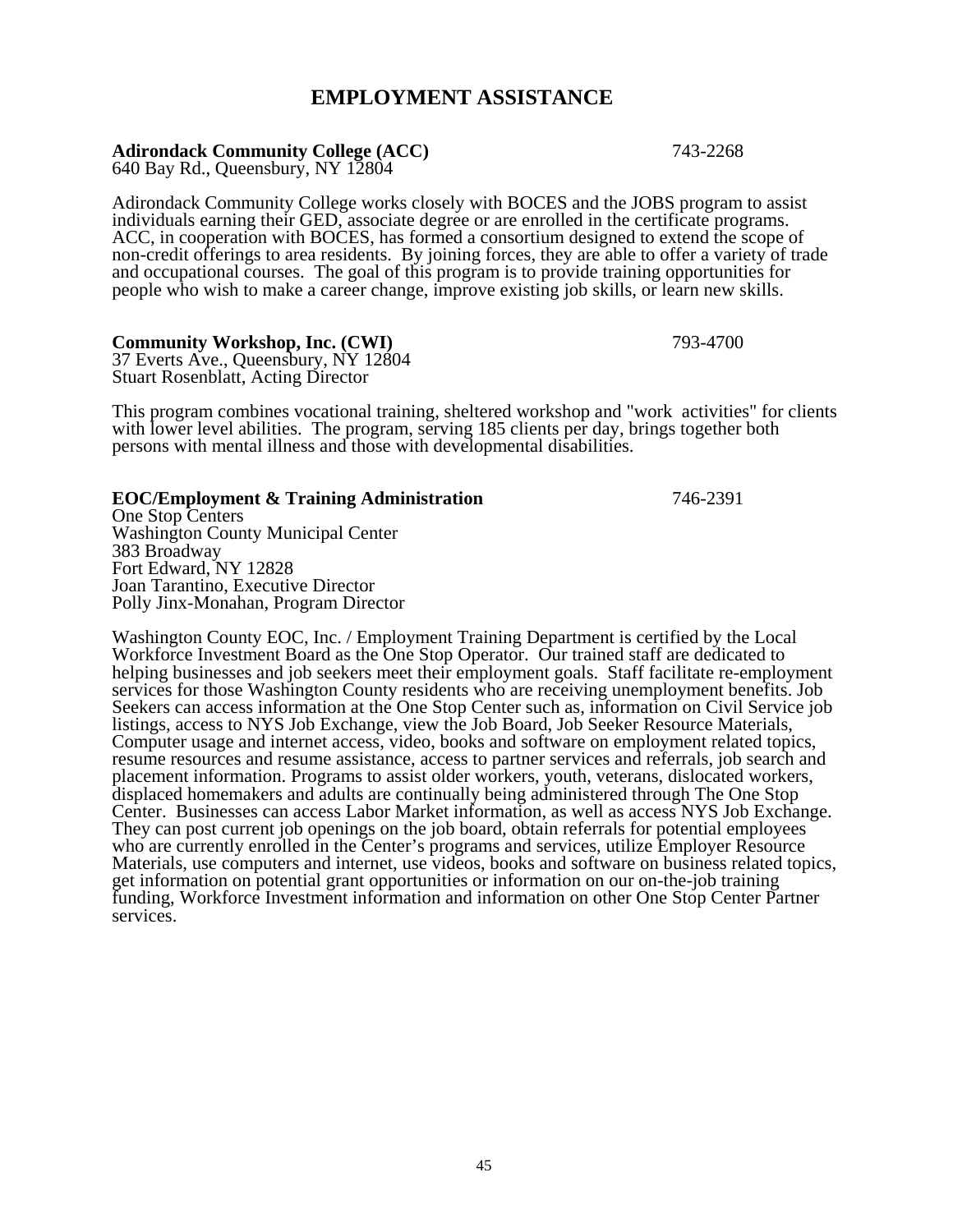# EMPLOYMENT ASSISTANCE

**Adirondack Community College (ACC)** 743-2268
640 Bay Rd., Queensbury, NY 12804

Adirondack Community College works closely with BOCES and the JOBS program to assist individuals earning their GED, associate degree or are enrolled in the certificate programs. ACC, in cooperation with BOCES, has formed a consortium designed to extend the scope of non-credit offerings to area residents. By joining forces, they are able to offer a variety of trade and occupational courses. The goal of this program is to provide training opportunities for people who wish to make a career change, improve existing job skills, or learn new skills.

**Community Workshop, Inc. (CWI)** 793-4700
37 Everts Ave., Queensbury, NY 12804
Stuart Rosenblatt, Acting Director

This program combines vocational training, sheltered workshop and "work activities" for clients with lower level abilities. The program, serving 185 clients per day, brings together both persons with mental illness and those with developmental disabilities.

**EOC/Employment & Training Administration** 746-2391
One Stop Centers
Washington County Municipal Center
383 Broadway
Fort Edward, NY 12828
Joan Tarantino, Executive Director
Polly Jinx-Monahan, Program Director

Washington County EOC, Inc. / Employment Training Department is certified by the Local Workforce Investment Board as the One Stop Operator. Our trained staff are dedicated to helping businesses and job seekers meet their employment goals. Staff facilitate re-employment services for those Washington County residents who are receiving unemployment benefits. Job Seekers can access information at the One Stop Center such as, information on Civil Service job listings, access to NYS Job Exchange, view the Job Board, Job Seeker Resource Materials, Computer usage and internet access, video, books and software on employment related topics, resume resources and resume assistance, access to partner services and referrals, job search and placement information. Programs to assist older workers, youth, veterans, dislocated workers, displaced homemakers and adults are continually being administered through The One Stop Center. Businesses can access Labor Market information, as well as access NYS Job Exchange. They can post current job openings on the job board, obtain referrals for potential employees who are currently enrolled in the Center's programs and services, utilize Employer Resource Materials, use computers and internet, use videos, books and software on business related topics, get information on potential grant opportunities or information on our on-the-job training funding, Workforce Investment information and information on other One Stop Center Partner services.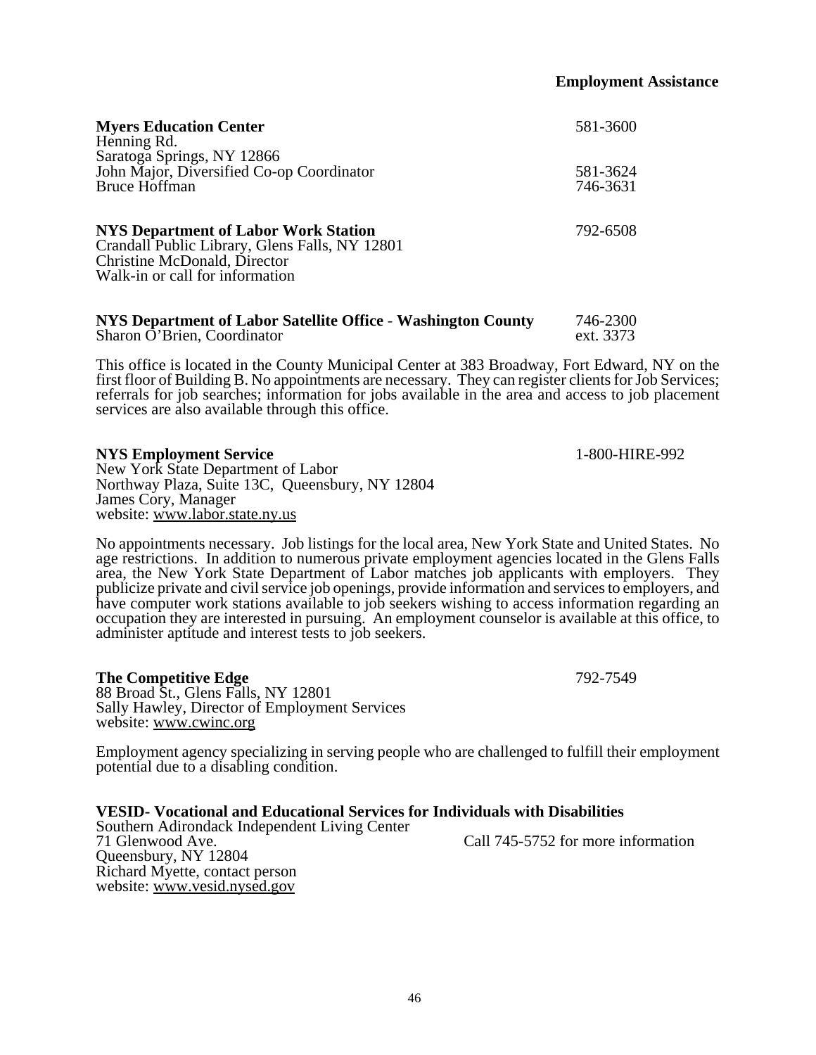## Employment Assistance

**Myers Education Center** 581-3600
Henning Rd.
Saratoga Springs, NY 12866
John Major, Diversified Co-op Coordinator 581-3624
Bruce Hoffman 746-3631

**NYS Department of Labor Work Station** 792-6508
Crandall Public Library, Glens Falls, NY 12801
Christine McDonald, Director
Walk-in or call for information

**NYS Department of Labor Satellite Office - Washington County** 746-2300
Sharon O'Brien, Coordinator ext. 3373

This office is located in the County Municipal Center at 383 Broadway, Fort Edward, NY on the first floor of Building B. No appointments are necessary. They can register clients for Job Services; referrals for job searches; information for jobs available in the area and access to job placement services are also available through this office.

**NYS Employment Service** 1-800-HIRE-992
New York State Department of Labor
Northway Plaza, Suite 13C, Queensbury, NY 12804
James Cory, Manager
website: www.labor.state.ny.us

No appointments necessary. Job listings for the local area, New York State and United States. No age restrictions. In addition to numerous private employment agencies located in the Glens Falls area, the New York State Department of Labor matches job applicants with employers. They publicize private and civil service job openings, provide information and services to employers, and have computer work stations available to job seekers wishing to access information regarding an occupation they are interested in pursuing. An employment counselor is available at this office, to administer aptitude and interest tests to job seekers.

**The Competitive Edge** 792-7549
88 Broad St., Glens Falls, NY 12801
Sally Hawley, Director of Employment Services
website: www.cwinc.org

Employment agency specializing in serving people who are challenged to fulfill their employment potential due to a disabling condition.

**VESID- Vocational and Educational Services for Individuals with Disabilities**
Southern Adirondack Independent Living Center
71 Glenwood Ave. Call 745-5752 for more information
Queensbury, NY 12804
Richard Myette, contact person
website: www.vesid.nysed.gov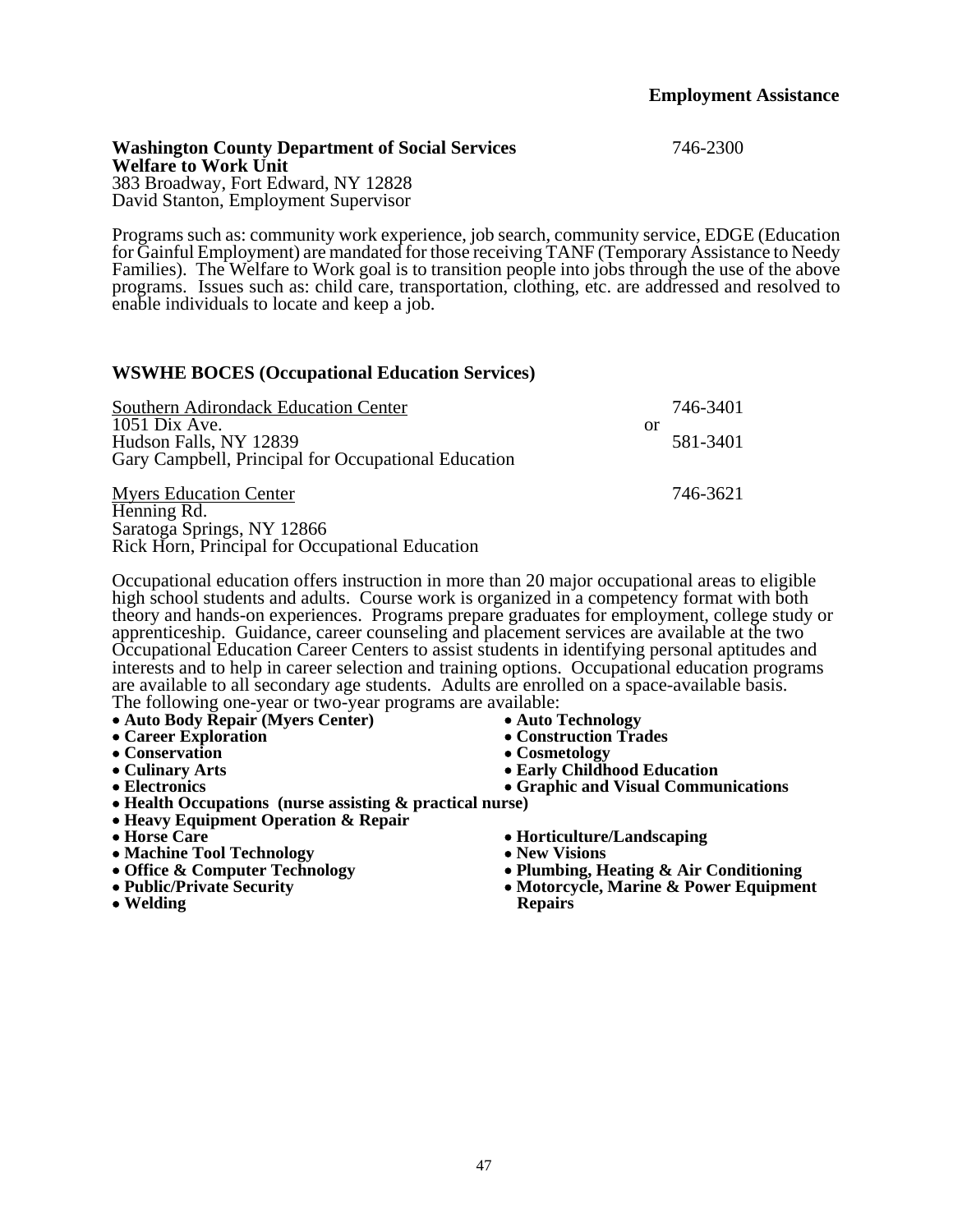## Employment Assistance

**Washington County Department of Social Services** 746-2300
**Welfare to Work Unit**
383 Broadway, Fort Edward, NY 12828
David Stanton, Employment Supervisor

Programs such as: community work experience, job search, community service, EDGE (Education for Gainful Employment) are mandated for those receiving TANF (Temporary Assistance to Needy Families). The Welfare to Work goal is to transition people into jobs through the use of the above programs. Issues such as: child care, transportation, clothing, etc. are addressed and resolved to enable individuals to locate and keep a job.

**WSWHE BOCES (Occupational Education Services)**

Southern Adirondack Education Center 746-3401 or 581-3401
1051 Dix Ave.
Hudson Falls, NY 12839
Gary Campbell, Principal for Occupational Education

Myers Education Center 746-3621
Henning Rd.
Saratoga Springs, NY 12866
Rick Horn, Principal for Occupational Education

Occupational education offers instruction in more than 20 major occupational areas to eligible high school students and adults. Course work is organized in a competency format with both theory and hands-on experiences. Programs prepare graduates for employment, college study or apprenticeship. Guidance, career counseling and placement services are available at the two Occupational Education Career Centers to assist students in identifying personal aptitudes and interests and to help in career selection and training options. Occupational education programs are available to all secondary age students. Adults are enrolled on a space-available basis. The following one-year or two-year programs are available:

- **Auto Body Repair (Myers Center)**
- **Auto Technology**
- **Career Exploration**
- **Construction Trades**
- **Conservation**
- **Cosmetology**
- **Culinary Arts**
- **Early Childhood Education**
- **Electronics**
- **Graphic and Visual Communications**
- **Health Occupations (nurse assisting & practical nurse)**
- **Heavy Equipment Operation & Repair**
- **Horse Care**
- **Horticulture/Landscaping**
- **Machine Tool Technology**
- **New Visions**
- **Office & Computer Technology**
- **Plumbing, Heating & Air Conditioning**
- **Public/Private Security**
- **Motorcycle, Marine & Power Equipment Repairs**
- **Welding**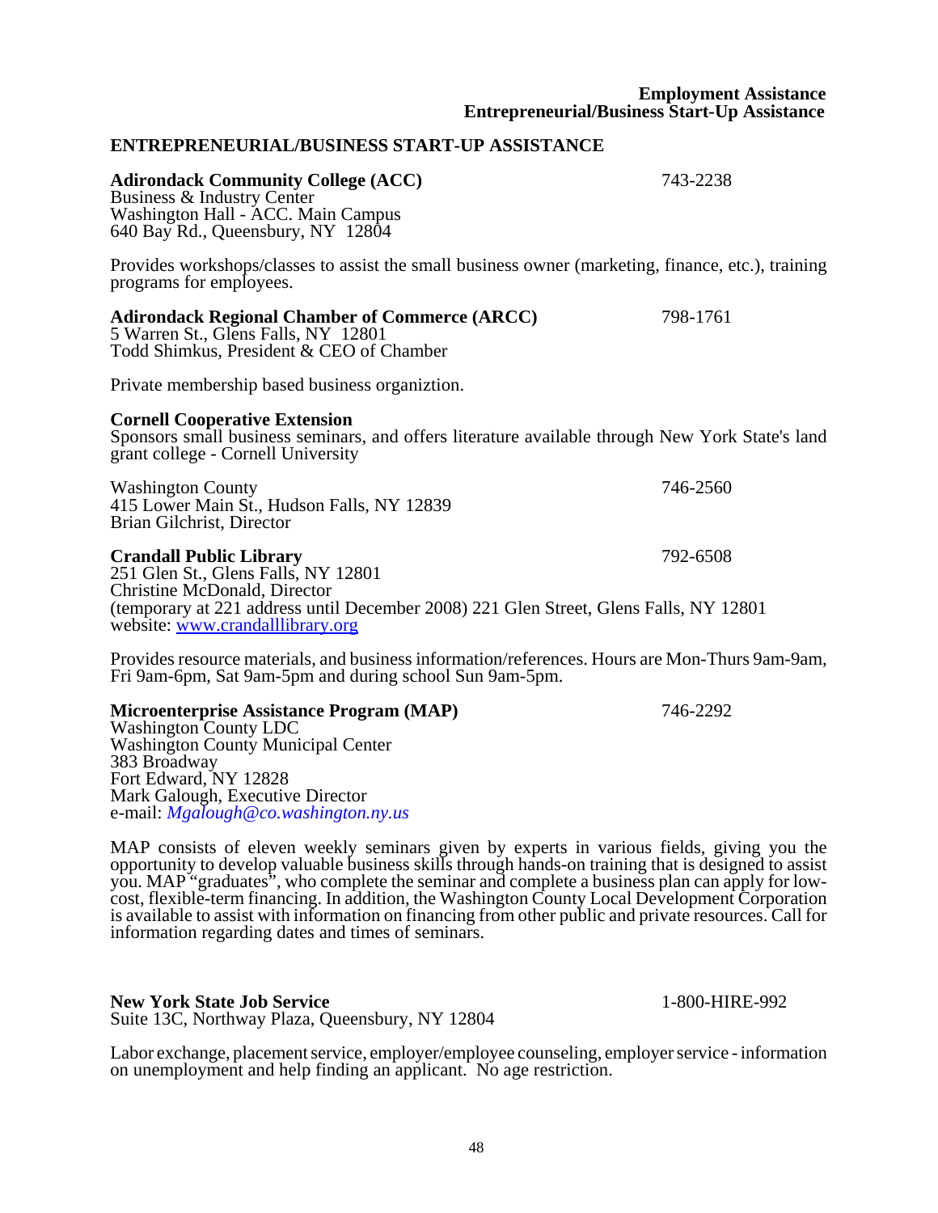## ENTREPRENEURIAL/BUSINESS START-UP ASSISTANCE

**Adirondack Community College (ACC)** 743-2238
Business & Industry Center
Washington Hall - ACC. Main Campus
640 Bay Rd., Queensbury, NY 12804

Provides workshops/classes to assist the small business owner (marketing, finance, etc.), training programs for employees.

**Adirondack Regional Chamber of Commerce (ARCC)** 798-1761
5 Warren St., Glens Falls, NY 12801
Todd Shimkus, President & CEO of Chamber

Private membership based business organiztion.

**Cornell Cooperative Extension**
Sponsors small business seminars, and offers literature available through New York State's land grant college - Cornell University

Washington County 746-2560
415 Lower Main St., Hudson Falls, NY 12839
Brian Gilchrist, Director

**Crandall Public Library** 792-6508
251 Glen St., Glens Falls, NY 12801
Christine McDonald, Director
(temporary at 221 address until December 2008) 221 Glen Street, Glens Falls, NY 12801
website: www.crandalllibrary.org

Provides resource materials, and business information/references. Hours are Mon-Thurs 9am-9am, Fri 9am-6pm, Sat 9am-5pm and during school Sun 9am-5pm.

**Microenterprise Assistance Program (MAP)** 746-2292
Washington County LDC
Washington County Municipal Center
383 Broadway
Fort Edward, NY 12828
Mark Galough, Executive Director
e-mail: *Mgalough@co.washington.ny.us*

MAP consists of eleven weekly seminars given by experts in various fields, giving you the opportunity to develop valuable business skills through hands-on training that is designed to assist you. MAP "graduates", who complete the seminar and complete a business plan can apply for low-cost, flexible-term financing. In addition, the Washington County Local Development Corporation is available to assist with information on financing from other public and private resources. Call for information regarding dates and times of seminars.

**New York State Job Service** 1-800-HIRE-992
Suite 13C, Northway Plaza, Queensbury, NY 12804

Labor exchange, placement service, employer/employee counseling, employer service - information on unemployment and help finding an applicant. No age restriction.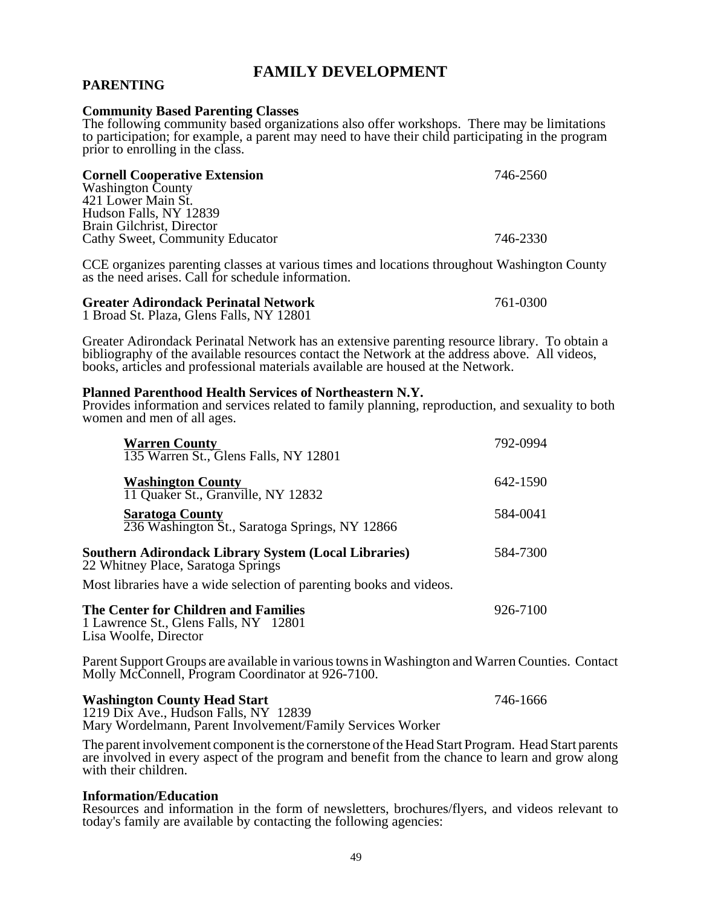# FAMILY DEVELOPMENT

## PARENTING

### Community Based Parenting Classes

The following community based organizations also offer workshops. There may be limitations to participation; for example, a parent may need to have their child participating in the program prior to enrolling in the class.

**Cornell Cooperative Extension** 746-2560
Washington County
421 Lower Main St.
Hudson Falls, NY 12839
Brain Gilchrist, Director
Cathy Sweet, Community Educator 746-2330

CCE organizes parenting classes at various times and locations throughout Washington County as the need arises. Call for schedule information.

**Greater Adirondack Perinatal Network** 761-0300
1 Broad St. Plaza, Glens Falls, NY 12801

Greater Adirondack Perinatal Network has an extensive parenting resource library. To obtain a bibliography of the available resources contact the Network at the address above. All videos, books, articles and professional materials available are housed at the Network.

**Planned Parenthood Health Services of Northeastern N.Y.**
Provides information and services related to family planning, reproduction, and sexuality to both women and men of all ages.

**Warren County** 792-0994
135 Warren St., Glens Falls, NY 12801

**Washington County** 642-1590
11 Quaker St., Granville, NY 12832

**Saratoga County** 584-0041
236 Washington St., Saratoga Springs, NY 12866

**Southern Adirondack Library System (Local Libraries)** 584-7300
22 Whitney Place, Saratoga Springs

Most libraries have a wide selection of parenting books and videos.

**The Center for Children and Families** 926-7100
1 Lawrence St., Glens Falls, NY 12801
Lisa Woolfe, Director

Parent Support Groups are available in various towns in Washington and Warren Counties. Contact Molly McConnell, Program Coordinator at 926-7100.

**Washington County Head Start** 746-1666
1219 Dix Ave., Hudson Falls, NY 12839
Mary Wordelmann, Parent Involvement/Family Services Worker

The parent involvement component is the cornerstone of the Head Start Program. Head Start parents are involved in every aspect of the program and benefit from the chance to learn and grow along with their children.

### Information/Education

Resources and information in the form of newsletters, brochures/flyers, and videos relevant to today's family are available by contacting the following agencies: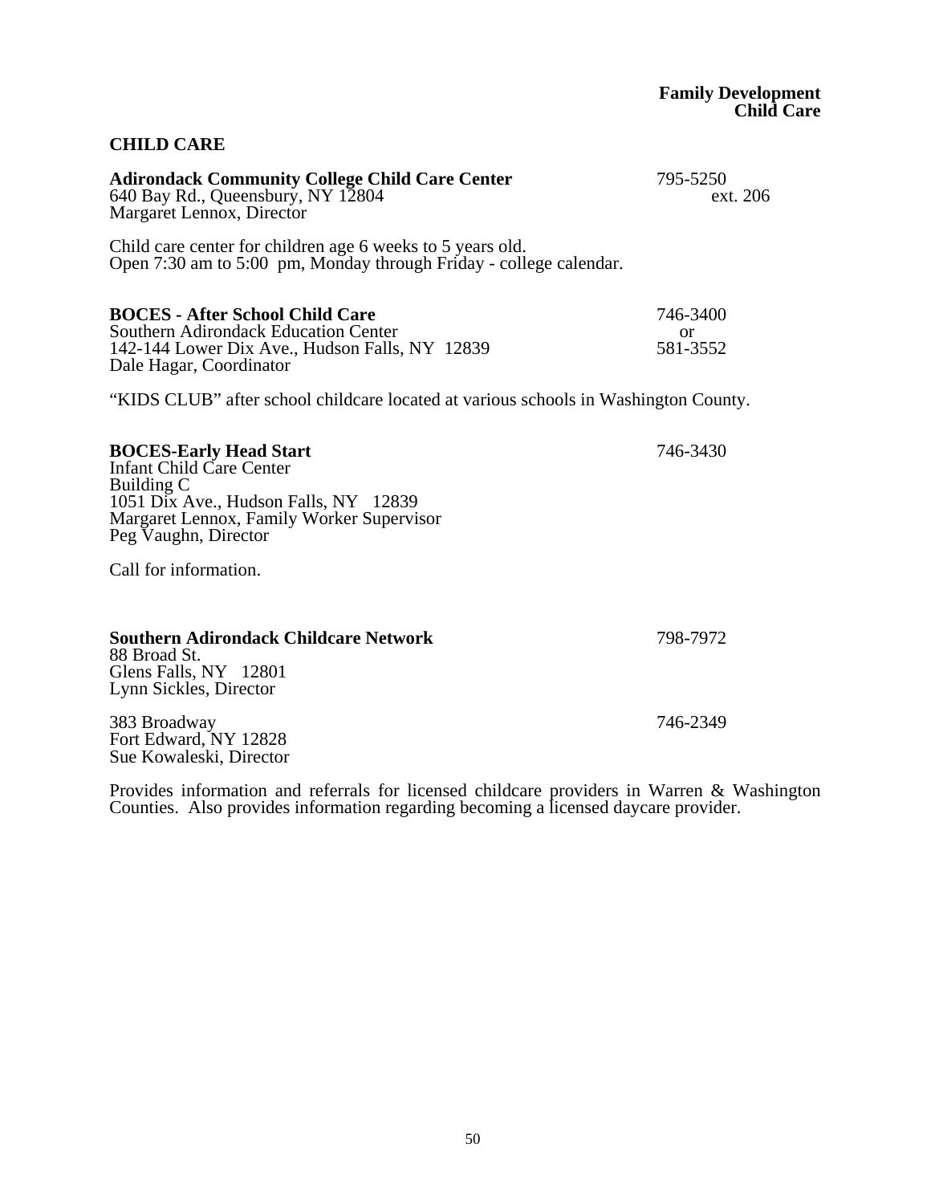## CHILD CARE

**Adirondack Community College Child Care Center** 795-5250 ext. 206
640 Bay Rd., Queensbury, NY 12804
Margaret Lennox, Director

Child care center for children age 6 weeks to 5 years old.
Open 7:30 am to 5:00 pm, Monday through Friday - college calendar.

**BOCES - After School Child Care** 746-3400 or 581-3552
Southern Adirondack Education Center
142-144 Lower Dix Ave., Hudson Falls, NY 12839
Dale Hagar, Coordinator

"KIDS CLUB" after school childcare located at various schools in Washington County.

**BOCES-Early Head Start** 746-3430
Infant Child Care Center
Building C
1051 Dix Ave., Hudson Falls, NY 12839
Margaret Lennox, Family Worker Supervisor
Peg Vaughn, Director

Call for information.

**Southern Adirondack Childcare Network** 798-7972
88 Broad St.
Glens Falls, NY 12801
Lynn Sickles, Director

383 Broadway 746-2349
Fort Edward, NY 12828
Sue Kowaleski, Director

Provides information and referrals for licensed childcare providers in Warren & Washington Counties. Also provides information regarding becoming a licensed daycare provider.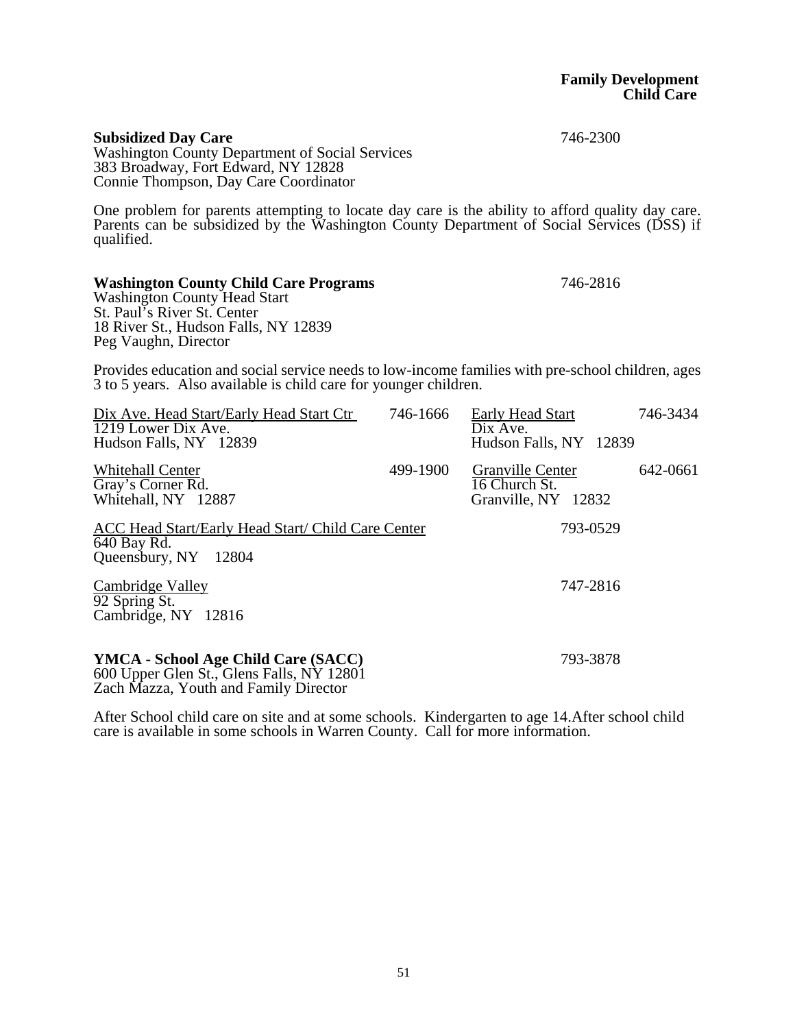**Family Development**
**Child Care**

**Subsidized Day Care** 746-2300
Washington County Department of Social Services
383 Broadway, Fort Edward, NY 12828
Connie Thompson, Day Care Coordinator

One problem for parents attempting to locate day care is the ability to afford quality day care. Parents can be subsidized by the Washington County Department of Social Services (DSS) if qualified.

**Washington County Child Care Programs** 746-2816
Washington County Head Start
St. Paul's River St. Center
18 River St., Hudson Falls, NY 12839
Peg Vaughn, Director

Provides education and social service needs to low-income families with pre-school children, ages 3 to 5 years. Also available is child care for younger children.

Dix Ave. Head Start/Early Head Start Ctr 746-1666
1219 Lower Dix Ave.
Hudson Falls, NY 12839

Early Head Start 746-3434
Dix Ave.
Hudson Falls, NY 12839

Whitehall Center 499-1900
Gray's Corner Rd.
Whitehall, NY 12887

Granville Center 642-0661
16 Church St.
Granville, NY 12832

ACC Head Start/Early Head Start/ Child Care Center 793-0529
640 Bay Rd.
Queensbury, NY 12804

Cambridge Valley 747-2816
92 Spring St.
Cambridge, NY 12816

**YMCA - School Age Child Care (SACC)** 793-3878
600 Upper Glen St., Glens Falls, NY 12801
Zach Mazza, Youth and Family Director

After School child care on site and at some schools. Kindergarten to age 14.After school child care is available in some schools in Warren County. Call for more information.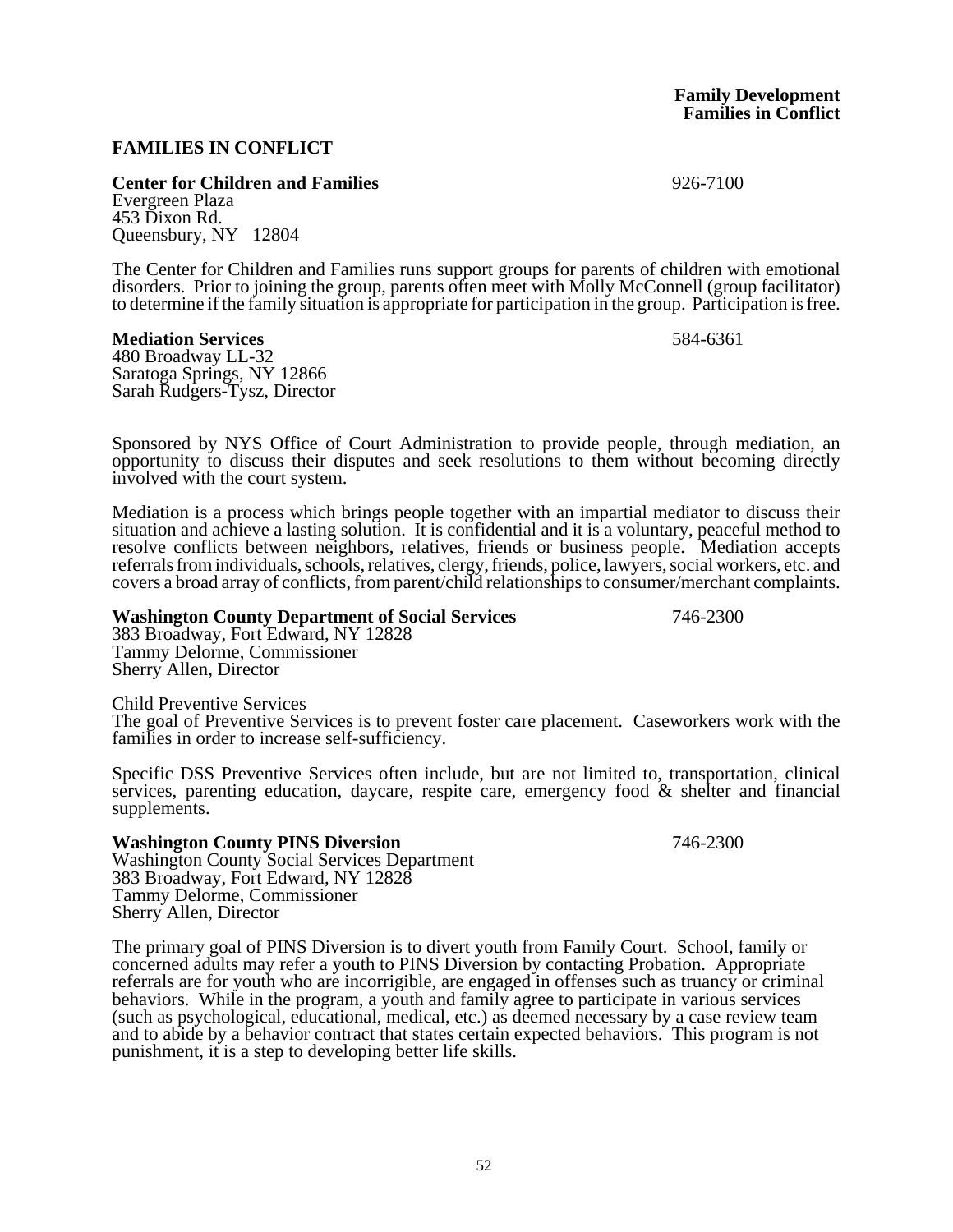## FAMILIES IN CONFLICT

**Center for Children and Families** 926-7100
Evergreen Plaza
453 Dixon Rd.
Queensbury, NY 12804

The Center for Children and Families runs support groups for parents of children with emotional disorders. Prior to joining the group, parents often meet with Molly McConnell (group facilitator) to determine if the family situation is appropriate for participation in the group. Participation is free.

**Mediation Services** 584-6361
480 Broadway LL-32
Saratoga Springs, NY 12866
Sarah Rudgers-Tysz, Director

Sponsored by NYS Office of Court Administration to provide people, through mediation, an opportunity to discuss their disputes and seek resolutions to them without becoming directly involved with the court system.

Mediation is a process which brings people together with an impartial mediator to discuss their situation and achieve a lasting solution. It is confidential and it is a voluntary, peaceful method to resolve conflicts between neighbors, relatives, friends or business people. Mediation accepts referrals from individuals, schools, relatives, clergy, friends, police, lawyers, social workers, etc. and covers a broad array of conflicts, from parent/child relationships to consumer/merchant complaints.

**Washington County Department of Social Services** 746-2300
383 Broadway, Fort Edward, NY 12828
Tammy Delorme, Commissioner
Sherry Allen, Director

Child Preventive Services
The goal of Preventive Services is to prevent foster care placement. Caseworkers work with the families in order to increase self-sufficiency.

Specific DSS Preventive Services often include, but are not limited to, transportation, clinical services, parenting education, daycare, respite care, emergency food & shelter and financial supplements.

**Washington County PINS Diversion** 746-2300
Washington County Social Services Department
383 Broadway, Fort Edward, NY 12828
Tammy Delorme, Commissioner
Sherry Allen, Director

The primary goal of PINS Diversion is to divert youth from Family Court. School, family or concerned adults may refer a youth to PINS Diversion by contacting Probation. Appropriate referrals are for youth who are incorrigible, are engaged in offenses such as truancy or criminal behaviors. While in the program, a youth and family agree to participate in various services (such as psychological, educational, medical, etc.) as deemed necessary by a case review team and to abide by a behavior contract that states certain expected behaviors. This program is not punishment, it is a step to developing better life skills.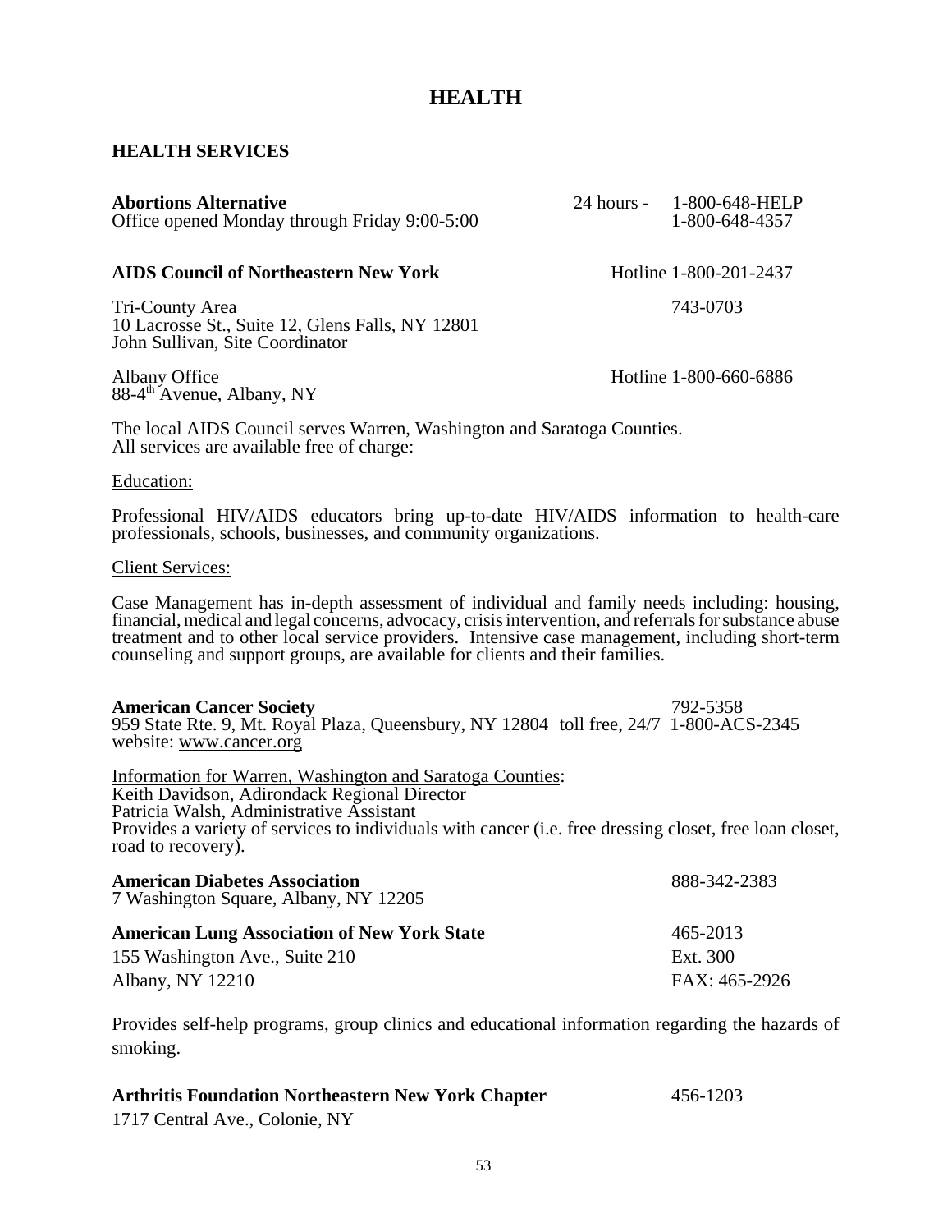# HEALTH

## HEALTH SERVICES

**Abortions Alternative** 24 hours - 1-800-648-HELP
Office opened Monday through Friday 9:00-5:00 1-800-648-4357

**AIDS Council of Northeastern New York** Hotline 1-800-201-2437

Tri-County Area 743-0703
10 Lacrosse St., Suite 12, Glens Falls, NY 12801
John Sullivan, Site Coordinator

Albany Office Hotline 1-800-660-6886
88-4th Avenue, Albany, NY

The local AIDS Council serves Warren, Washington and Saratoga Counties.
All services are available free of charge:

Education:

Professional HIV/AIDS educators bring up-to-date HIV/AIDS information to health-care professionals, schools, businesses, and community organizations.

Client Services:

Case Management has in-depth assessment of individual and family needs including: housing, financial, medical and legal concerns, advocacy, crisis intervention, and referrals for substance abuse treatment and to other local service providers. Intensive case management, including short-term counseling and support groups, are available for clients and their families.

**American Cancer Society** 792-5358
959 State Rte. 9, Mt. Royal Plaza, Queensbury, NY 12804 toll free, 24/7 1-800-ACS-2345
website: www.cancer.org

Information for Warren, Washington and Saratoga Counties:
Keith Davidson, Adirondack Regional Director
Patricia Walsh, Administrative Assistant
Provides a variety of services to individuals with cancer (i.e. free dressing closet, free loan closet, road to recovery).

**American Diabetes Association** 888-342-2383
7 Washington Square, Albany, NY 12205

**American Lung Association of New York State** 465-2013
155 Washington Ave., Suite 210 Ext. 300
Albany, NY 12210 FAX: 465-2926

Provides self-help programs, group clinics and educational information regarding the hazards of smoking.

**Arthritis Foundation Northeastern New York Chapter** 456-1203
1717 Central Ave., Colonie, NY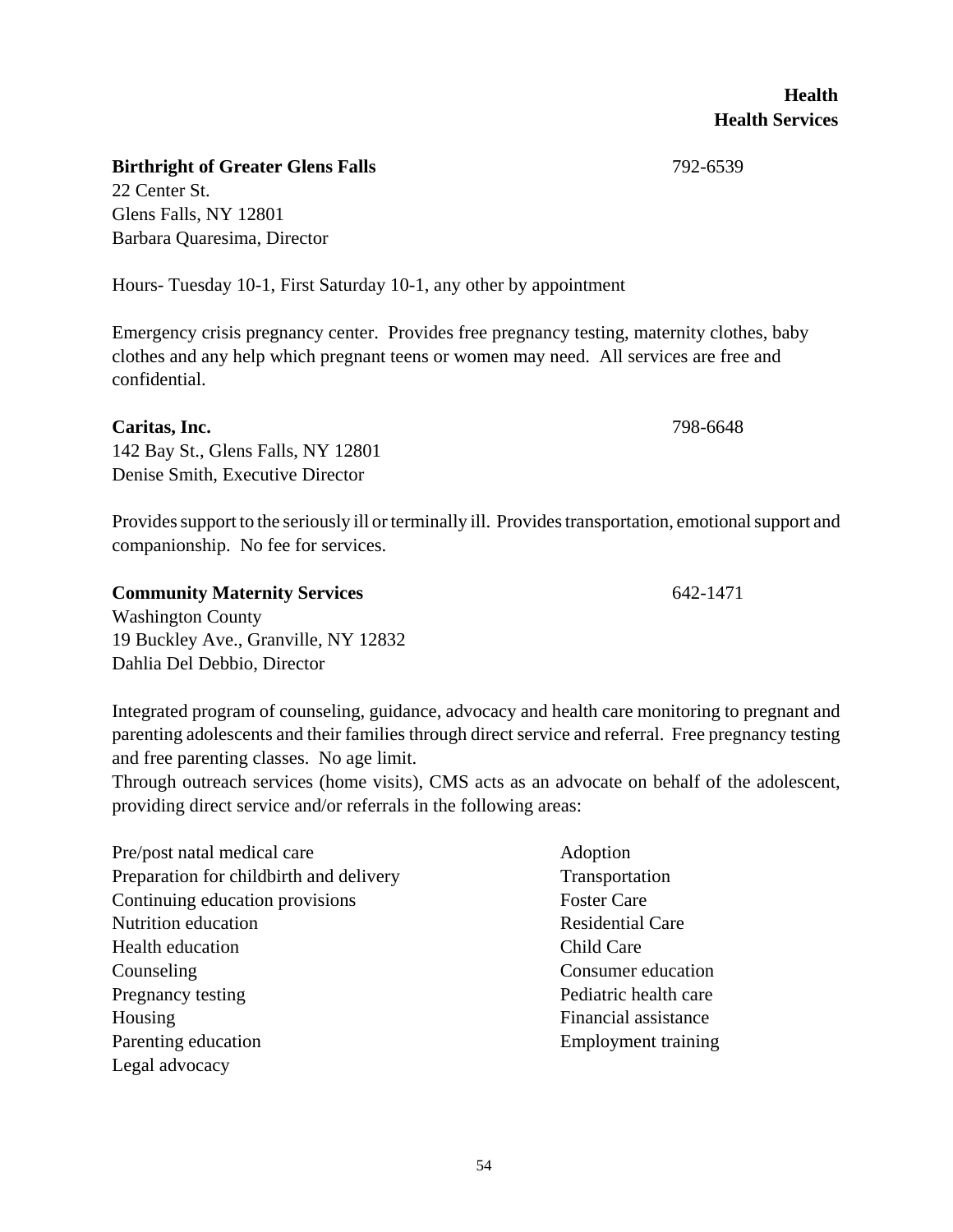# Health

## Health Services

**Birthright of Greater Glens Falls** 792-6539
22 Center St.
Glens Falls, NY 12801
Barbara Quaresima, Director

Hours- Tuesday 10-1, First Saturday 10-1, any other by appointment

Emergency crisis pregnancy center. Provides free pregnancy testing, maternity clothes, baby clothes and any help which pregnant teens or women may need. All services are free and confidential.

**Caritas, Inc.** 798-6648
142 Bay St., Glens Falls, NY 12801
Denise Smith, Executive Director

Provides support to the seriously ill or terminally ill. Provides transportation, emotional support and companionship. No fee for services.

**Community Maternity Services** 642-1471
Washington County
19 Buckley Ave., Granville, NY 12832
Dahlia Del Debbio, Director

Integrated program of counseling, guidance, advocacy and health care monitoring to pregnant and parenting adolescents and their families through direct service and referral. Free pregnancy testing and free parenting classes. No age limit.
Through outreach services (home visits), CMS acts as an advocate on behalf of the adolescent, providing direct service and/or referrals in the following areas:

- Pre/post natal medical care
- Preparation for childbirth and delivery
- Continuing education provisions
- Nutrition education
- Health education
- Counseling
- Pregnancy testing
- Housing
- Parenting education
- Legal advocacy
- Adoption
- Transportation
- Foster Care
- Residential Care
- Child Care
- Consumer education
- Pediatric health care
- Financial assistance
- Employment training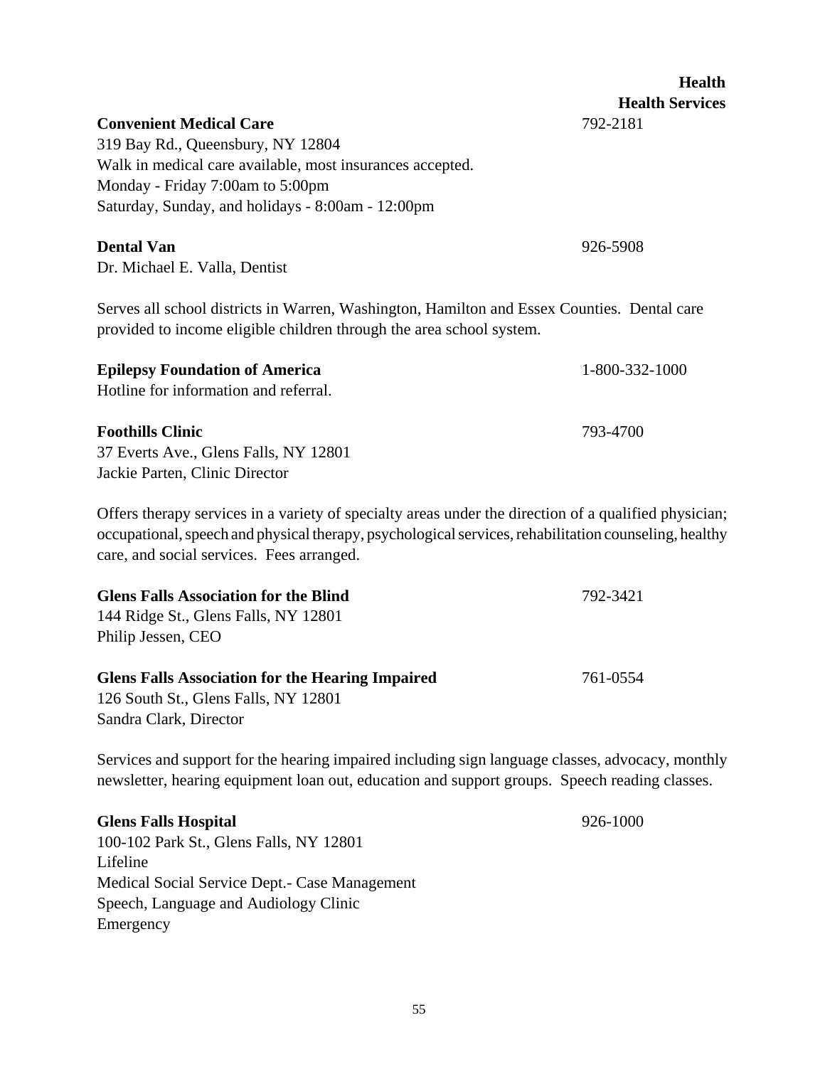# Health

## Health Services

**Convenient Medical Care** 792-2181
319 Bay Rd., Queensbury, NY 12804
Walk in medical care available, most insurances accepted.
Monday - Friday 7:00am to 5:00pm
Saturday, Sunday, and holidays - 8:00am - 12:00pm

**Dental Van** 926-5908
Dr. Michael E. Valla, Dentist

Serves all school districts in Warren, Washington, Hamilton and Essex Counties. Dental care provided to income eligible children through the area school system.

**Epilepsy Foundation of America** 1-800-332-1000
Hotline for information and referral.

**Foothills Clinic** 793-4700
37 Everts Ave., Glens Falls, NY 12801
Jackie Parten, Clinic Director

Offers therapy services in a variety of specialty areas under the direction of a qualified physician; occupational, speech and physical therapy, psychological services, rehabilitation counseling, healthy care, and social services. Fees arranged.

**Glens Falls Association for the Blind** 792-3421
144 Ridge St., Glens Falls, NY 12801
Philip Jessen, CEO

**Glens Falls Association for the Hearing Impaired** 761-0554
126 South St., Glens Falls, NY 12801
Sandra Clark, Director

Services and support for the hearing impaired including sign language classes, advocacy, monthly newsletter, hearing equipment loan out, education and support groups. Speech reading classes.

**Glens Falls Hospital** 926-1000
100-102 Park St., Glens Falls, NY 12801
Lifeline
Medical Social Service Dept.- Case Management
Speech, Language and Audiology Clinic
Emergency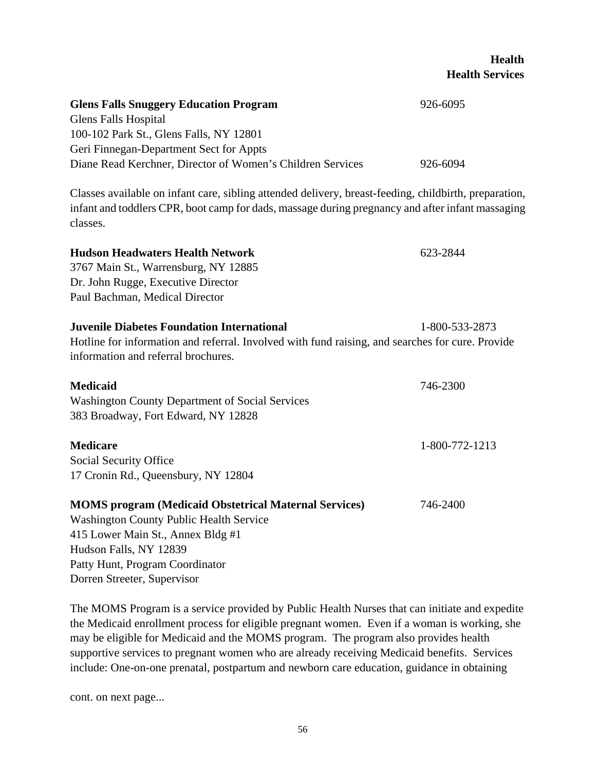**Glens Falls Snuggery Education Program** 926-6095
Glens Falls Hospital
100-102 Park St., Glens Falls, NY 12801
Geri Finnegan-Department Sect for Appts
Diane Read Kerchner, Director of Women's Children Services 926-6094

Classes available on infant care, sibling attended delivery, breast-feeding, childbirth, preparation, infant and toddlers CPR, boot camp for dads, massage during pregnancy and after infant massaging classes.

**Hudson Headwaters Health Network** 623-2844
3767 Main St., Warrensburg, NY 12885
Dr. John Rugge, Executive Director
Paul Bachman, Medical Director

**Juvenile Diabetes Foundation International** 1-800-533-2873
Hotline for information and referral. Involved with fund raising, and searches for cure. Provide information and referral brochures.

**Medicaid** 746-2300
Washington County Department of Social Services
383 Broadway, Fort Edward, NY 12828

**Medicare** 1-800-772-1213
Social Security Office
17 Cronin Rd., Queensbury, NY 12804

**MOMS program (Medicaid Obstetrical Maternal Services)** 746-2400
Washington County Public Health Service
415 Lower Main St., Annex Bldg #1
Hudson Falls, NY 12839
Patty Hunt, Program Coordinator
Dorren Streeter, Supervisor

The MOMS Program is a service provided by Public Health Nurses that can initiate and expedite the Medicaid enrollment process for eligible pregnant women. Even if a woman is working, she may be eligible for Medicaid and the MOMS program. The program also provides health supportive services to pregnant women who are already receiving Medicaid benefits. Services include: One-on-one prenatal, postpartum and newborn care education, guidance in obtaining

cont. on next page...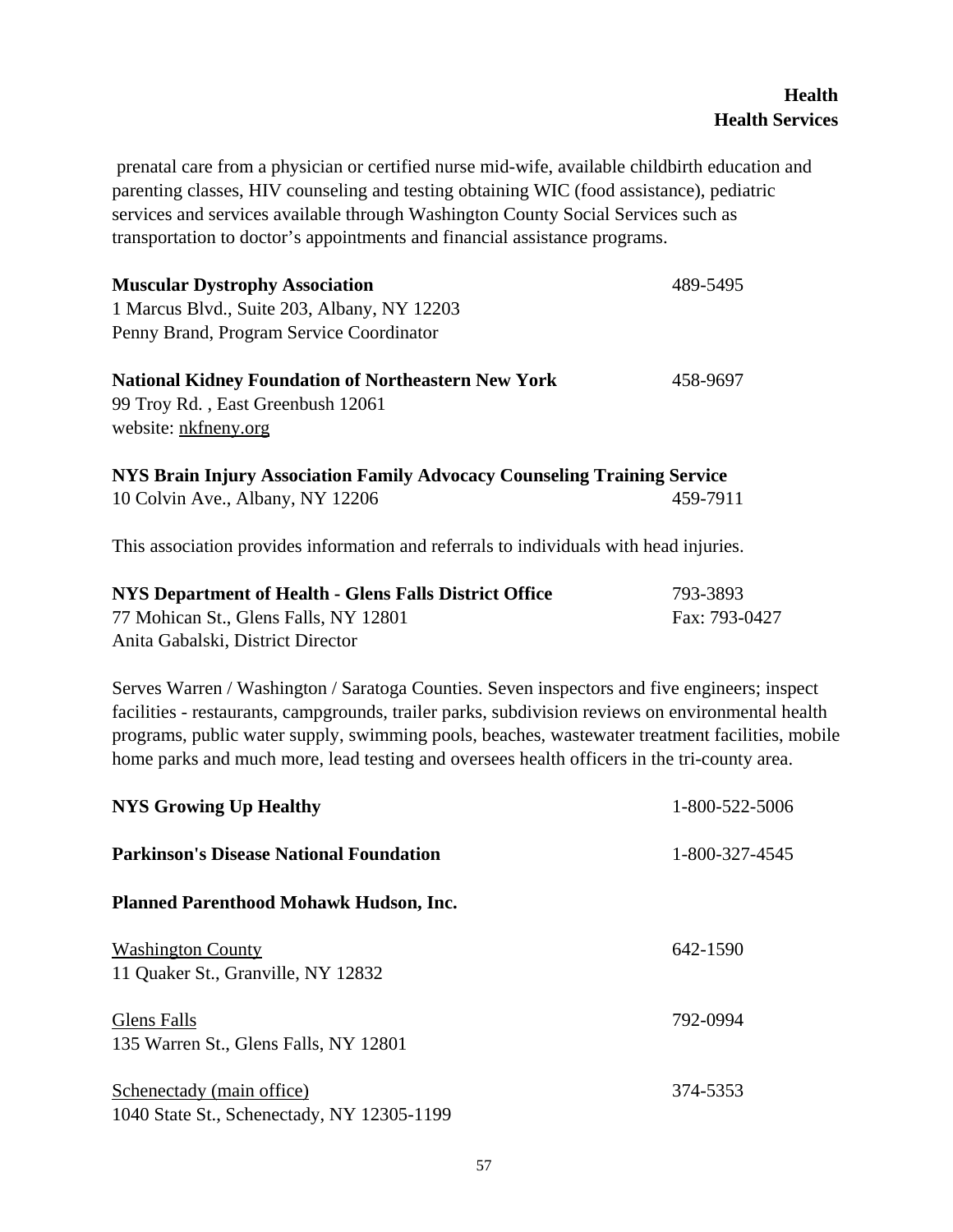prenatal care from a physician or certified nurse mid-wife, available childbirth education and parenting classes, HIV counseling and testing obtaining WIC (food assistance), pediatric services and services available through Washington County Social Services such as transportation to doctor's appointments and financial assistance programs.

**Muscular Dystrophy Association** 489-5495
1 Marcus Blvd., Suite 203, Albany, NY 12203
Penny Brand, Program Service Coordinator

**National Kidney Foundation of Northeastern New York** 458-9697
99 Troy Rd. , East Greenbush 12061
website: nkfneny.org

**NYS Brain Injury Association Family Advocacy Counseling Training Service**
10 Colvin Ave., Albany, NY 12206 459-7911

This association provides information and referrals to individuals with head injuries.

**NYS Department of Health - Glens Falls District Office** 793-3893
77 Mohican St., Glens Falls, NY 12801 Fax: 793-0427
Anita Gabalski, District Director

Serves Warren / Washington / Saratoga Counties. Seven inspectors and five engineers; inspect facilities - restaurants, campgrounds, trailer parks, subdivision reviews on environmental health programs, public water supply, swimming pools, beaches, wastewater treatment facilities, mobile home parks and much more, lead testing and oversees health officers in the tri-county area.

**NYS Growing Up Healthy** 1-800-522-5006

**Parkinson's Disease National Foundation** 1-800-327-4545

**Planned Parenthood Mohawk Hudson, Inc.**

Washington County 642-1590
11 Quaker St., Granville, NY 12832

Glens Falls 792-0994
135 Warren St., Glens Falls, NY 12801

Schenectady (main office) 374-5353
1040 State St., Schenectady, NY 12305-1199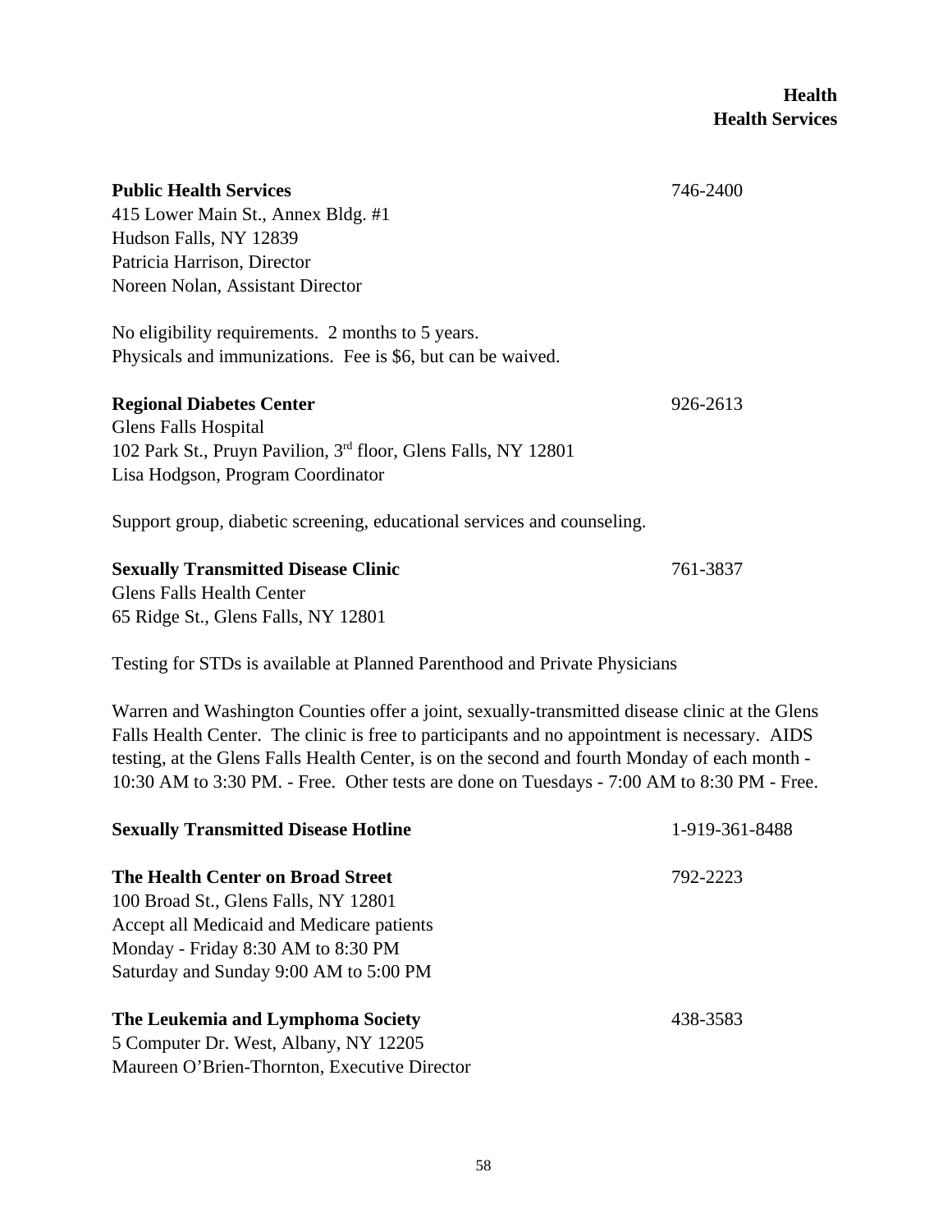**Public Health Services** 746-2400
415 Lower Main St., Annex Bldg. #1
Hudson Falls, NY 12839
Patricia Harrison, Director
Noreen Nolan, Assistant Director

No eligibility requirements. 2 months to 5 years.
Physicals and immunizations. Fee is $6, but can be waived.

**Regional Diabetes Center** 926-2613
Glens Falls Hospital
102 Park St., Pruyn Pavilion, 3rd floor, Glens Falls, NY 12801
Lisa Hodgson, Program Coordinator

Support group, diabetic screening, educational services and counseling.

**Sexually Transmitted Disease Clinic** 761-3837
Glens Falls Health Center
65 Ridge St., Glens Falls, NY 12801

Testing for STDs is available at Planned Parenthood and Private Physicians

Warren and Washington Counties offer a joint, sexually-transmitted disease clinic at the Glens Falls Health Center. The clinic is free to participants and no appointment is necessary. AIDS testing, at the Glens Falls Health Center, is on the second and fourth Monday of each month - 10:30 AM to 3:30 PM. - Free. Other tests are done on Tuesdays - 7:00 AM to 8:30 PM - Free.

**Sexually Transmitted Disease Hotline** 1-919-361-8488

**The Health Center on Broad Street** 792-2223
100 Broad St., Glens Falls, NY 12801
Accept all Medicaid and Medicare patients
Monday - Friday 8:30 AM to 8:30 PM
Saturday and Sunday 9:00 AM to 5:00 PM

**The Leukemia and Lymphoma Society** 438-3583
5 Computer Dr. West, Albany, NY 12205
Maureen O'Brien-Thornton, Executive Director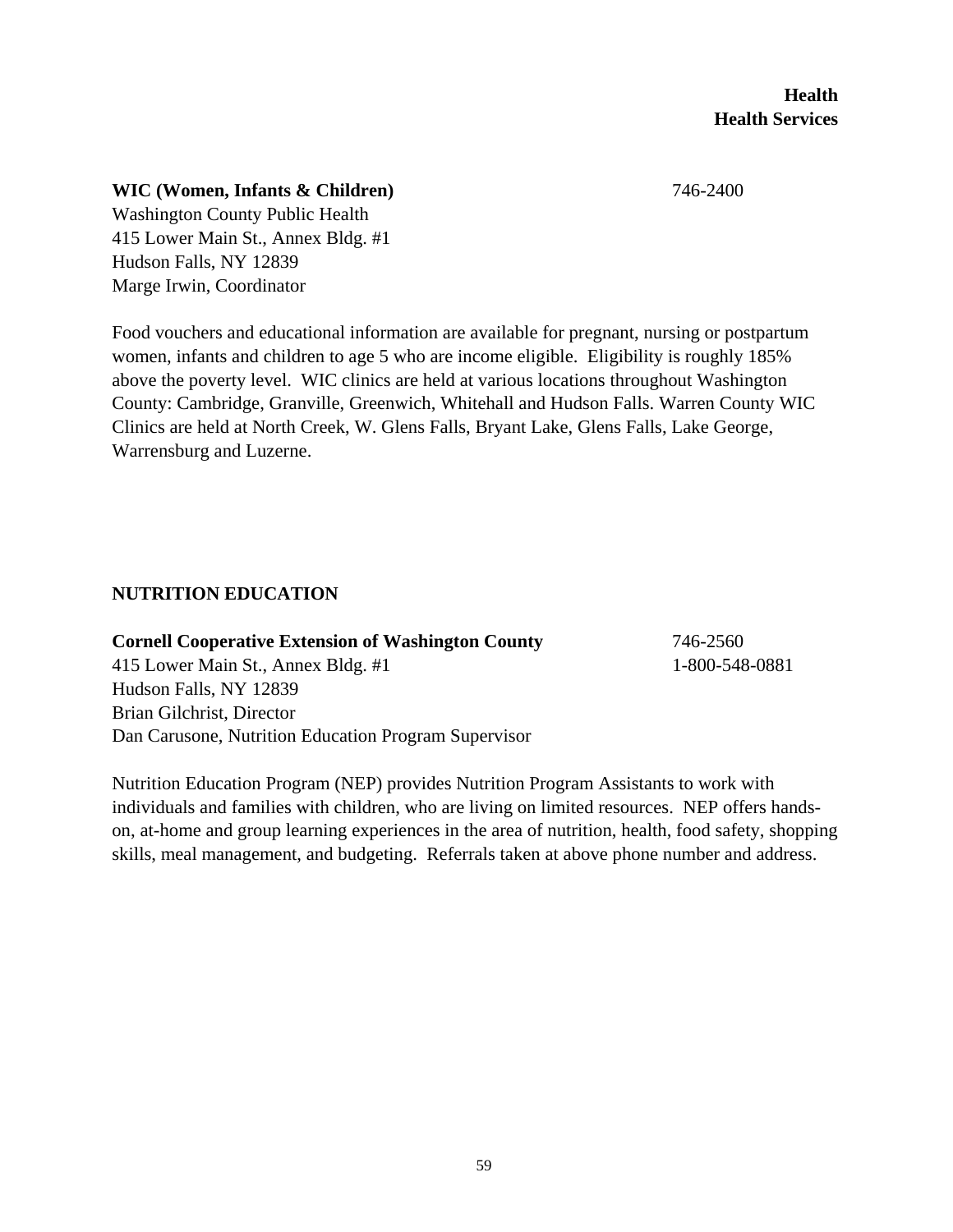**WIC (Women, Infants & Children)** 746-2400
Washington County Public Health
415 Lower Main St., Annex Bldg. #1
Hudson Falls, NY 12839
Marge Irwin, Coordinator

Food vouchers and educational information are available for pregnant, nursing or postpartum women, infants and children to age 5 who are income eligible. Eligibility is roughly 185% above the poverty level. WIC clinics are held at various locations throughout Washington County: Cambridge, Granville, Greenwich, Whitehall and Hudson Falls. Warren County WIC Clinics are held at North Creek, W. Glens Falls, Bryant Lake, Glens Falls, Lake George, Warrensburg and Luzerne.

## NUTRITION EDUCATION

**Cornell Cooperative Extension of Washington County** 746-2560
415 Lower Main St., Annex Bldg. #1 1-800-548-0881
Hudson Falls, NY 12839
Brian Gilchrist, Director
Dan Carusone, Nutrition Education Program Supervisor

Nutrition Education Program (NEP) provides Nutrition Program Assistants to work with individuals and families with children, who are living on limited resources. NEP offers hands-on, at-home and group learning experiences in the area of nutrition, health, food safety, shopping skills, meal management, and budgeting. Referrals taken at above phone number and address.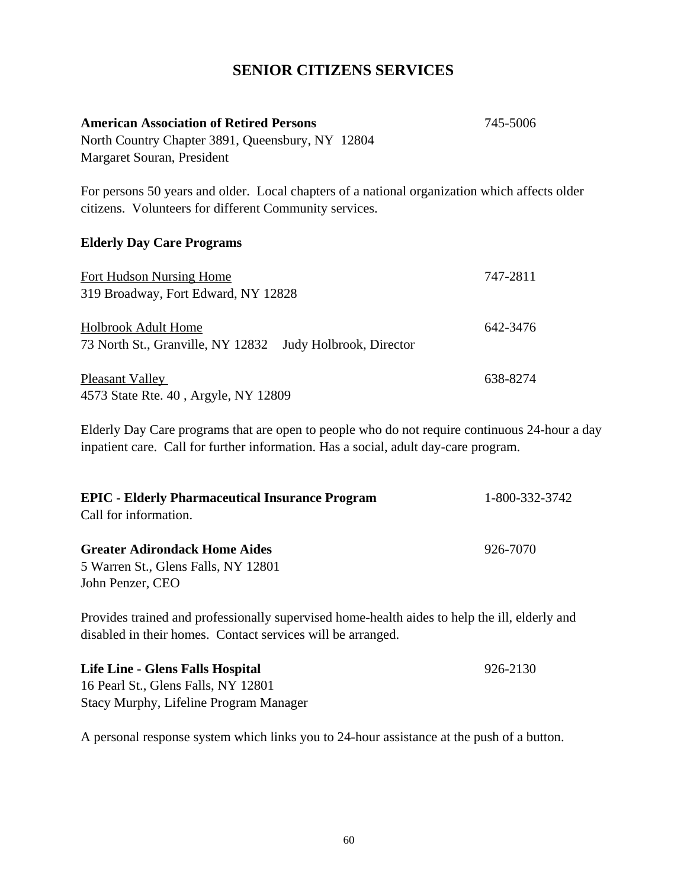# SENIOR CITIZENS SERVICES

**American Association of Retired Persons** 745-5006
North Country Chapter 3891, Queensbury, NY 12804
Margaret Souran, President

For persons 50 years and older. Local chapters of a national organization which affects older citizens. Volunteers for different Community services.

**Elderly Day Care Programs**

Fort Hudson Nursing Home 747-2811
319 Broadway, Fort Edward, NY 12828

Holbrook Adult Home 642-3476
73 North St., Granville, NY 12832 Judy Holbrook, Director

Pleasant Valley 638-8274
4573 State Rte. 40 , Argyle, NY 12809

Elderly Day Care programs that are open to people who do not require continuous 24-hour a day inpatient care. Call for further information. Has a social, adult day-care program.

**EPIC - Elderly Pharmaceutical Insurance Program** 1-800-332-3742
Call for information.

**Greater Adirondack Home Aides** 926-7070
5 Warren St., Glens Falls, NY 12801
John Penzer, CEO

Provides trained and professionally supervised home-health aides to help the ill, elderly and disabled in their homes. Contact services will be arranged.

**Life Line - Glens Falls Hospital** 926-2130
16 Pearl St., Glens Falls, NY 12801
Stacy Murphy, Lifeline Program Manager

A personal response system which links you to 24-hour assistance at the push of a button.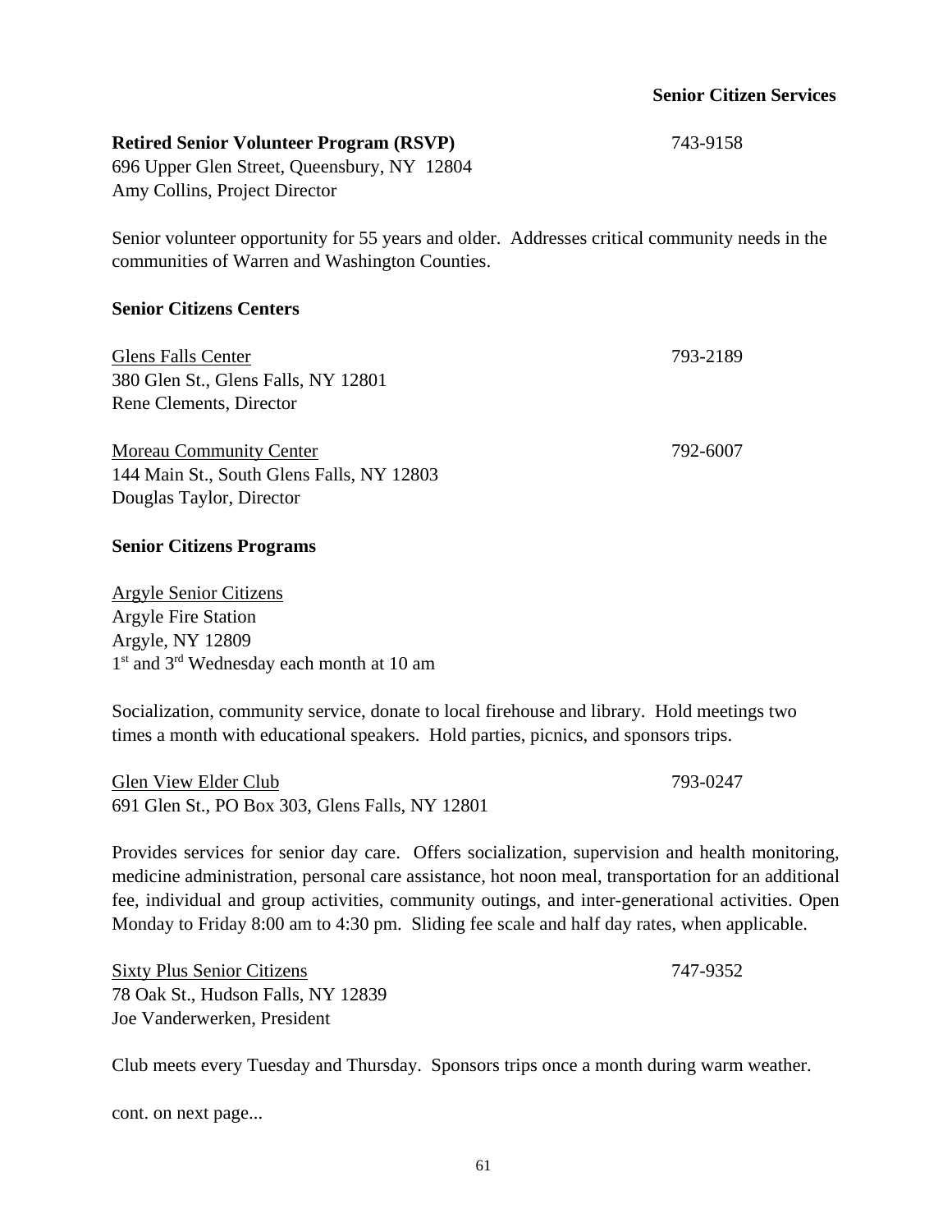## Senior Citizen Services

**Retired Senior Volunteer Program (RSVP)** 743-9158
696 Upper Glen Street, Queensbury, NY 12804
Amy Collins, Project Director

Senior volunteer opportunity for 55 years and older. Addresses critical community needs in the communities of Warren and Washington Counties.

**Senior Citizens Centers**

Glens Falls Center 793-2189
380 Glen St., Glens Falls, NY 12801
Rene Clements, Director

Moreau Community Center 792-6007
144 Main St., South Glens Falls, NY 12803
Douglas Taylor, Director

**Senior Citizens Programs**

Argyle Senior Citizens
Argyle Fire Station
Argyle, NY 12809
1st and 3rd Wednesday each month at 10 am

Socialization, community service, donate to local firehouse and library. Hold meetings two times a month with educational speakers. Hold parties, picnics, and sponsors trips.

Glen View Elder Club 793-0247
691 Glen St., PO Box 303, Glens Falls, NY 12801

Provides services for senior day care. Offers socialization, supervision and health monitoring, medicine administration, personal care assistance, hot noon meal, transportation for an additional fee, individual and group activities, community outings, and inter-generational activities. Open Monday to Friday 8:00 am to 4:30 pm. Sliding fee scale and half day rates, when applicable.

Sixty Plus Senior Citizens 747-9352
78 Oak St., Hudson Falls, NY 12839
Joe Vanderwerken, President

Club meets every Tuesday and Thursday. Sponsors trips once a month during warm weather.

cont. on next page...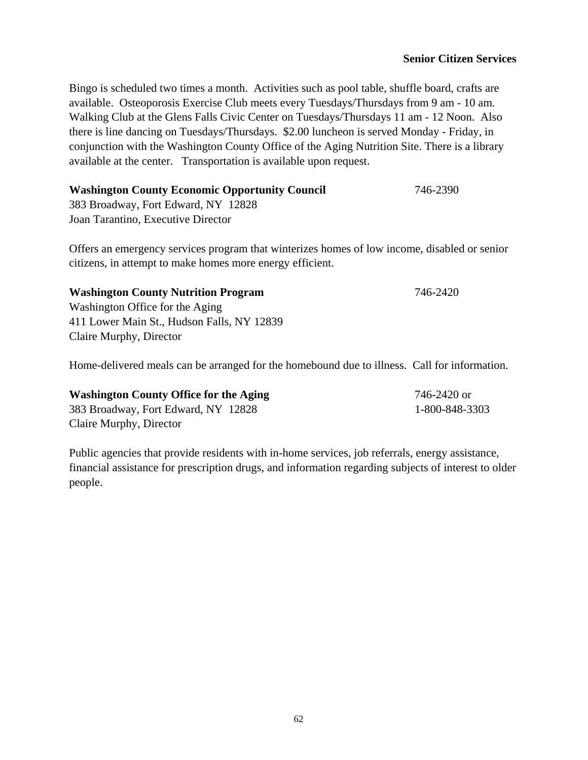Bingo is scheduled two times a month. Activities such as pool table, shuffle board, crafts are available. Osteoporosis Exercise Club meets every Tuesdays/Thursdays from 9 am - 10 am. Walking Club at the Glens Falls Civic Center on Tuesdays/Thursdays 11 am - 12 Noon. Also there is line dancing on Tuesdays/Thursdays. $2.00 luncheon is served Monday - Friday, in conjunction with the Washington County Office of the Aging Nutrition Site. There is a library available at the center. Transportation is available upon request.

**Washington County Economic Opportunity Council** 746-2390
383 Broadway, Fort Edward, NY 12828
Joan Tarantino, Executive Director

Offers an emergency services program that winterizes homes of low income, disabled or senior citizens, in attempt to make homes more energy efficient.

**Washington County Nutrition Program** 746-2420
Washington Office for the Aging
411 Lower Main St., Hudson Falls, NY 12839
Claire Murphy, Director

Home-delivered meals can be arranged for the homebound due to illness. Call for information.

**Washington County Office for the Aging** 746-2420 or
383 Broadway, Fort Edward, NY 12828 1-800-848-3303
Claire Murphy, Director

Public agencies that provide residents with in-home services, job referrals, energy assistance, financial assistance for prescription drugs, and information regarding subjects of interest to older people.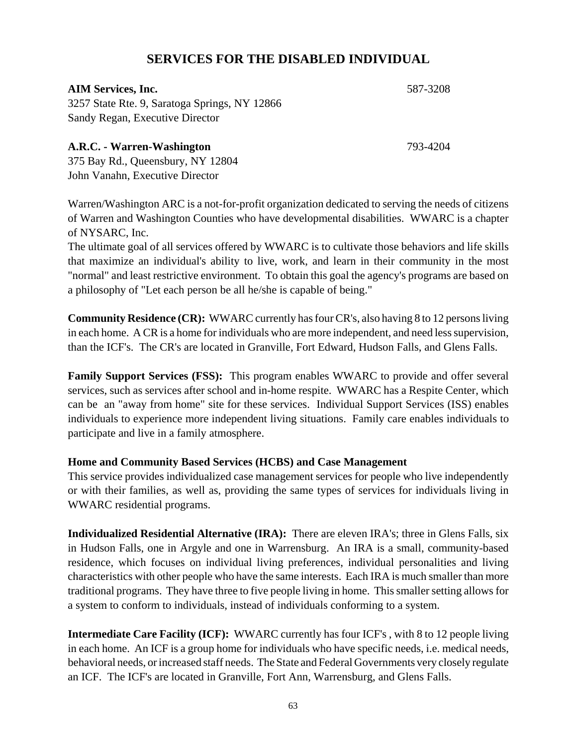# SERVICES FOR THE DISABLED INDIVIDUAL

**AIM Services, Inc.** 587-3208
3257 State Rte. 9, Saratoga Springs, NY 12866
Sandy Regan, Executive Director

**A.R.C. - Warren-Washington** 793-4204
375 Bay Rd., Queensbury, NY 12804
John Vanahn, Executive Director

Warren/Washington ARC is a not-for-profit organization dedicated to serving the needs of citizens of Warren and Washington Counties who have developmental disabilities. WWARC is a chapter of NYSARC, Inc.
The ultimate goal of all services offered by WWARC is to cultivate those behaviors and life skills that maximize an individual's ability to live, work, and learn in their community in the most "normal" and least restrictive environment. To obtain this goal the agency's programs are based on a philosophy of "Let each person be all he/she is capable of being."

**Community Residence (CR):** WWARC currently has four CR's, also having 8 to 12 persons living in each home. A CR is a home for individuals who are more independent, and need less supervision, than the ICF's. The CR's are located in Granville, Fort Edward, Hudson Falls, and Glens Falls.

**Family Support Services (FSS):** This program enables WWARC to provide and offer several services, such as services after school and in-home respite. WWARC has a Respite Center, which can be an "away from home" site for these services. Individual Support Services (ISS) enables individuals to experience more independent living situations. Family care enables individuals to participate and live in a family atmosphere.

**Home and Community Based Services (HCBS) and Case Management**
This service provides individualized case management services for people who live independently or with their families, as well as, providing the same types of services for individuals living in WWARC residential programs.

**Individualized Residential Alternative (IRA):** There are eleven IRA's; three in Glens Falls, six in Hudson Falls, one in Argyle and one in Warrensburg. An IRA is a small, community-based residence, which focuses on individual living preferences, individual personalities and living characteristics with other people who have the same interests. Each IRA is much smaller than more traditional programs. They have three to five people living in home. This smaller setting allows for a system to conform to individuals, instead of individuals conforming to a system.

**Intermediate Care Facility (ICF):** WWARC currently has four ICF's , with 8 to 12 people living in each home. An ICF is a group home for individuals who have specific needs, i.e. medical needs, behavioral needs, or increased staff needs. The State and Federal Governments very closely regulate an ICF. The ICF's are located in Granville, Fort Ann, Warrensburg, and Glens Falls.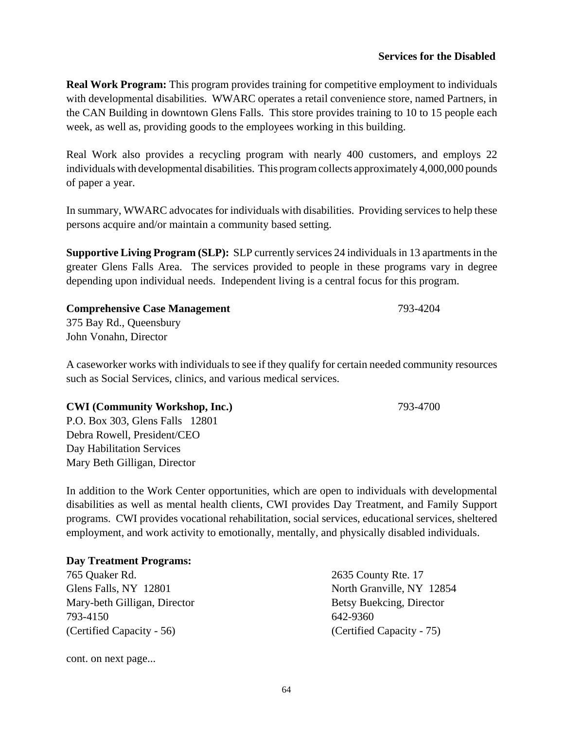**Real Work Program:** This program provides training for competitive employment to individuals with developmental disabilities. WWARC operates a retail convenience store, named Partners, in the CAN Building in downtown Glens Falls. This store provides training to 10 to 15 people each week, as well as, providing goods to the employees working in this building.

Real Work also provides a recycling program with nearly 400 customers, and employs 22 individuals with developmental disabilities. This program collects approximately 4,000,000 pounds of paper a year.

In summary, WWARC advocates for individuals with disabilities. Providing services to help these persons acquire and/or maintain a community based setting.

**Supportive Living Program (SLP):** SLP currently services 24 individuals in 13 apartments in the greater Glens Falls Area. The services provided to people in these programs vary in degree depending upon individual needs. Independent living is a central focus for this program.

**Comprehensive Case Management** 793-4204
375 Bay Rd., Queensbury
John Vonahn, Director

A caseworker works with individuals to see if they qualify for certain needed community resources such as Social Services, clinics, and various medical services.

**CWI (Community Workshop, Inc.)** 793-4700
P.O. Box 303, Glens Falls 12801
Debra Rowell, President/CEO
Day Habilitation Services
Mary Beth Gilligan, Director

In addition to the Work Center opportunities, which are open to individuals with developmental disabilities as well as mental health clients, CWI provides Day Treatment, and Family Support programs. CWI provides vocational rehabilitation, social services, educational services, sheltered employment, and work activity to emotionally, mentally, and physically disabled individuals.

**Day Treatment Programs:**

765 Quaker Rd.
Glens Falls, NY 12801
Mary-beth Gilligan, Director
793-4150
(Certified Capacity - 56)

2635 County Rte. 17
North Granville, NY 12854
Betsy Buekcing, Director
642-9360
(Certified Capacity - 75)

cont. on next page...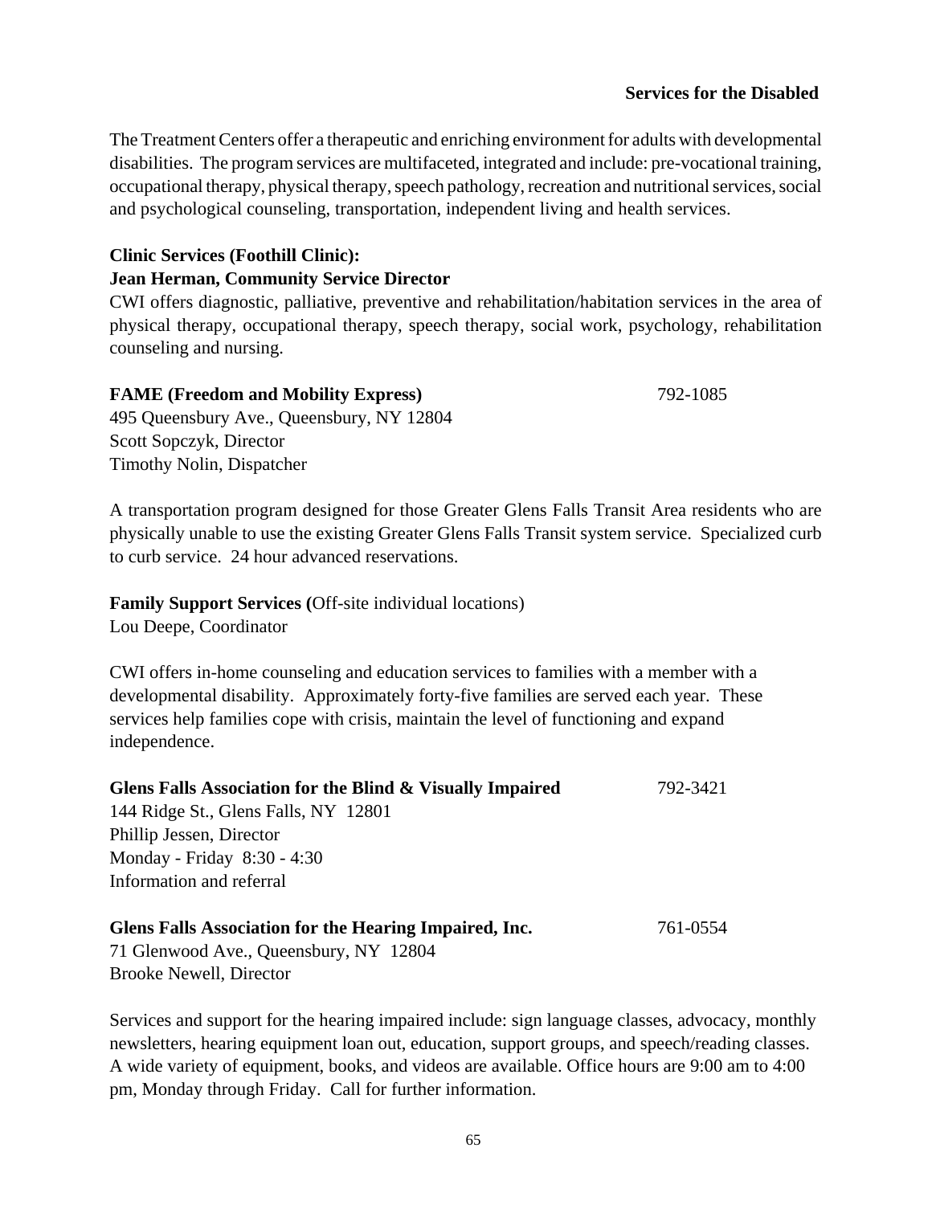The Treatment Centers offer a therapeutic and enriching environment for adults with developmental disabilities. The program services are multifaceted, integrated and include: pre-vocational training, occupational therapy, physical therapy, speech pathology, recreation and nutritional services, social and psychological counseling, transportation, independent living and health services.

**Clinic Services (Foothill Clinic):**
**Jean Herman, Community Service Director**

CWI offers diagnostic, palliative, preventive and rehabilitation/habitation services in the area of physical therapy, occupational therapy, speech therapy, social work, psychology, rehabilitation counseling and nursing.

**FAME (Freedom and Mobility Express)** 792-1085

495 Queensbury Ave., Queensbury, NY 12804
Scott Sopczyk, Director
Timothy Nolin, Dispatcher

A transportation program designed for those Greater Glens Falls Transit Area residents who are physically unable to use the existing Greater Glens Falls Transit system service. Specialized curb to curb service. 24 hour advanced reservations.

**Family Support Services (**Off-site individual locations)
Lou Deepe, Coordinator

CWI offers in-home counseling and education services to families with a member with a developmental disability. Approximately forty-five families are served each year. These services help families cope with crisis, maintain the level of functioning and expand independence.

**Glens Falls Association for the Blind & Visually Impaired** 792-3421

144 Ridge St., Glens Falls, NY 12801
Phillip Jessen, Director
Monday - Friday 8:30 - 4:30
Information and referral

**Glens Falls Association for the Hearing Impaired, Inc.** 761-0554

71 Glenwood Ave., Queensbury, NY 12804
Brooke Newell, Director

Services and support for the hearing impaired include: sign language classes, advocacy, monthly newsletters, hearing equipment loan out, education, support groups, and speech/reading classes. A wide variety of equipment, books, and videos are available. Office hours are 9:00 am to 4:00 pm, Monday through Friday. Call for further information.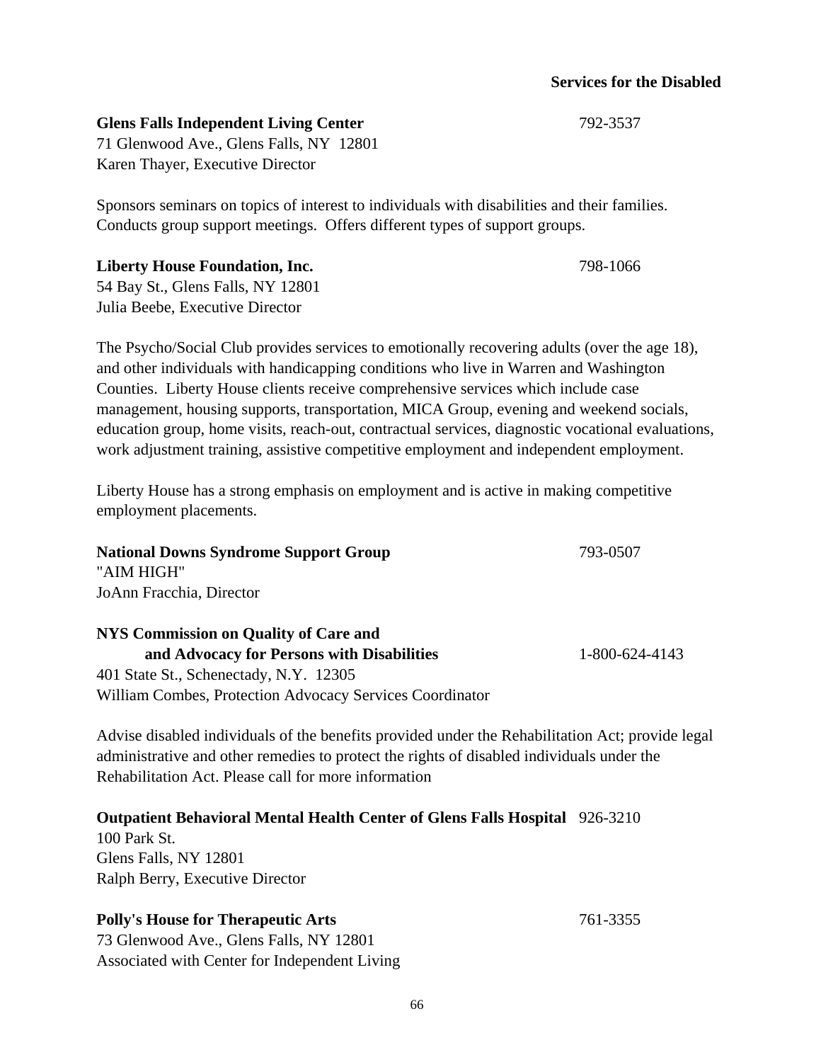## Services for the Disabled

**Glens Falls Independent Living Center** 792-3537
71 Glenwood Ave., Glens Falls, NY 12801
Karen Thayer, Executive Director

Sponsors seminars on topics of interest to individuals with disabilities and their families. Conducts group support meetings. Offers different types of support groups.

**Liberty House Foundation, Inc.** 798-1066
54 Bay St., Glens Falls, NY 12801
Julia Beebe, Executive Director

The Psycho/Social Club provides services to emotionally recovering adults (over the age 18), and other individuals with handicapping conditions who live in Warren and Washington Counties. Liberty House clients receive comprehensive services which include case management, housing supports, transportation, MICA Group, evening and weekend socials, education group, home visits, reach-out, contractual services, diagnostic vocational evaluations, work adjustment training, assistive competitive employment and independent employment.

Liberty House has a strong emphasis on employment and is active in making competitive employment placements.

**National Downs Syndrome Support Group** 793-0507
"AIM HIGH"
JoAnn Fracchia, Director

**NYS Commission on Quality of Care and**
**and Advocacy for Persons with Disabilities** 1-800-624-4143
401 State St., Schenectady, N.Y. 12305
William Combes, Protection Advocacy Services Coordinator

Advise disabled individuals of the benefits provided under the Rehabilitation Act; provide legal administrative and other remedies to protect the rights of disabled individuals under the Rehabilitation Act. Please call for more information

**Outpatient Behavioral Mental Health Center of Glens Falls Hospital** 926-3210
100 Park St.
Glens Falls, NY 12801
Ralph Berry, Executive Director

**Polly's House for Therapeutic Arts** 761-3355
73 Glenwood Ave., Glens Falls, NY 12801
Associated with Center for Independent Living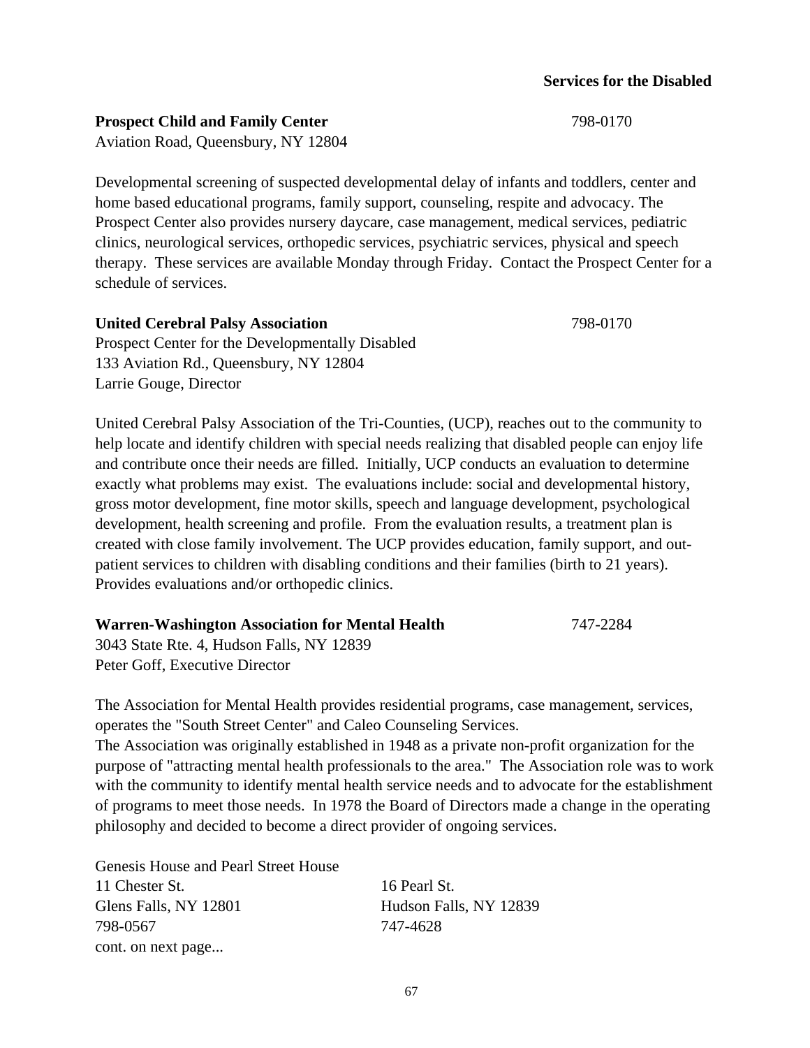**Prospect Child and Family Center** 798-0170
Aviation Road, Queensbury, NY 12804

Developmental screening of suspected developmental delay of infants and toddlers, center and home based educational programs, family support, counseling, respite and advocacy. The Prospect Center also provides nursery daycare, case management, medical services, pediatric clinics, neurological services, orthopedic services, psychiatric services, physical and speech therapy. These services are available Monday through Friday. Contact the Prospect Center for a schedule of services.

**United Cerebral Palsy Association** 798-0170
Prospect Center for the Developmentally Disabled
133 Aviation Rd., Queensbury, NY 12804
Larrie Gouge, Director

United Cerebral Palsy Association of the Tri-Counties, (UCP), reaches out to the community to help locate and identify children with special needs realizing that disabled people can enjoy life and contribute once their needs are filled. Initially, UCP conducts an evaluation to determine exactly what problems may exist. The evaluations include: social and developmental history, gross motor development, fine motor skills, speech and language development, psychological development, health screening and profile. From the evaluation results, a treatment plan is created with close family involvement. The UCP provides education, family support, and out-patient services to children with disabling conditions and their families (birth to 21 years). Provides evaluations and/or orthopedic clinics.

**Warren-Washington Association for Mental Health** 747-2284
3043 State Rte. 4, Hudson Falls, NY 12839
Peter Goff, Executive Director

The Association for Mental Health provides residential programs, case management, services, operates the "South Street Center" and Caleo Counseling Services.
The Association was originally established in 1948 as a private non-profit organization for the purpose of "attracting mental health professionals to the area." The Association role was to work with the community to identify mental health service needs and to advocate for the establishment of programs to meet those needs. In 1978 the Board of Directors made a change in the operating philosophy and decided to become a direct provider of ongoing services.

Genesis House and Pearl Street House

| | |
|---|---|
| 11 Chester St. | 16 Pearl St. |
| Glens Falls, NY 12801 | Hudson Falls, NY 12839 |
| 798-0567 | 747-4628 |

cont. on next page...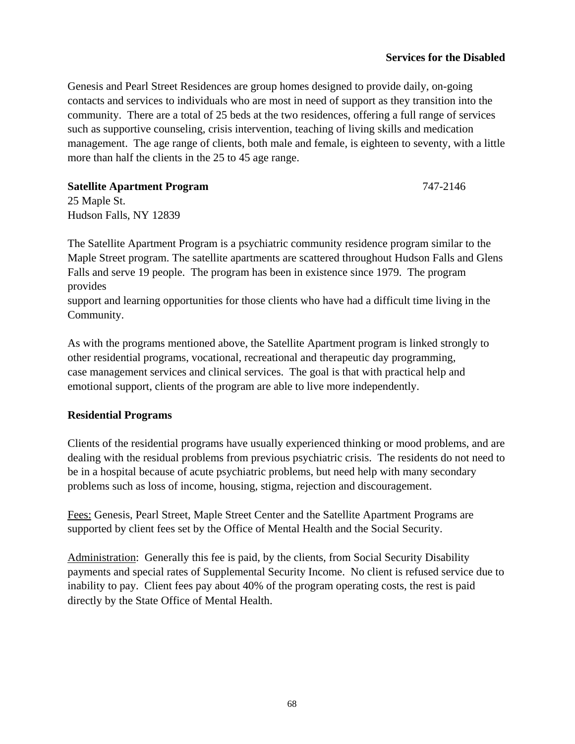Genesis and Pearl Street Residences are group homes designed to provide daily, on-going contacts and services to individuals who are most in need of support as they transition into the community. There are a total of 25 beds at the two residences, offering a full range of services such as supportive counseling, crisis intervention, teaching of living skills and medication management. The age range of clients, both male and female, is eighteen to seventy, with a little more than half the clients in the 25 to 45 age range.

**Satellite Apartment Program** 747-2146
25 Maple St.
Hudson Falls, NY 12839

The Satellite Apartment Program is a psychiatric community residence program similar to the Maple Street program. The satellite apartments are scattered throughout Hudson Falls and Glens Falls and serve 19 people. The program has been in existence since 1979. The program provides
support and learning opportunities for those clients who have had a difficult time living in the Community.

As with the programs mentioned above, the Satellite Apartment program is linked strongly to other residential programs, vocational, recreational and therapeutic day programming, case management services and clinical services. The goal is that with practical help and emotional support, clients of the program are able to live more independently.

**Residential Programs**

Clients of the residential programs have usually experienced thinking or mood problems, and are dealing with the residual problems from previous psychiatric crisis. The residents do not need to be in a hospital because of acute psychiatric problems, but need help with many secondary problems such as loss of income, housing, stigma, rejection and discouragement.

Fees: Genesis, Pearl Street, Maple Street Center and the Satellite Apartment Programs are supported by client fees set by the Office of Mental Health and the Social Security.

Administration: Generally this fee is paid, by the clients, from Social Security Disability payments and special rates of Supplemental Security Income. No client is refused service due to inability to pay. Client fees pay about 40% of the program operating costs, the rest is paid directly by the State Office of Mental Health.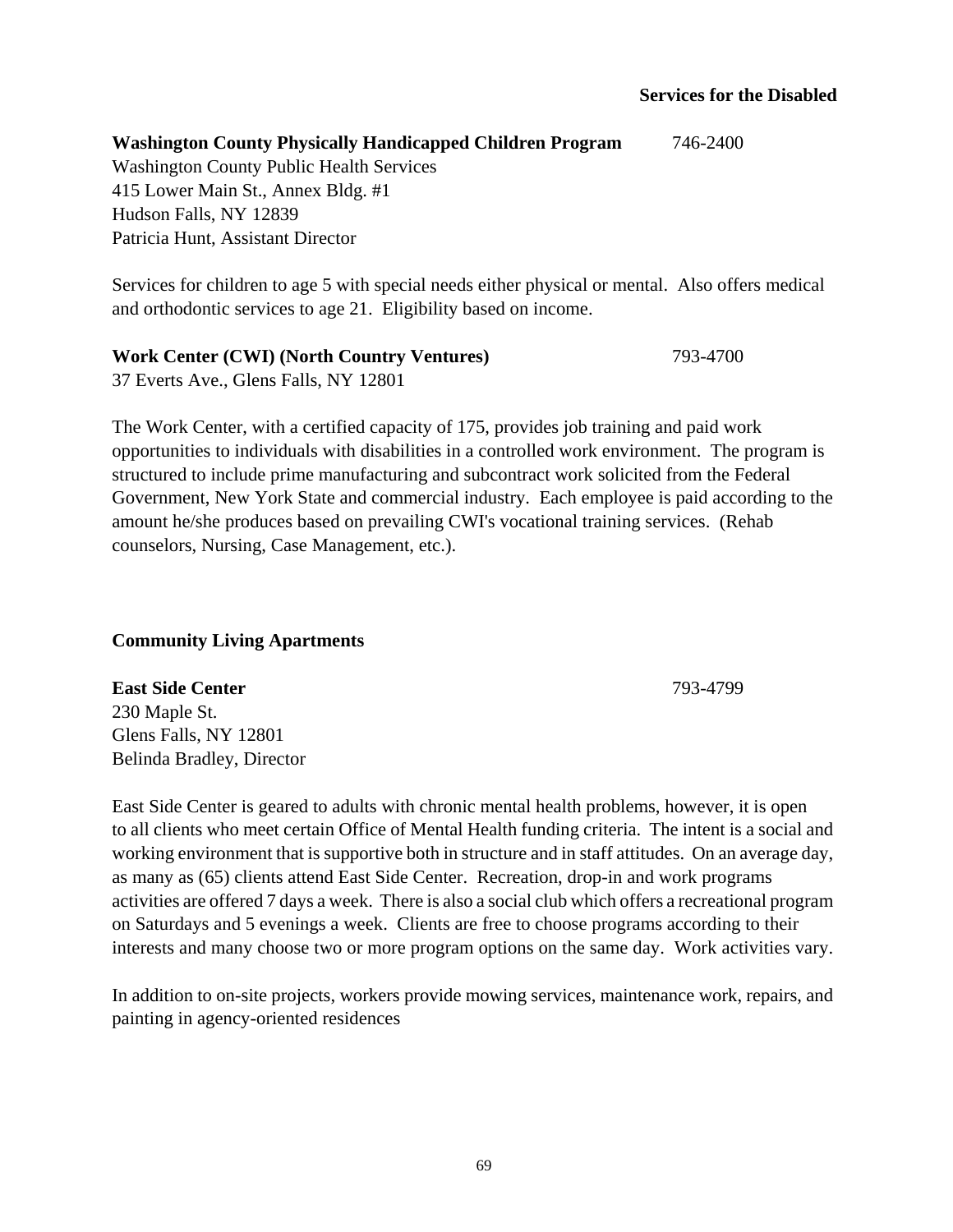**Washington County Physically Handicapped Children Program** 746-2400
Washington County Public Health Services
415 Lower Main St., Annex Bldg. #1
Hudson Falls, NY 12839
Patricia Hunt, Assistant Director

Services for children to age 5 with special needs either physical or mental. Also offers medical and orthodontic services to age 21. Eligibility based on income.

**Work Center (CWI) (North Country Ventures)** 793-4700
37 Everts Ave., Glens Falls, NY 12801

The Work Center, with a certified capacity of 175, provides job training and paid work opportunities to individuals with disabilities in a controlled work environment. The program is structured to include prime manufacturing and subcontract work solicited from the Federal Government, New York State and commercial industry. Each employee is paid according to the amount he/she produces based on prevailing CWI's vocational training services. (Rehab counselors, Nursing, Case Management, etc.).

## Community Living Apartments

**East Side Center** 793-4799
230 Maple St.
Glens Falls, NY 12801
Belinda Bradley, Director

East Side Center is geared to adults with chronic mental health problems, however, it is open to all clients who meet certain Office of Mental Health funding criteria. The intent is a social and working environment that is supportive both in structure and in staff attitudes. On an average day, as many as (65) clients attend East Side Center. Recreation, drop-in and work programs activities are offered 7 days a week. There is also a social club which offers a recreational program on Saturdays and 5 evenings a week. Clients are free to choose programs according to their interests and many choose two or more program options on the same day. Work activities vary.

In addition to on-site projects, workers provide mowing services, maintenance work, repairs, and painting in agency-oriented residences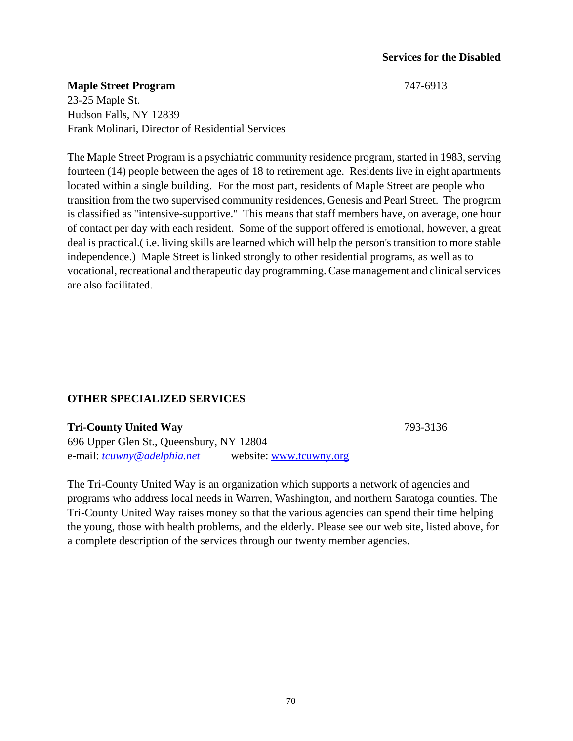**Maple Street Program** 747-6913
23-25 Maple St.
Hudson Falls, NY 12839
Frank Molinari, Director of Residential Services

The Maple Street Program is a psychiatric community residence program, started in 1983, serving fourteen (14) people between the ages of 18 to retirement age. Residents live in eight apartments located within a single building. For the most part, residents of Maple Street are people who transition from the two supervised community residences, Genesis and Pearl Street. The program is classified as "intensive-supportive." This means that staff members have, on average, one hour of contact per day with each resident. Some of the support offered is emotional, however, a great deal is practical.( i.e. living skills are learned which will help the person's transition to more stable independence.) Maple Street is linked strongly to other residential programs, as well as to vocational, recreational and therapeutic day programming. Case management and clinical services are also facilitated.

## OTHER SPECIALIZED SERVICES

**Tri-County United Way** 793-3136
696 Upper Glen St., Queensbury, NY 12804
e-mail: *tcuwny@adelphia.net* website: www.tcuwny.org

The Tri-County United Way is an organization which supports a network of agencies and programs who address local needs in Warren, Washington, and northern Saratoga counties. The Tri-County United Way raises money so that the various agencies can spend their time helping the young, those with health problems, and the elderly. Please see our web site, listed above, for a complete description of the services through our twenty member agencies.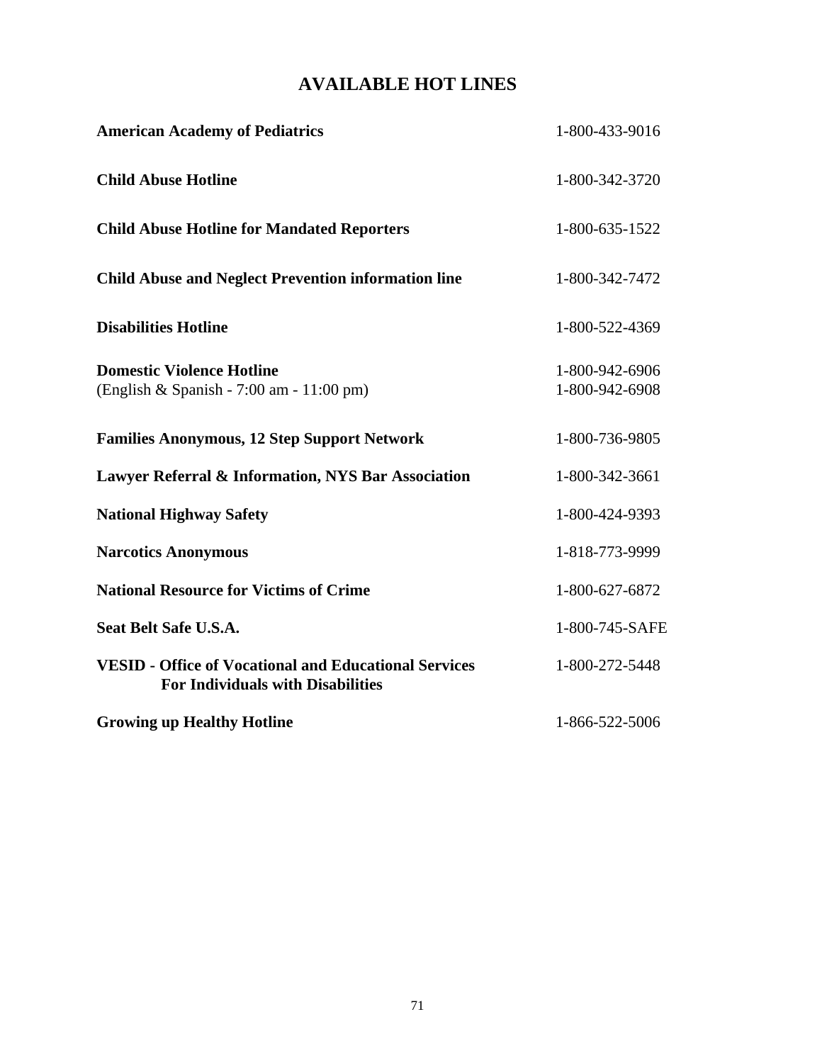# AVAILABLE HOT LINES

| | |
|---|---|
| **American Academy of Pediatrics** | 1-800-433-9016 |
| **Child Abuse Hotline** | 1-800-342-3720 |
| **Child Abuse Hotline for Mandated Reporters** | 1-800-635-1522 |
| **Child Abuse and Neglect Prevention information line** | 1-800-342-7472 |
| **Disabilities Hotline** | 1-800-522-4369 |
| **Domestic Violence Hotline**<br>(English & Spanish - 7:00 am - 11:00 pm) | 1-800-942-6906<br>1-800-942-6908 |
| **Families Anonymous, 12 Step Support Network** | 1-800-736-9805 |
| **Lawyer Referral & Information, NYS Bar Association** | 1-800-342-3661 |
| **National Highway Safety** | 1-800-424-9393 |
| **Narcotics Anonymous** | 1-818-773-9999 |
| **National Resource for Victims of Crime** | 1-800-627-6872 |
| **Seat Belt Safe U.S.A.** | 1-800-745-SAFE |
| **VESID - Office of Vocational and Educational Services For Individuals with Disabilities** | 1-800-272-5448 |
| **Growing up Healthy Hotline** | 1-866-522-5006 |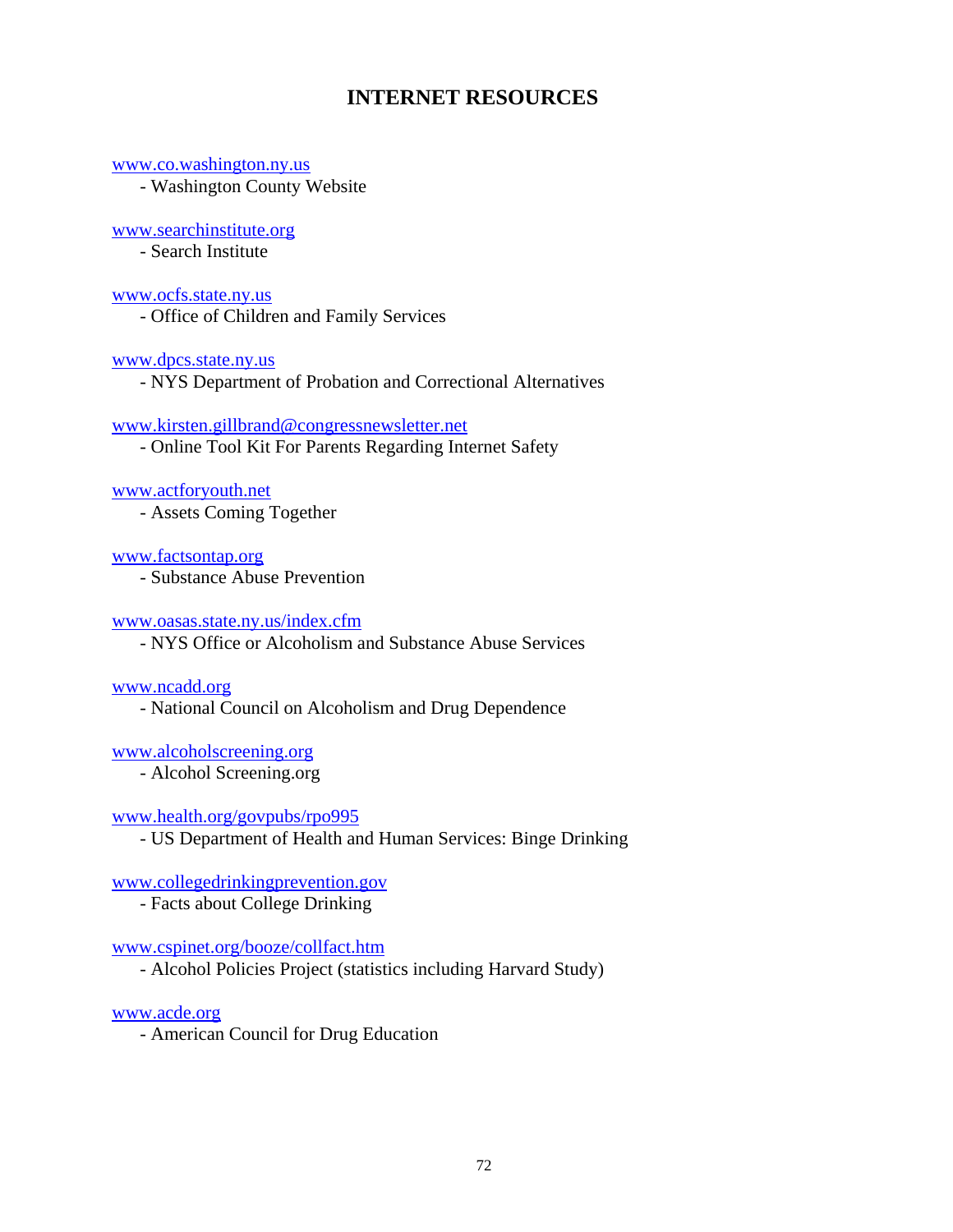# INTERNET RESOURCES

www.co.washington.ny.us
- Washington County Website

www.searchinstitute.org
- Search Institute

www.ocfs.state.ny.us
- Office of Children and Family Services

www.dpcs.state.ny.us
- NYS Department of Probation and Correctional Alternatives

www.kirsten.gillbrand@congressnewsletter.net
- Online Tool Kit For Parents Regarding Internet Safety

www.actforyouth.net
- Assets Coming Together

www.factsontap.org
- Substance Abuse Prevention

www.oasas.state.ny.us/index.cfm
- NYS Office or Alcoholism and Substance Abuse Services

www.ncadd.org
- National Council on Alcoholism and Drug Dependence

www.alcoholscreening.org
- Alcohol Screening.org

www.health.org/govpubs/rpo995
- US Department of Health and Human Services: Binge Drinking

www.collegedrinkingprevention.gov
- Facts about College Drinking

www.cspinet.org/booze/collfact.htm
- Alcohol Policies Project (statistics including Harvard Study)

www.acde.org
- American Council for Drug Education